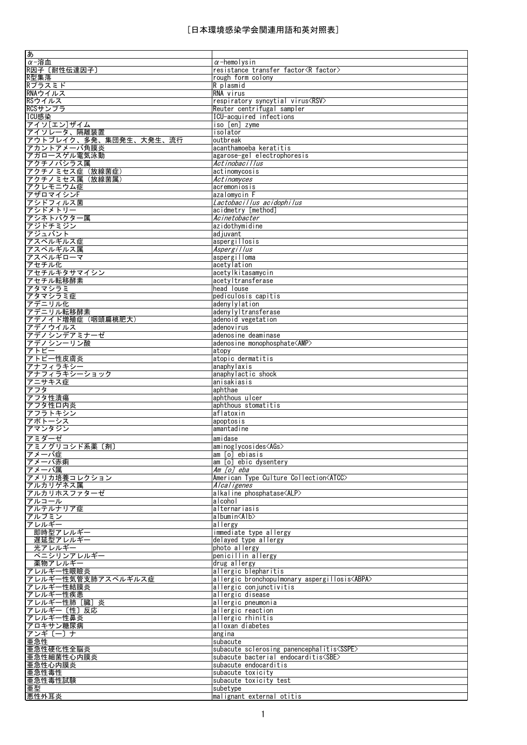# [日本環境感染学会関連用語和英対照表]

| あ | |
|---|---|
| α-溶血 | α-hemolysin |
| R因子〔耐性伝達因子〕 | resistance transfer factor<R factor> |
| R型集落 | rough form colony |
| Rプラスミド | R plasmid |
| RNAウイルス | RNA virus |
| RSウイルス | respiratory syncytial virus<RSV> |
| RCSサンプラ | Reuter centrifugal sampler |
| ICU感染 | ICU-acquired infections |
| アイソ[エン]ザイム | iso [en] zyme |
| アイソレータ、隔離装置 | isolator |
| アウトブレイク、多発、集団発生、大発生、流行 | outbreak |
| アカントアメーバ角膜炎 | acanthamoeba keratitis |
| アガロースゲル電気泳動 | agarose-gel electrophoresis |
| アクチノバシラス属 | *Actinobacillus* |
| アクチノミセス症（放線菌症） | actinomycosis |
| アクチノミセス属（放線菌属） | *Actinomyces* |
| アクレモニウム症 | acremoniosis |
| アザロマイシンF | azalomycin F |
| アシドフィルス菌 | *Lactobacillus acidophilus* |
| アシドメトリー | acidmetry [method] |
| アシネトバクター属 | *Acinetobacter* |
| アジドチミジン | azidothymidine |
| アジュバント | adjuvant |
| アスペルギルス症 | aspergillosis |
| アスペルギルス属 | *Aspergillus* |
| アスペルギローマ | aspergilloma |
| アセチル化 | acetylation |
| アセチルキタサマイシン | acetylkitasamycin |
| アセチル転移酵素 | acetyltransferase |
| アタマシラミ | head louse |
| アタマシラミ症 | pediculosis capitis |
| アデニリル化 | adenylylation |
| アデニリル転移酵素 | adenylyltransferase |
| アデノイド増殖症（咽頭扁桃肥大） | adenoid vegetation |
| アデノウイルス | adenovirus |
| アデノシンデアミナーゼ | adenosine deaminase |
| アデノシン一リン酸 | adenosine monophosphate<AMP> |
| アトピー | atopy |
| アトピー性皮膚炎 | atopic dermatitis |
| アナフィラキシー | anaphylaxis |
| アナフィラキシーショック | anaphylactic shock |
| アニサキス症 | anisakiasis |
| アフタ | aphthae |
| アフタ性潰瘍 | aphthous ulcer |
| アフタ性口内炎 | aphthous stomatitis |
| アフラトキシン | aflatoxin |
| アポトーシス | apoptosis |
| アマンタジン | amantadine |
| アミダーゼ | amidase |
| アミノグリコシド系薬〔剤〕 | aminoglycosides<AGs> |
| アメーバ症 | am [o] ebiasis |
| アメーバ赤痢 | am [o] ebic dysentery |
| アメーバ属 | *Am [o] eba* |
| アメリカ培養コレクション | American Type Culture Collection<ATCC> |
| アルカリゲネス属 | *Alcaligenes* |
| アルカリホスファターゼ | alkaline phosphatase<ALP> |
| アルコール | alcohol |
| アルテルナリア症 | alternariasis |
| アルブミン | albumin<Alb> |
| アレルギー | allergy |
| 　即時型アレルギー | immediate type allergy |
| 　遅延型アレルギー | delayed type allergy |
| 　光アレルギー | photo allergy |
| 　ペニシリンアレルギー | penicillin allergy |
| 　薬物アレルギー | drug allergy |
| アレルギー性眼瞼炎 | allergic blepharitis |
| アレルギー性気管支肺アスペルギルス症 | allergic bronchopulmonary aspergillosis<ABPA> |
| アレルギー性結膜炎 | allergic conjunctivitis |
| アレルギー性疾患 | allergic disease |
| アレルギー性肺［臓］炎 | allergic pneumonia |
| アレルギー〔性〕反応 | allergic reaction |
| アレルギー性鼻炎 | allergic rhinitis |
| アロキサン糖尿病 | alloxan diabetes |
| アンギ〔ー〕ナ | angina |
| 亜急性 | subacute |
| 亜急性硬化性全脳炎 | subacute sclerosing panencephalitis<SSPE> |
| 亜急性細菌性心内膜炎 | subacute bacterial endocarditis<SBE> |
| 亜急性心内膜炎 | subacute endocarditis |
| 亜急性毒性 | subacute toxicity |
| 亜急性毒性試験 | subacute toxicity test |
| 亜型 | subetype |
| 悪性外耳炎 | malignant external otitis |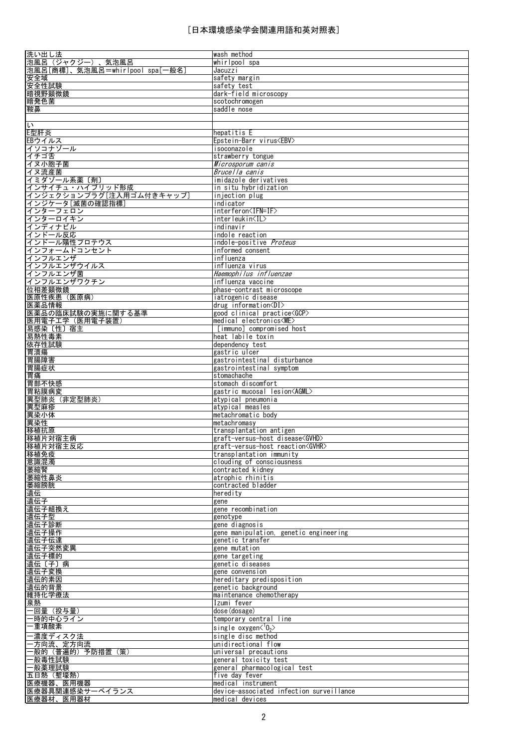［日本環境感染学会関連用語和英対照表］

| | |
|---|---|
| 洗い出し法 | wash method |
| 泡風呂（ジャクジー）、気泡風呂 | whirlpool spa |
| 泡風呂[商標]、気泡風呂＝whirlpool spa[一般名] | Jacuzzi |
| 安全域 | safety margin |
| 安全性試験 | safety test |
| 暗視野顕微鏡 | dark-field microscopy |
| 暗発色菌 | scotochromogen |
| 鞍鼻 | saddle nose |
| | |
| い | |
| E型肝炎 | hepatitis E |
| EBウイルス | Epstein-Barr virus<EBV> |
| イソコナゾール | isoconazole |
| イチゴ舌 | strawberry tongue |
| イヌ小胞子菌 | *Microsporum canis* |
| イヌ流産菌 | *Brucella canis* |
| イミダゾール系薬〔剤〕 | imidazole derivatives |
| インサイチュ・ハイブリッド形成 | in situ hybridization |
| インジェクションプラグ[注入用ゴム付きキャップ] | injection plug |
| インジケータ[滅菌の確認指標] | indicator |
| インターフェロン | interferon<IFN=IF> |
| インターロイキン | interleukin<IL> |
| インディナビル | indinavir |
| インドール反応 | indole reaction |
| インドール陽性プロテウス | indole-positive *Proteus* |
| インフォームドコンセント | informed consent |
| インフルエンザ | influenza |
| インフルエンザウイルス | influenza virus |
| インフルエンザ菌 | *Haemophilus influenzae* |
| インフルエンザワクチン | influenza vaccine |
| 位相差顕微鏡 | phase-contrast microscope |
| 医原性疾患（医原病） | iatrogenic disease |
| 医薬品情報 | drug information<DI> |
| 医薬品の臨床試験の実施に関する基準 | good clinical practice<GCP> |
| 医用電子工学（医用電子装置） | medical electronics<ME> |
| 易感染〔性〕宿主 | [immuno] compromised host |
| 易熱性毒素 | heat labile toxin |
| 依存性試験 | dependency test |
| 胃潰瘍 | gastric ulcer |
| 胃腸障害 | gastrointestinal disturbance |
| 胃腸症状 | gastrointestinal symptom |
| 胃痛 | stomachache |
| 胃部不快感 | stomach discomfort |
| 胃粘膜病変 | gastric mucosal lesion<AGML> |
| 異型肺炎（非定型肺炎） | atypical pneumonia |
| 異型麻疹 | atypical measles |
| 異染小体 | metachromatic body |
| 異染性 | metachromasy |
| 移植抗原 | transplantation antigen |
| 移植片対宿主病 | graft-versus-host disease<GVHD> |
| 移植片対宿主反応 | graft-versus-host reaction<GVHR> |
| 移植免疫 | transplantation immunity |
| 意識混濁 | clouding of consciousness |
| 萎縮腎 | contracted kidney |
| 萎縮性鼻炎 | atrophic rhinitis |
| 萎縮膀胱 | contracted bladder |
| 遺伝 | heredity |
| 遺伝子 | gene |
| 遺伝子組換え | gene recombination |
| 遺伝子型 | genotype |
| 遺伝子診断 | gene diagnosis |
| 遺伝子操作 | gene manipulation, genetic engineering |
| 遺伝子伝達 | genetic transfer |
| 遺伝子突然変異 | gene mutation |
| 遺伝子標的 | gene targeting |
| 遺伝〔子〕病 | genetic diseases |
| 遺伝子変換 | gene convension |
| 遺伝的素因 | hereditary predisposition |
| 遺伝的背景 | genetic background |
| 維持化学療法 | maintenance chemotherapy |
| 泉熱 | Izumi fever |
| 一回量（投与量） | dose(dosage) |
| 一時的中心ライン | temporary central line |
| 一重項酸素 | single oxygen<$^1O_2$> |
| 一濃度ディスク法 | single disc method |
| 一方向流、定方向流 | unidirectional flow |
| 一般的（普遍的）予防措置（策） | universal precautions |
| 一般毒性試験 | general toxicity test |
| 一般薬理試験 | general pharmacological test |
| 五日熱（塹壕熱） | five day fever |
| 医療機器、医用機器 | medical instrument |
| 医療器具関連感染サーベイランス | device-associated infection surveillance |
| 医療器材、医用器材 | medical devices |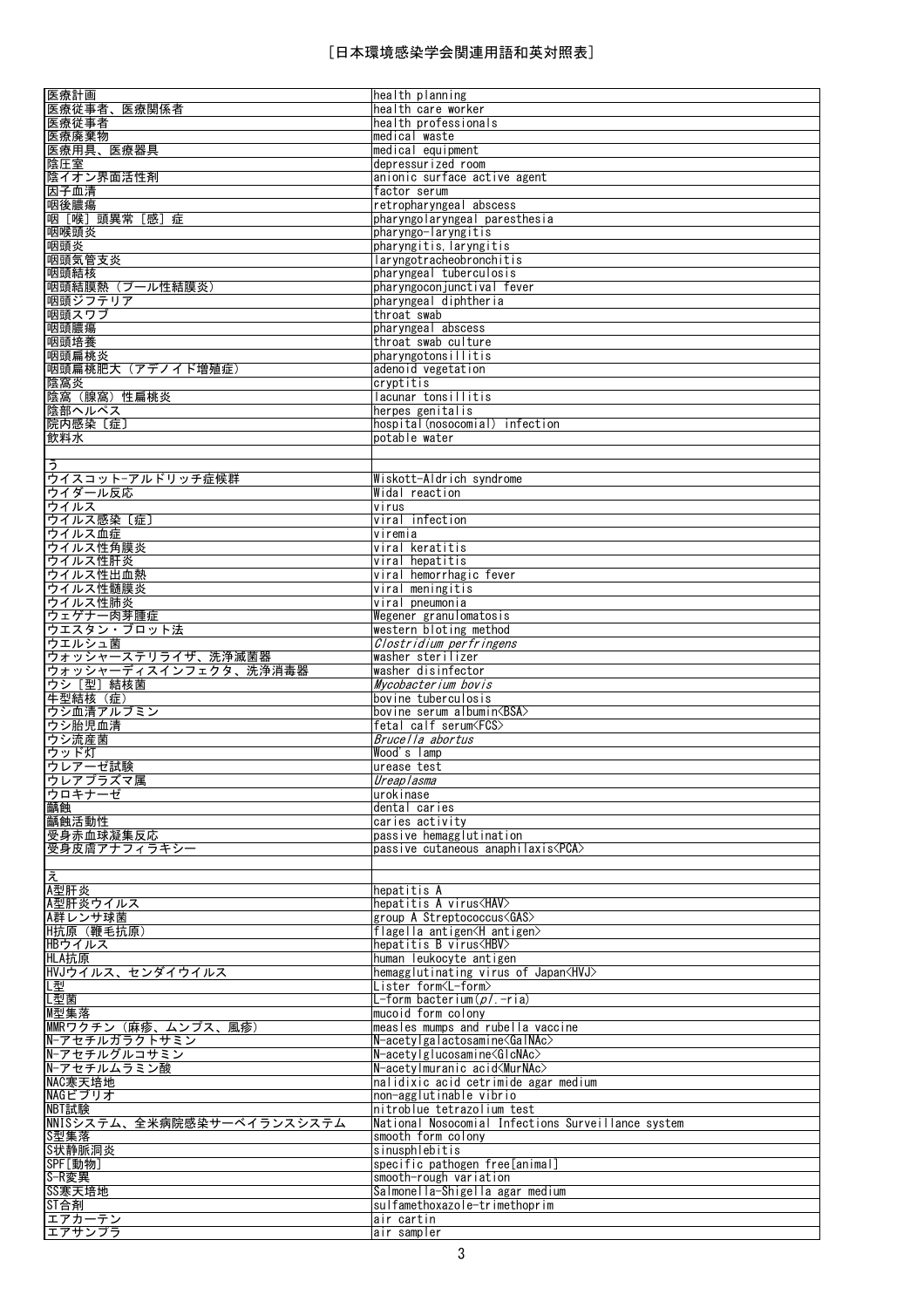# ［日本環境感染学会関連用語和英対照表］

| | |
|---|---|
| 医療計画 | health planning |
| 医療従事者、医療関係者 | health care worker |
| 医療従事者 | health professionals |
| 医療廃棄物 | medical waste |
| 医療用具、医療器具 | medical equipment |
| 陰圧室 | depressurized room |
| 陰イオン界面活性剤 | anionic surface active agent |
| 因子血清 | factor serum |
| 咽後膿瘍 | retropharyngeal abscess |
| 咽［喉］頭異常［感］症 | pharyngolaryngeal paresthesia |
| 咽喉頭炎 | pharyngo-laryngitis |
| 咽頭炎 | pharyngitis, laryngitis |
| 咽頭気管支炎 | laryngotracheobronchitis |
| 咽頭結核 | pharyngeal tuberculosis |
| 咽頭結膜熱（プール性結膜炎） | pharyngoconjunctival fever |
| 咽頭ジフテリア | pharyngeal diphtheria |
| 咽頭スワブ | throat swab |
| 咽頭膿瘍 | pharyngeal abscess |
| 咽頭培養 | throat swab culture |
| 咽頭扁桃炎 | pharyngotonsillitis |
| 咽頭扁桃肥大（アデノイド増殖症） | adenoid vegetation |
| 陰窩炎 | cryptitis |
| 陰窩（腺窩）性扁桃炎 | lacunar tonsillitis |
| 陰部ヘルペス | herpes genitalis |
| 院内感染〔症〕 | hospital(nosocomial) infection |
| 飲料水 | potable water |
| | |
| う | |
| ウイスコット-アルドリッチ症候群 | Wiskott-Aldrich syndrome |
| ウイダール反応 | Widal reaction |
| ウイルス | virus |
| ウイルス感染〔症〕 | viral infection |
| ウイルス血症 | viremia |
| ウイルス性角膜炎 | viral keratitis |
| ウイルス性肝炎 | viral hepatitis |
| ウイルス性出血熱 | viral hemorrhagic fever |
| ウイルス性髄膜炎 | viral meningitis |
| ウイルス性肺炎 | viral pneumonia |
| ウェゲナー肉芽腫症 | Wegener granulomatosis |
| ウエスタン・ブロット法 | western bloting method |
| ウエルシュ菌 | *Clostridium perfringens* |
| ウォッシャーステリライザ、洗浄滅菌器 | washer sterilizer |
| ウォッシャーディスインフェクタ、洗浄消毒器 | washer disinfector |
| ウシ［型］結核菌 | *Mycobacterium bovis* |
| 牛型結核（症） | bovine tuberculosis |
| ウシ血清アルブミン | bovine serum albumin<BSA> |
| ウシ胎児血清 | fetal calf serum<FCS> |
| ウシ流産菌 | *Brucella abortus* |
| ウッド灯 | Wood's lamp |
| ウレアーゼ試験 | urease test |
| ウレアプラズマ属 | *Ureaplasma* |
| ウロキナーゼ | urokinase |
| 齲蝕 | dental caries |
| 齲蝕活動性 | caries activity |
| 受身赤血球凝集反応 | passive hemagglutination |
| 受身皮膚アナフィラキシー | passive cutaneous anaphilaxis<PCA> |
| | |
| え | |
| A型肝炎 | hepatitis A |
| A型肝炎ウイルス | hepatitis A virus<HAV> |
| A群レンサ球菌 | group A Streptococcus<GAS> |
| H抗原（鞭毛抗原） | flagella antigen<H antigen> |
| HBウイルス | hepatitis B virus<HBV> |
| HLA抗原 | human leukocyte antigen |
| HVJウイルス、センダイウイルス | hemagglutinating virus of Japan<HVJ> |
| L型 | Lister form<L-form> |
| L型菌 | L-form bacterium(*pl.*-ria) |
| M型集落 | mucoid form colony |
| MMRワクチン（麻疹、ムンプス、風疹） | measles mumps and rubella vaccine |
| N-アセチルガラクトサミン | N-acetylgalactosamine<GalNAc> |
| N-アセチルグルコサミン | N-acetylglucosamine<GlcNAc> |
| N-アセチルムラミン酸 | N-acetylmuranic acid<MurNAc> |
| NAC寒天培地 | nalidixic acid cetrimide agar medium |
| NAGビブリオ | non-agglutinable vibrio |
| NBT試験 | nitroblue tetrazolium test |
| NNISシステム、全米病院感染サーベイランスシステム | National Nosocomial Infections Surveillance system |
| S型集落 | smooth form colony |
| S状静脈洞炎 | sinusphlebitis |
| SPF[動物] | specific pathogen free[animal] |
| S-R変異 | smooth-rough variation |
| SS寒天培地 | Salmonella-Shigella agar medium |
| ST合剤 | sulfamethoxazole-trimethoprim |
| エアカーテン | air cartin |
| エアサンプラ | air sampler |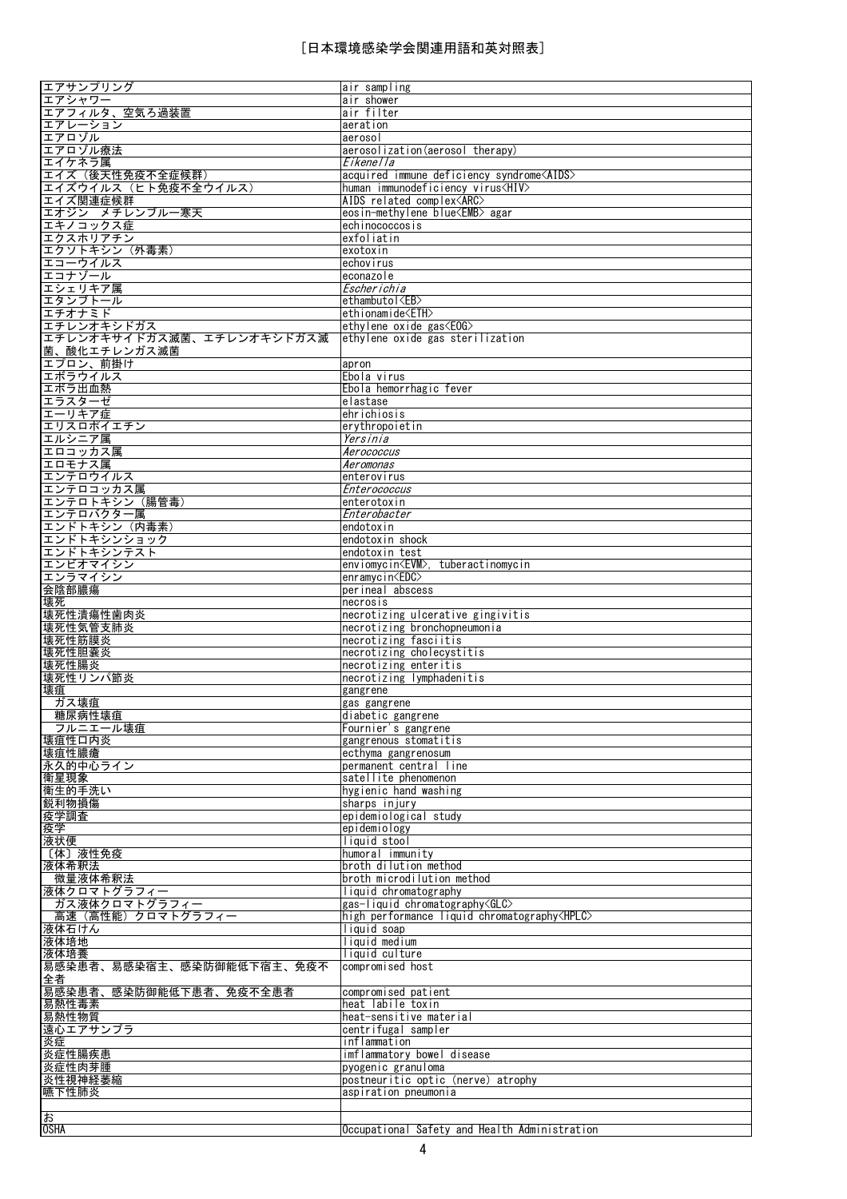| ［日本環境感染学会関連用語和英対照表］ | |
|---|---|
| エアサンプリング | air sampling |
| エアシャワー | air shower |
| エアフィルタ、空気ろ過装置 | air filter |
| エアレーション | aeration |
| エアロゾル | aerosol |
| エアロゾル療法 | aerosolization(aerosol therapy) |
| エイケネラ属 | *Eikenella* |
| エイズ（後天性免疫不全症候群） | acquired immune deficiency syndrome<AIDS> |
| エイズウイルス（ヒト免疫不全ウイルス） | human immunodeficiency virus<HIV> |
| エイズ関連症候群 | AIDS related complex<ARC> |
| エオジン　メチレンブルー寒天 | eosin-methylene blue<EMB> agar |
| エキノコックス症 | echinococcosis |
| エクスホリアチン | exfoliatin |
| エクソトキシン（外毒素） | exotoxin |
| エコーウイルス | echovirus |
| エコナゾール | econazole |
| エシェリキア属 | *Escherichia* |
| エタンブトール | ethambutol<EB> |
| エチオナミド | ethionamide<ETH> |
| エチレンオキシドガス | ethylene oxide gas<EOG> |
| エチレンオキサイドガス滅菌、エチレンオキシドガス滅菌、酸化エチレンガス滅菌 | ethylene oxide gas sterilization |
| エプロン、前掛け | apron |
| エボラウイルス | Ebola virus |
| エボラ出血熱 | Ebola hemorrhagic fever |
| エラスターゼ | elastase |
| エーリキア症 | ehrichiosis |
| エリスロポイエチン | erythropoietin |
| エルシニア属 | *Yersinia* |
| エロコッカス属 | *Aerococcus* |
| エロモナス属 | *Aeromonas* |
| エンテロウイルス | enterovirus |
| エンテロコッカス属 | *Enterococcus* |
| エンテロトキシン（腸管毒） | enterotoxin |
| エンテロバクター属 | *Enterobacter* |
| エンドトキシン（内毒素） | endotoxin |
| エンドトキシンショック | endotoxin shock |
| エンドトキシンテスト | endotoxin test |
| エンビオマイシン | enviomycin<EVM>, tuberactinomycin |
| エンラマイシン | enramycin<EDC> |
| 会陰部膿瘍 | perineal abscess |
| 壊死 | necrosis |
| 壊死性潰瘍性歯肉炎 | necrotizing ulcerative gingivitis |
| 壊死性気管支肺炎 | necrotizing bronchopneumonia |
| 壊死性筋膜炎 | necrotizing fasciitis |
| 壊死性胆嚢炎 | necrotizing cholecystitis |
| 壊死性腸炎 | necrotizing enteritis |
| 壊死性リンパ節炎 | necrotizing lymphadenitis |
| 壊疽 | gangrene |
| 　ガス壊疽 | gas gangrene |
| 　糖尿病性壊疽 | diabetic gangrene |
| 　フルニエール壊疽 | Fournier's gangrene |
| 壊疽性口内炎 | gangrenous stomatitis |
| 壊疽性膿瘡 | ecthyma gangrenosum |
| 永久的中心ライン | permanent central line |
| 衛星現象 | satellite phenomenon |
| 衛生的手洗い | hygienic hand washing |
| 鋭利物損傷 | sharps injury |
| 疫学調査 | epidemiological study |
| 疫学 | epidemiology |
| 液状便 | liquid stool |
| ［体］液性免疫 | humoral immunity |
| 液体希釈法 | broth dilution method |
| 　微量液体希釈法 | broth microdilution method |
| 液体クロマトグラフィー | liquid chromatography |
| 　ガス液体クロマトグラフィー | gas-liquid chromatography<GLC> |
| 　高速（高性能）クロマトグラフィー | high performance liquid chromatography<HPLC> |
| 液体石けん | liquid soap |
| 液体培地 | liquid medium |
| 液体培養 | liquid culture |
| 易感染患者、易感染宿主、感染防御能低下宿主、免疫不全者 | compromised host |
| 易感染患者、感染防御能低下患者、免疫不全患者 | compromised patient |
| 易熱性毒素 | heat labile toxin |
| 易熱性物質 | heat-sensitive material |
| 遠心エアサンプラ | centrifugal sampler |
| 炎症 | inflammation |
| 炎症性腸疾患 | imflammatory bowel disease |
| 炎症性肉芽腫 | pyogenic granuloma |
| 炎性視神経萎縮 | postneuritic optic (nerve) atrophy |
| 嚥下性肺炎 | aspiration pneumonia |
| | |
| お | |
| OSHA | Occupational Safety and Health Administration |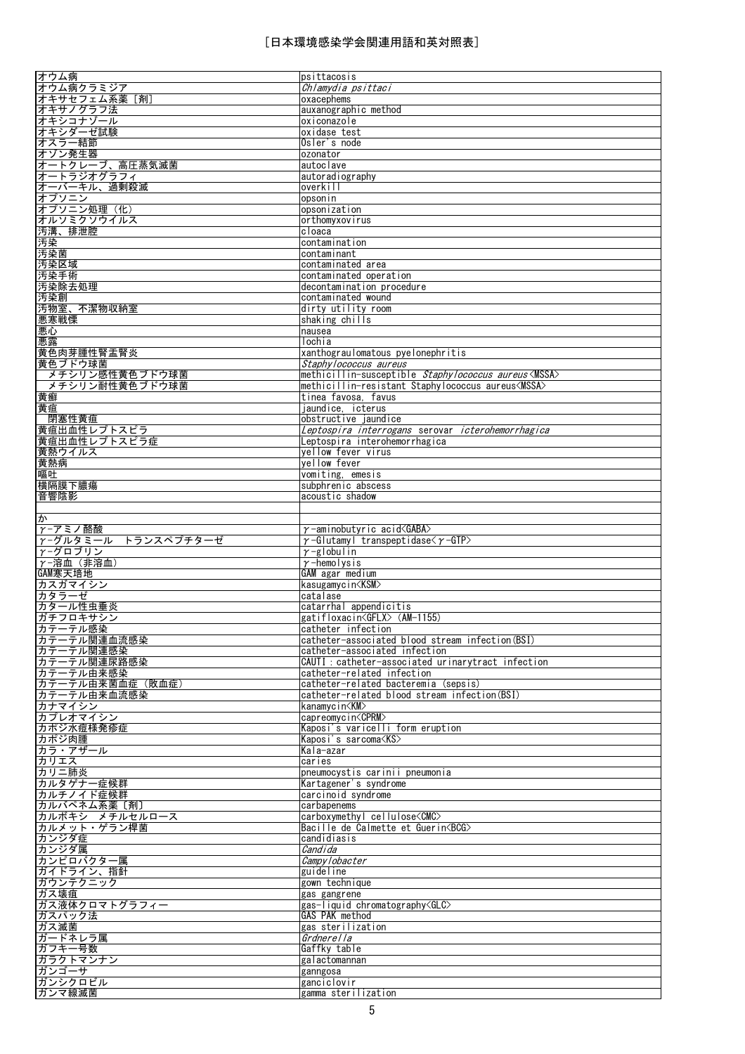| | |
|---|---|
| オウム病 | psittacosis |
| オウム病クラミジア | *Chlamydia psittaci* |
| オキサセフェム系薬［剤］ | oxacephems |
| オキサノグラフ法 | auxanographic method |
| オキシコナゾール | oxiconazole |
| オキシダーゼ試験 | oxidase test |
| オスラー結節 | Osler's node |
| オゾン発生器 | ozonator |
| オートクレーブ、高圧蒸気滅菌 | autoclave |
| オートラジオグラフィ | autoradiography |
| オーバーキル、過剰殺滅 | overkill |
| オプソニン | opsonin |
| オプソニン処理（化） | opsonization |
| オルソミクソウイルス | orthomyxovirus |
| 汚溝、排泄腔 | cloaca |
| 汚染 | contamination |
| 汚染菌 | contaminant |
| 汚染区域 | contaminated area |
| 汚染手術 | contaminated operation |
| 汚染除去処理 | decontamination procedure |
| 汚染創 | contaminated wound |
| 汚物室、不潔物収納室 | dirty utility room |
| 悪寒戦慄 | shaking chills |
| 悪心 | nausea |
| 悪露 | lochia |
| 黄色肉芽腫性腎盂腎炎 | xanthograulomatous pyelonephritis |
| 黄色ブドウ球菌 | *Staphylococcus aureus* |
| 　メチシリン感性黄色ブドウ球菌 | methicillin-susceptible *Staphylococcus aureus*<MSSA> |
| 　メチシリン耐性黄色ブドウ球菌 | methicillin-resistant Staphylococcus aureus<MSSA> |
| 黄癬 | tinea favosa, favus |
| 黄疸 | jaundice, icterus |
| 　閉塞性黄疸 | obstructive jaundice |
| 黄疸出血性レプトスピラ | *Leptospira interrogans* serovar *icterohemorrhagica* |
| 黄疸出血性レプトスピラ症 | Leptospira interohemorrhagica |
| 黄熱ウイルス | yellow fever virus |
| 黄熱病 | yellow fever |
| 嘔吐 | vomiting, emesis |
| 横隔膜下膿瘍 | subphrenic abscess |
| 音響陰影 | acoustic shadow |
| | |
| か | |
| γ-アミノ酪酸 | γ-aminobutyric acid<GABA> |
| γ-グルタミール　トランスペプチターゼ | γ-Glutamyl transpeptidase<γ-GTP> |
| γ-グロブリン | γ-globulin |
| γ-溶血（非溶血） | γ-hemolysis |
| GAM寒天培地 | GAM agar medium |
| カスガマイシン | kasugamycin<KSM> |
| カタラーゼ | catalase |
| カタール性虫垂炎 | catarrhal appendicitis |
| ガチフロキサシン | gatifloxacin<GFLX> (AM-1155) |
| カテーテル感染 | catheter infection |
| カテーテル関連血流感染 | catheter-associated blood stream infection(BSI) |
| カテーテル関連感染 | catheter-associated infection |
| カテーテル関連尿路感染 | CAUTI : catheter-associated urinarytract infection |
| カテーテル由来感染 | catheter-related infection |
| カテーテル由来菌血症（敗血症） | catheter-related bacteremia (sepsis) |
| カテーテル由来血流感染 | catheter-related blood stream infection(BSI) |
| カナマイシン | kanamycin<KM> |
| カプレオマイシン | capreomycin<CPRM> |
| カポジ水痘様発疹症 | Kaposi's varicelli form eruption |
| カポジ肉腫 | Kaposi's sarcoma<KS> |
| カラ・アザール | Kala-azar |
| カリエス | caries |
| カリニ肺炎 | pneumocystis carinii pneumonia |
| カルタゲナー症候群 | Kartagener's syndrome |
| カルチノイド症候群 | carcinoid syndrome |
| カルバペネム系薬［剤］ | carbapenems |
| カルボキシ　メチルセルロース | carboxymethyl cellulose<CMC> |
| カルメット・ゲラン桿菌 | Bacille de Calmette et Guerin<BCG> |
| カンジダ症 | candidiasis |
| カンジダ属 | *Candida* |
| カンピロバクター属 | *Campylobacter* |
| ガイドライン、指針 | guideline |
| ガウンテクニック | gown technique |
| ガス壊疽 | gas gangrene |
| ガス液体クロマトグラフィー | gas-liquid chromatography<GLC> |
| ガスパック法 | GAS PAK method |
| ガス滅菌 | gas sterilization |
| ガードネレラ属 | *Grdnerella* |
| ガフキー号数 | Gaffky table |
| ガラクトマンナン | galactomannan |
| ガンゴーサ | ganngosa |
| ガンシクロビル | ganciclovir |
| ガンマ線滅菌 | gamma sterilization |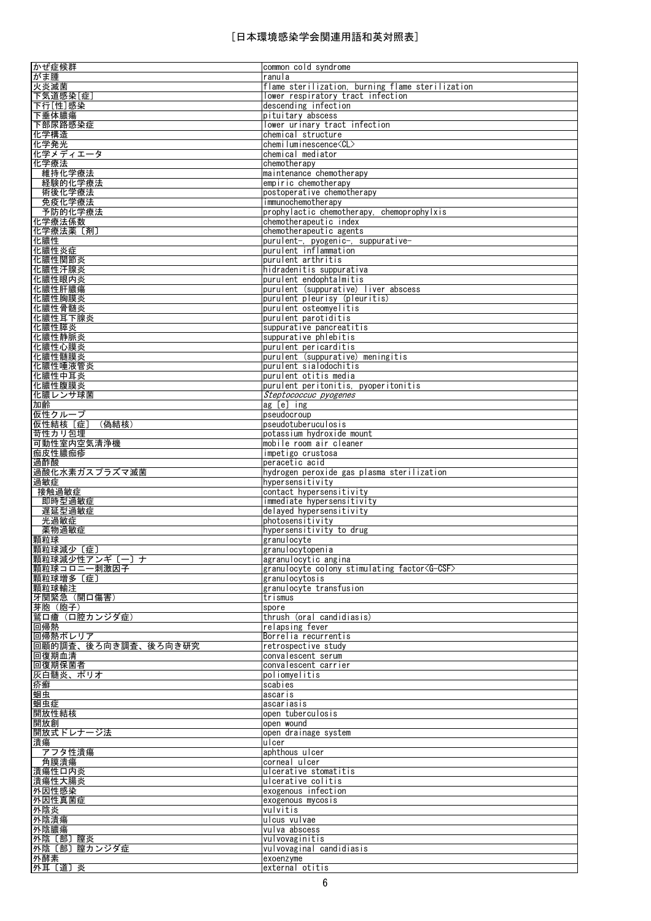| | |
|---|---|
| かぜ症候群 | common cold syndrome |
| がま腫 | ranula |
| 火炎滅菌 | flame sterilization, burning flame sterilization |
| 下気道感染[症] | lower respiratory tract infection |
| 下行[性]感染 | descending infection |
| 下垂体膿瘍 | pituitary abscess |
| 下部尿路感染症 | lower urinary tract infection |
| 化学構造 | chemical structure |
| 化学発光 | chemiluminescence<CL> |
| 化学メディエータ | chemical mediator |
| 化学療法 | chemotherapy |
| 維持化学療法 | maintenance chemotherapy |
| 経験的化学療法 | empiric chemotherapy |
| 術後化学療法 | postoperative chemotherapy |
| 免疫化学療法 | immunochemotherapy |
| 予防的化学療法 | prophylactic chemotherapy, chemoprophylxis |
| 化学療法係数 | chemotherapeutic index |
| 化学療法薬〔剤〕 | chemotherapeutic agents |
| 化膿性 | purulent-, pyogenic-, suppurative- |
| 化膿性炎症 | purulent inflammation |
| 化膿性関節炎 | purulent arthritis |
| 化膿性汗腺炎 | hidradenitis suppurativa |
| 化膿性眼内炎 | purulent endophtalmitis |
| 化膿性肝膿瘍 | purulent (suppurative) liver abscess |
| 化膿性胸膜炎 | purulent pleurisy (pleuritis) |
| 化膿性骨髄炎 | purulent osteomyelitis |
| 化膿性耳下腺炎 | purulent parotiditis |
| 化膿性膵炎 | suppurative pancreatitis |
| 化膿性静脈炎 | suppurative phlebitis |
| 化膿性心膜炎 | purulent pericarditis |
| 化膿性髄膜炎 | purulent (suppurative) meningitis |
| 化膿性唾液管炎 | purulent sialodochitis |
| 化膿性中耳炎 | purulent otitis media |
| 化膿性腹膜炎 | purulent peritonitis, pyoperitonitis |
| 化膿レンサ球菌 | *Steptococcuc pyogenes* |
| 加齢 | ag [e] ing |
| 仮性クループ | pseudocroup |
| 仮性結核〔症〕（偽結核） | pseudotuberuculosis |
| 苛性カリ包埋 | potassium hydroxide mount |
| 可動性室内空気清浄機 | mobile room air cleaner |
| 痂皮性膿痂疹 | impetigo crustosa |
| 過酢酸 | peracetic acid |
| 過酸化水素ガスプラズマ滅菌 | hydrogen peroxide gas plasma sterilization |
| 過敏症 | hypersensitivity |
| 接触過敏症 | contact hypersensitivity |
| 即時型過敏症 | immediate hypersensitivity |
| 遅延型過敏症 | delayed hypersensitivity |
| 光過敏症 | photosensitivity |
| 薬物過敏症 | hypersensitivity to drug |
| 顆粒球 | granulocyte |
| 顆粒球減少〔症〕 | granulocytopenia |
| 顆粒球減少性アンギ〔ー〕ナ | agranulocytic angina |
| 顆粒球コロニー刺激因子 | granulocyte colony stimulating factor<G-CSF> |
| 顆粒球増多〔症〕 | granulocytosis |
| 顆粒球輸注 | granulocyte transfusion |
| 牙関緊急（開口傷害） | trismus |
| 芽胞（胞子） | spore |
| 鵞口瘡（口腔カンジダ症） | thrush (oral candidiasis) |
| 回帰熱 | relapsing fever |
| 回帰熱ボレリア | Borrelia recurrentis |
| 回顧的調査、後ろ向き調査、後ろ向き研究 | retrospective study |
| 回復期血清 | convalescent serum |
| 回復期保菌者 | convalescent carrier |
| 灰白髄炎、ポリオ | poliomyelitis |
| 疥癬 | scabies |
| 蛔虫 | ascaris |
| 蛔虫症 | ascariasis |
| 開放性結核 | open tuberculosis |
| 開放創 | open wound |
| 開放式ドレナージ法 | open drainage system |
| 潰瘍 | ulcer |
| アフタ性潰瘍 | aphthous ulcer |
| 角膜潰瘍 | corneal ulcer |
| 潰瘍性口内炎 | ulcerative stomatitis |
| 潰瘍性大腸炎 | ulcerative colitis |
| 外因性感染 | exogenous infection |
| 外因性真菌症 | exogenous mycosis |
| 外陰炎 | vulvitis |
| 外陰潰瘍 | ulcus vulvae |
| 外陰膿瘍 | vulva abscess |
| 外陰〔部〕膣炎 | vulvovaginitis |
| 外陰〔部〕膣カンジダ症 | vulvovaginal candidiasis |
| 外酵素 | exoenzyme |
| 外耳〔道〕炎 | external otitis |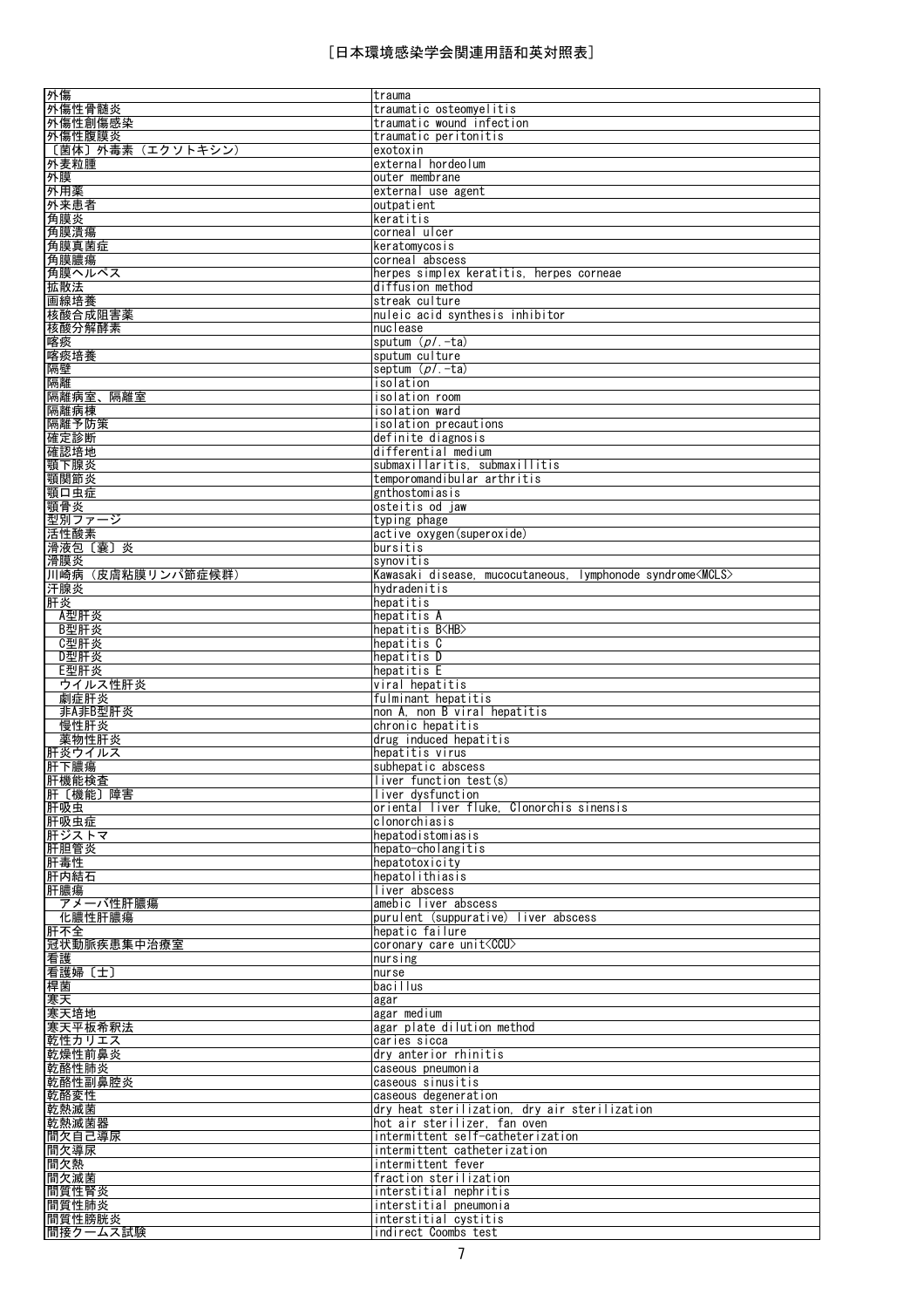[日本環境感染学会関連用語和英対照表]

| | |
|---|---|
| 外傷 | trauma |
| 外傷性骨髄炎 | traumatic osteomyelitis |
| 外傷性創傷感染 | traumatic wound infection |
| 外傷性腹膜炎 | traumatic peritonitis |
| 〔菌体〕外毒素（エクソトキシン） | exotoxin |
| 外麦粒腫 | external hordeolum |
| 外膜 | outer membrane |
| 外用薬 | external use agent |
| 外来患者 | outpatient |
| 角膜炎 | keratitis |
| 角膜潰瘍 | corneal ulcer |
| 角膜真菌症 | keratomycosis |
| 角膜膿瘍 | corneal abscess |
| 角膜ヘルペス | herpes simplex keratitis, herpes corneae |
| 拡散法 | diffusion method |
| 画線培養 | streak culture |
| 核酸合成阻害薬 | nuleic acid synthesis inhibitor |
| 核酸分解酵素 | nuclease |
| 喀痰 | sputum (*pl*.-ta) |
| 喀痰培養 | sputum culture |
| 隔壁 | septum (*pl*.-ta) |
| 隔離 | isolation |
| 隔離病室、隔離室 | isolation room |
| 隔離病棟 | isolation ward |
| 隔離予防策 | isolation precautions |
| 確定診断 | definite diagnosis |
| 確認培地 | differential medium |
| 顎下腺炎 | submaxillaritis, submaxillitis |
| 顎関節炎 | temporomandibular arthritis |
| 顎口虫症 | gnthostomiasis |
| 顎骨炎 | osteitis od jaw |
| 型別ファージ | typing phage |
| 活性酸素 | active oxygen(superoxide) |
| 滑液包〔嚢〕炎 | bursitis |
| 滑膜炎 | synovitis |
| 川崎病（皮膚粘膜リンパ節症候群) | Kawasaki disease, mucocutaneous, lymphonode syndrome<MCLS> |
| 汗腺炎 | hydradenitis |
| 肝炎 | hepatitis |
| 　A型肝炎 | hepatitis A |
| 　B型肝炎 | hepatitis B<HB> |
| 　C型肝炎 | hepatitis C |
| 　D型肝炎 | hepatitis D |
| 　E型肝炎 | hepatitis E |
| 　ウイルス性肝炎 | viral hepatitis |
| 　劇症肝炎 | fulminant hepatitis |
| 　非A非B型肝炎 | non A, non B viral hepatitis |
| 　慢性肝炎 | chronic hepatitis |
| 　薬物性肝炎 | drug induced hepatitis |
| 肝炎ウイルス | hepatitis virus |
| 肝下膿瘍 | subhepatic abscess |
| 肝機能検査 | liver function test(s) |
| 肝〔機能〕障害 | liver dysfunction |
| 肝吸虫 | oriental liver fluke, Clonorchis sinensis |
| 肝吸虫症 | clonorchiasis |
| 肝ジストマ | hepatodistomiasis |
| 肝胆管炎 | hepato-cholangitis |
| 肝毒性 | hepatotoxicity |
| 肝内結石 | hepatolithiasis |
| 肝膿瘍 | liver abscess |
| 　アメーバ性肝膿瘍 | amebic liver abscess |
| 　化膿性肝膿瘍 | purulent (suppurative) liver abscess |
| 肝不全 | hepatic failure |
| 冠状動脈疾患集中治療室 | coronary care unit<CCU> |
| 看護 | nursing |
| 看護婦〔士〕 | nurse |
| 桿菌 | bacillus |
| 寒天 | agar |
| 寒天培地 | agar medium |
| 寒天平板希釈法 | agar plate dilution method |
| 乾性カリエス | caries sicca |
| 乾燥性前鼻炎 | dry anterior rhinitis |
| 乾酪性肺炎 | caseous pneumonia |
| 乾酪性副鼻腔炎 | caseous sinusitis |
| 乾酪変性 | caseous degeneration |
| 乾熱滅菌 | dry heat sterilization, dry air sterilization |
| 乾熱滅菌器 | hot air sterilizer, fan oven |
| 間欠自己導尿 | intermittent self-catheterization |
| 間欠導尿 | intermittent catheterization |
| 間欠熱 | intermittent fever |
| 間欠滅菌 | fraction sterilization |
| 間質性腎炎 | interstitial nephritis |
| 間質性肺炎 | interstitial pneumonia |
| 間質性膀胱炎 | interstitial cystitis |
| 間接クームス試験 | indirect Coombs test |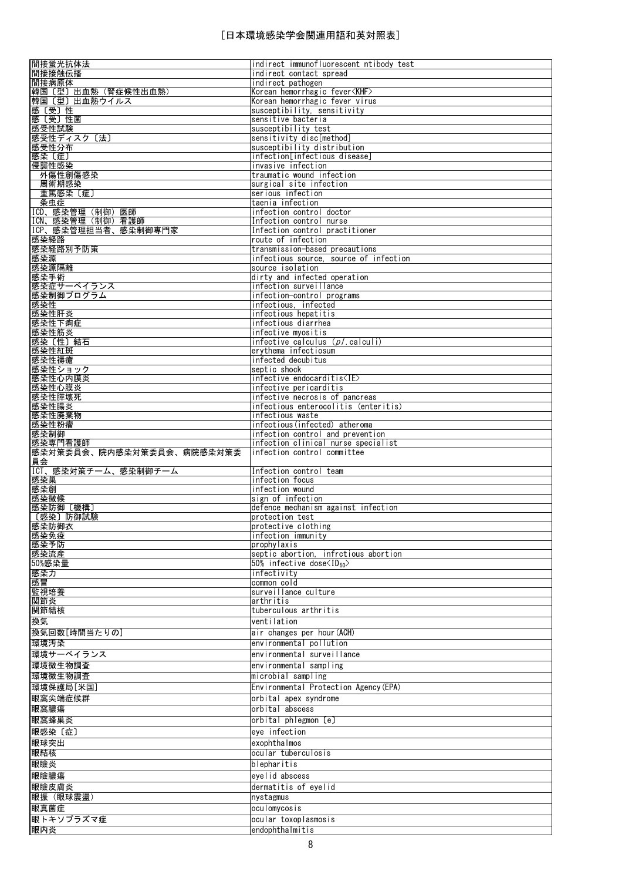［日本環境感染学会関連用語和英対照表］

| | |
|---|---|
| 間接蛍光抗体法 | indirect immunofluorescent ntibody test |
| 間接接触伝播 | indirect contact spread |
| 間接病原体 | indirect pathogen |
| 韓国〔型〕出血熱（腎症候性出血熱） | Korean hemorrhagic fever<KHF> |
| 韓国〔型〕出血熱ウイルス | Korean hemorrhagic fever virus |
| 感〔受〕性 | susceptibility, sensitivity |
| 感〔受〕性菌 | sensitive bacteria |
| 感受性試験 | susceptibility test |
| 感受性ディスク〔法〕 | sensitivity disc[method] |
| 感受性分布 | susceptibility distribution |
| 感染〔症〕 | infection[infectious disease] |
| 侵襲性感染 | invasive infection |
| 外傷性創傷感染 | traumatic wound infection |
| 周術期感染 | surgical site infection |
| 重篤感染〔症〕 | serious infection |
| 条虫症 | taenia infection |
| ICD、感染管理（制御）医師 | infection control doctor |
| ICN、感染管理（制御）看護師 | Infection control nurse |
| ICP、感染管理担当者、感染制御専門家 | Infection control practitioner |
| 感染経路 | route of infection |
| 感染経路別予防策 | transmission-based precautions |
| 感染源 | infectious source, source of infection |
| 感染源隔離 | source isolation |
| 感染手術 | dirty and infected operation |
| 感染症サーベイランス | infection surveillance |
| 感染制御プログラム | infection-control programs |
| 感染性 | infectious, infected |
| 感染性肝炎 | infectious hepatitis |
| 感染性下痢症 | infectious diarrhea |
| 感染性筋炎 | infective myositis |
| 感染〔性〕結石 | infective calculus (*pl.* calculi) |
| 感染性紅斑 | erythema infectiosum |
| 感染性褥瘡 | infected decubitus |
| 感染性ショック | septic shock |
| 感染性心内膜炎 | infective endocarditis<IE> |
| 感染性心膜炎 | infective pericarditis |
| 感染性膵壊死 | infective necrosis of pancreas |
| 感染性腸炎 | infectious enterocolitis (enteritis) |
| 感染性廃棄物 | infectious waste |
| 感染性粉瘤 | infectious(infected) atheroma |
| 感染制御 | infection control and prevention |
| 感染専門看護師 | infection clinical nurse specialist |
| 感染対策委員会、院内感染対策委員会、病院感染対策委員会 | infection control committee |
| ICT、感染対策チーム、感染制御チーム | Infection control team |
| 感染巣 | infection focus |
| 感染創 | infection wound |
| 感染徴候 | sign of infection |
| 感染防御〔機構〕 | defence mechanism against infection |
| 〔感染〕防御試験 | protection test |
| 感染防御衣 | protective clothing |
| 感染免疫 | infection immunity |
| 感染予防 | prophylaxis |
| 感染流産 | septic abortion, infrctious abortion |
| 50%感染量 | 50% infective dose<$ID_{50}$> |
| 感染力 | infectivity |
| 感冒 | common cold |
| 監視培養 | surveillance culture |
| 関節炎 | arthritis |
| 関節結核 | tuberculous arthritis |
| 換気 | ventilation |
| 換気回数[時間当たりの] | air changes per hour(ACH) |
| 環境汚染 | environmental pollution |
| 環境サーベイランス | environmental surveillance |
| 環境微生物調査 | environmental sampling |
| 環境微生物調査 | microbial sampling |
| 環境保護局[米国] | Environmental Protection Agency(EPA) |
| 眼窩尖端症候群 | orbital apex syndrome |
| 眼窩膿瘍 | orbital abscess |
| 眼窩蜂巣炎 | orbital phlegmon〔e〕 |
| 眼感染〔症〕 | eye infection |
| 眼球突出 | exophthalmos |
| 眼結核 | ocular tuberculosis |
| 眼瞼炎 | blepharitis |
| 眼瞼膿瘍 | eyelid abscess |
| 眼瞼皮膚炎 | dermatitis of eyelid |
| 眼振（眼球震盪） | nystagmus |
| 眼真菌症 | oculomycosis |
| 眼トキソプラズマ症 | ocular toxoplasmosis |
| 眼内炎 | endophthalmitis |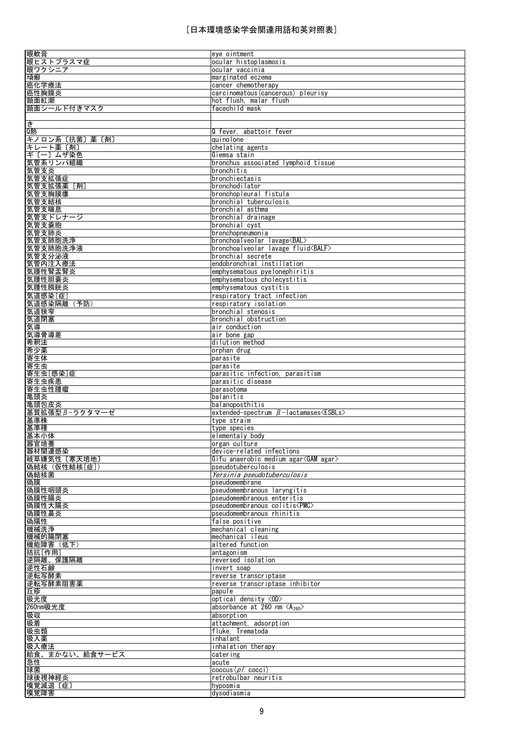# [日本環境感染学会関連用語和英対照表]

| | |
|---|---|
| 眼軟膏 | eye ointment |
| 眼ヒストプラスマ症 | ocular histoplasmosis |
| 眼ワクシニア | ocular vaccinia |
| 頑癬 | marginated eczema |
| 癌化学療法 | cancer chemotherapy |
| 癌性胸膜炎 | carcinomatous(cancerous) pleurisy |
| 顔面紅潮 | hot flush, malar flush |
| 顔面シールド付きマスク | facechild mask |
| | |
| き | |
| Q熱 | Q fever, abattoir fever |
| キノロン系〔抗菌〕薬〔剤〕 | quinolone |
| キレート薬〔剤〕 | chelating agents |
| ギ〔ー〕ムザ染色 | Giemsa stain |
| 気管系リンパ組織 | bronchus associated lymphoid tissue |
| 気管支炎 | bronchitis |
| 気管支拡張症 | bronchiectasis |
| 気管支拡張薬〔剤〕 | bronchodilator |
| 気管支胸膜瘻 | bronchopleural fistula |
| 気管支結核 | bronchial tuberculosis |
| 気管支喘息 | bronchial asthma |
| 気管支ドレナージ | bronchial drainage |
| 気管支嚢胞 | bronchial cyst |
| 気管支肺炎 | bronchopneumonia |
| 気管支肺胞洗浄 | bronchoalveolar lavage<BAL> |
| 気管支肺胞洗浄液 | bronchoalveolar lavage fluid<BALF> |
| 気管支分泌液 | bronchial secrete |
| 気管内注入療法 | endobronchial instillation |
| 気腫性腎盂腎炎 | emphysematous pyelonephiritis |
| 気腫性胆嚢炎 | emphysematous cholecystitis |
| 気腫性膀胱炎 | emphysematous cystitis |
| 気道感染[症] | respiratory tract infection |
| 気道感染隔離（予防） | respiratory isolation |
| 気道狭窄 | bronchial stenosis |
| 気道閉塞 | bronchial obstruction |
| 気導 | air conduction |
| 気導骨導差 | air bone gap |
| 希釈法 | dilution method |
| 希少薬 | orphan drug |
| 寄生体 | parasite |
| 寄生虫 | parasite |
| 寄生虫[感染]症 | parasitic infection, parasitism |
| 寄生虫疾患 | parasitic disease |
| 寄生虫性腫瘤 | parasotoma |
| 亀頭炎 | balanitis |
| 亀頭包皮炎 | balanoposthitis |
| 基質拡張型$\beta$-ラクタマーゼ | extended-spectrum $\beta$-lactamases<ESBLs> |
| 基準株 | type strain |
| 基準種 | type species |
| 基本小体 | elementaly body |
| 器官培養 | organ culture |
| 器材関連感染 | device-related infections |
| 岐阜嫌気性〔寒天培地〕 | Gifu anaerobic medium agar<GAM agar> |
| 偽結核（仮性結核[症]） | pseudotuberculosis |
| 偽結核菌 | *Yersinia pseudotuberculosis* |
| 偽膜 | pseudomembrane |
| 偽膜性咽頭炎 | pseudomembranous laryngitis |
| 偽膜性腸炎 | pseudomembranous enteritis |
| 偽膜性大腸炎 | pseudomembranous colitis<PMC> |
| 偽膜性鼻炎 | pseudomembranous rhinitis |
| 偽陽性 | false positive |
| 機械洗浄 | mechanical cleaning |
| 機械的腸閉塞 | mechanical ileus |
| 機能障害（低下） | altered function |
| 拮抗[作用] | antagonism |
| 逆隔離、保護隔離 | reversed isolation |
| 逆性石鹸 | invert soap |
| 逆転写酵素 | reverse transcriptase |
| 逆転写酵素阻害薬 | reverse transcriptase inhibitor |
| 丘疹 | papule |
| 吸光度 | optical density <OD> |
| 260nm吸光度 | absorbance at 260 nm <$A_{260}$> |
| 吸収 | absorption |
| 吸着 | attachment, adsorption |
| 吸虫類 | fluke, Trematoda |
| 吸入薬 | inhalant |
| 吸入療法 | inhalation therapy |
| 給食、まかない、給食サービス | catering |
| 急性 | acute |
| 球菌 | coccus(*pl.* cocci) |
| 球後視神経炎 | retrobulbar neuritis |
| 嗅覚減退〔症〕 | hyposmia |
| 嗅覚障害 | dysodiasmia |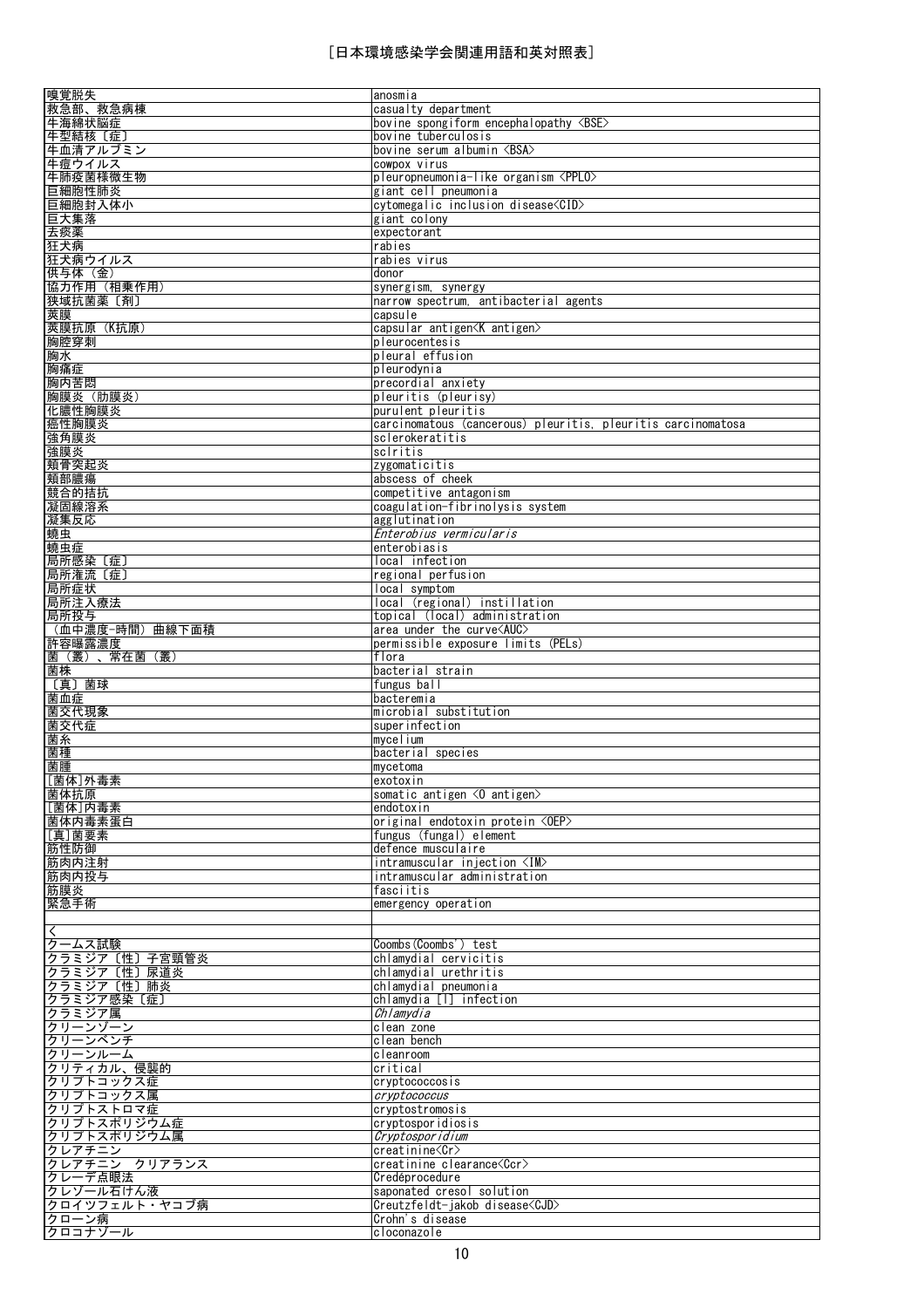# ［日本環境感染学会関連用語和英対照表］

| | |
|---|---|
| 嗅覚脱失 | anosmia |
| 救急部、救急病棟 | casualty department |
| 牛海綿状脳症 | bovine spongiform encephalopathy <BSE> |
| 牛型結核〔症〕 | bovine tuberculosis |
| 牛血清アルブミン | bovine serum albumin <BSA> |
| 牛痘ウイルス | cowpox virus |
| 牛肺疫菌様微生物 | pleuropneumonia-like organism <PPLO> |
| 巨細胞性肺炎 | giant cell pneumonia |
| 巨細胞封入体小 | cytomegalic inclusion disease<CID> |
| 巨大集落 | giant colony |
| 去痰薬 | expectorant |
| 狂犬病 | rabies |
| 狂犬病ウイルス | rabies virus |
| 供与体（金） | donor |
| 協力作用（相乗作用） | synergism, synergy |
| 狭域抗菌薬〔剤〕 | narrow spectrum, antibacterial agents |
| 莢膜 | capsule |
| 莢膜抗原（K抗原） | capsular antigen<K antigen> |
| 胸腔穿刺 | pleurocentesis |
| 胸水 | pleural effusion |
| 胸痛症 | pleurodynia |
| 胸内苦悶 | precordial anxiety |
| 胸膜炎（肋膜炎） | pleuritis (pleurisy) |
| 化膿性胸膜炎 | purulent pleuritis |
| 癌性胸膜炎 | carcinomatous (cancerous) pleuritis, pleuritis carcinomatosa |
| 強角膜炎 | sclerokeratitis |
| 強膜炎 | sclritis |
| 頬骨突起炎 | zygomaticitis |
| 頬部膿瘍 | abscess of cheek |
| 競合的拮抗 | competitive antagonism |
| 凝固線溶系 | coagulation-fibrinolysis system |
| 凝集反応 | agglutination |
| 蟯虫 | *Enterobius vermicularis* |
| 蟯虫症 | enterobiasis |
| 局所感染〔症〕 | local infection |
| 局所潅流〔症〕 | regional perfusion |
| 局所症状 | local symptom |
| 局所注入療法 | local (regional) instillation |
| 局所投与 | topical (local) administration |
| （血中濃度-時間）曲線下面積 | area under the curve<AUC> |
| 許容曝露濃度 | permissible exposure limits (PELs) |
| 菌（叢）、常在菌（叢） | flora |
| 菌株 | bacterial strain |
| 〔真〕菌球 | fungus ball |
| 菌血症 | bacteremia |
| 菌交代現象 | microbial substitution |
| 菌交代症 | superinfection |
| 菌糸 | mycelium |
| 菌種 | bacterial species |
| 菌腫 | mycetoma |
| [菌体]外毒素 | exotoxin |
| 菌体抗原 | somatic antigen <O antigen> |
| [菌体]内毒素 | endotoxin |
| 菌体内毒素蛋白 | original endotoxin protein <OEP> |
| [真]菌要素 | fungus (fungal) element |
| 筋性防御 | defence musculaire |
| 筋肉内注射 | intramuscular injection <IM> |
| 筋肉内投与 | intramuscular administration |
| 筋膜炎 | fasciitis |
| 緊急手術 | emergency operation |
| | |
| く | |
| クームス試験 | Coombs(Coombs') test |
| クラミジア〔性〕子宮頸管炎 | chlamydial cervicitis |
| クラミジア〔性〕尿道炎 | chlamydial urethritis |
| クラミジア〔性〕肺炎 | chlamydial pneumonia |
| クラミジア感染〔症〕 | chlamydia [l] infection |
| クラミジア属 | *Chlamydia* |
| クリーンゾーン | clean zone |
| クリーンベンチ | clean bench |
| クリーンルーム | cleanroom |
| クリティカル、侵襲的 | critical |
| クリプトコックス症 | cryptococcosis |
| クリプトコックス属 | *cryptococcus* |
| クリプトストロマ症 | cryptostromosis |
| クリプトスポリジウム症 | cryptosporidiosis |
| クリプトスポリジウム属 | *Cryptosporidium* |
| クレアチニン | creatinine<Cr> |
| クレアチニン　クリアランス | creatinine clearance<Ccr> |
| クレーデ点眼法 | Credéprocedure |
| クレゾール石けん液 | saponated cresol solution |
| クロイツフェルト・ヤコブ病 | Creutzfeldt-jakob disease<CJD> |
| クローン病 | Crohn's disease |
| クロコナゾール | cloconazole |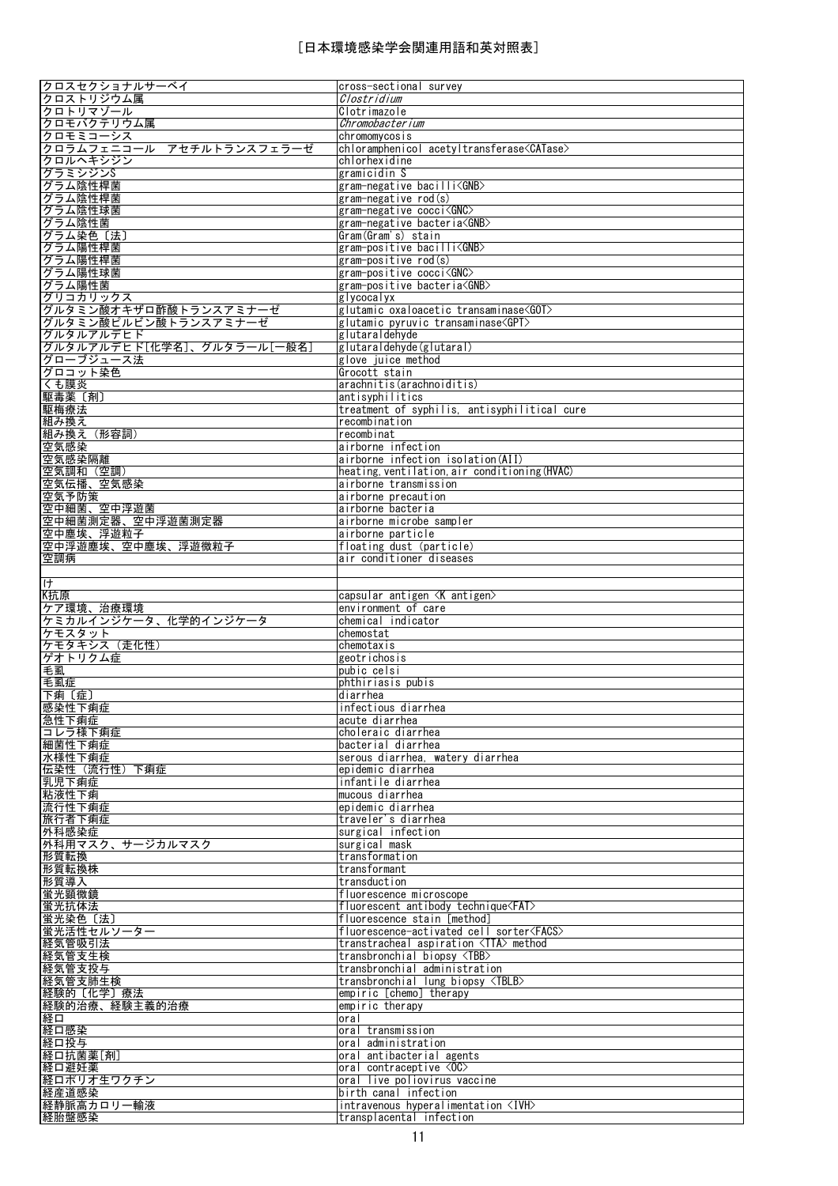| | |
|---|---|
| クロスセクショナルサーベイ | cross-sectional survey |
| クロストリジウム属 | *Clostridium* |
| クロトリマゾール | Clotrimazole |
| クロモバクテリウム属 | *Chromobacterium* |
| クロモミコーシス | chromomycosis |
| クロラムフェニコール　アセチルトランスフェラーゼ | chloramphenicol acetyltransferase<CATase> |
| クロルヘキシジン | chlorhexidine |
| グラミシジンS | gramicidin S |
| グラム陰性桿菌 | gram-negative bacilli<GNB> |
| グラム陰性桿菌 | gram-negative rod(s) |
| グラム陰性球菌 | gram-negative cocci<GNC> |
| グラム陰性菌 | gram-negative bacteria<GNB> |
| グラム染色〔法〕 | Gram(Gram's) stain |
| グラム陽性桿菌 | gram-positive bacilli<GNB> |
| グラム陽性桿菌 | gram-positive rod(s) |
| グラム陽性球菌 | gram-positive cocci<GNC> |
| グラム陽性菌 | gram-positive bacteria<GNB> |
| グリコカリックス | glycocalyx |
| グルタミン酸オキザロ酢酸トランスアミナーゼ | glutamic oxaloacetic transaminase<GOT> |
| グルタミン酸ピルビン酸トランスアミナーゼ | glutamic pyruvic transaminase<GPT> |
| グルタルアルデヒド | glutaraldehyde |
| グルタルアルデヒド[化学名]、グルタラール[一般名] | glutaraldehyde(glutaral) |
| グローブジュース法 | glove juice method |
| グロコット染色 | Grocott stain |
| くも膜炎 | arachnitis(arachnoiditis) |
| 駆毒薬〔剤〕 | antisyphilitics |
| 駆梅療法 | treatment of syphilis, antisyphilitical cure |
| 組み換え | recombination |
| 組み換え（形容詞） | recombinat |
| 空気感染 | airborne infection |
| 空気感染隔離 | airborne infection isolation(AII) |
| 空気調和（空調） | heating,ventilation,air conditioning(HVAC) |
| 空気伝播、空気感染 | airborne transmission |
| 空気予防策 | airborne precaution |
| 空中細菌、空中浮遊菌 | airborne bacteria |
| 空中細菌測定器、空中浮遊菌測定器 | airborne microbe sampler |
| 空中塵埃、浮遊粒子 | airborne particle |
| 空中浮遊塵埃、空中塵埃、浮遊微粒子 | floating dust (particle) |
| 空調病 | air conditioner diseases |
| | |
| け | |
| K抗原 | capsular antigen <K antigen> |
| ケア環境、治療環境 | environment of care |
| ケミカルインジケータ、化学的インジケータ | chemical indicator |
| ケモスタット | chemostat |
| ケモタキシス（走化性） | chemotaxis |
| ゲオトリクム症 | geotrichosis |
| 毛虱 | pubic celsi |
| 毛虱症 | phthiriasis pubis |
| 下痢〔症〕 | diarrhea |
| 感染性下痢症 | infectious diarrhea |
| 急性下痢症 | acute diarrhea |
| コレラ様下痢症 | choleraic diarrhea |
| 細菌性下痢症 | bacterial diarrhea |
| 水様性下痢症 | serous diarrhea, watery diarrhea |
| 伝染性（流行性）下痢症 | epidemic diarrhea |
| 乳児下痢症 | infantile diarrhea |
| 粘液性下痢 | mucous diarrhea |
| 流行性下痢症 | epidemic diarrhea |
| 旅行者下痢症 | traveler's diarrhea |
| 外科感染症 | surgical infection |
| 外科用マスク、サージカルマスク | surgical mask |
| 形質転換 | transformation |
| 形質転換株 | transformant |
| 形質導入 | transduction |
| 蛍光顕微鏡 | fluorescence microscope |
| 蛍光抗体法 | fluorescent antibody technique<FAT> |
| 蛍光染色〔法〕 | fluorescence stain [method] |
| 蛍光活性セルソーター | fluorescence-activated cell sorter<FACS> |
| 経気管吸引法 | transtracheal aspiration <TTA> method |
| 経気管支生検 | transbronchial biopsy <TBB> |
| 経気管支投与 | transbronchial administration |
| 経気管支肺生検 | transbronchial lung biopsy <TBLB> |
| 経験的〔化学〕療法 | empiric [chemo] therapy |
| 経験的治療、経験主義的治療 | empiric therapy |
| 経口 | oral |
| 経口感染 | oral transmission |
| 経口投与 | oral administration |
| 経口抗菌薬[剤] | oral antibacterial agents |
| 経口避妊薬 | oral contraceptive <OC> |
| 経口ポリオ生ワクチン | oral live poliovirus vaccine |
| 経産道感染 | birth canal infection |
| 経静脈高カロリー輸液 | intravenous hyperalimentation <IVH> |
| 経胎盤感染 | transplacental infection |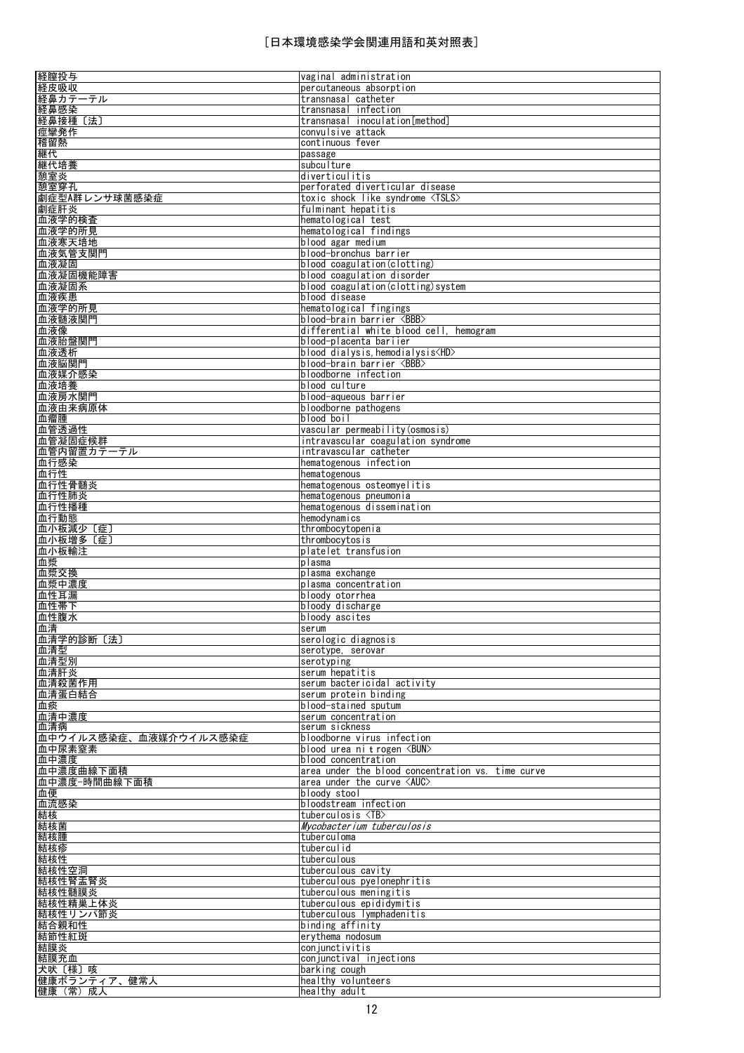[日本環境感染学会関連用語和英対照表]

| | |
|---|---|
| 経膣投与 | vaginal administration |
| 経皮吸収 | percutaneous absorption |
| 経鼻カテーテル | transnasal catheter |
| 経鼻感染 | transnasal infection |
| 経鼻接種〔法〕 | transnasal inoculation[method] |
| 痙攣発作 | convulsive attack |
| 稽留熱 | continuous fever |
| 継代 | passage |
| 継代培養 | subculture |
| 憩室炎 | diverticulitis |
| 憩室穿孔 | perforated diverticular disease |
| 劇症型A群レンサ球菌感染症 | toxic shock like syndrome <TSLS> |
| 劇症肝炎 | fulminant hepatitis |
| 血液学的検査 | hematological test |
| 血液学的所見 | hematological findings |
| 血液寒天培地 | blood agar medium |
| 血液気管支関門 | blood-bronchus barrier |
| 血液凝固 | blood coagulation(clotting) |
| 血液凝固機能障害 | blood coagulation disorder |
| 血液凝固系 | blood coagulation(clotting)system |
| 血液疾患 | blood disease |
| 血液学的所見 | hematological fingings |
| 血液髄液関門 | blood-brain barrier <BBB> |
| 血液像 | differential white blood cell, hemogram |
| 血液胎盤関門 | blood-placenta bariier |
| 血液透析 | blood dialysis,hemodialysis<HD> |
| 血液脳関門 | blood-brain barrier <BBB> |
| 血液媒介感染 | bloodborne infection |
| 血液培養 | blood culture |
| 血液房水関門 | blood-aqueous barrier |
| 血液由来病原体 | bloodborne pathogens |
| 血瘤腫 | blood boil |
| 血管透過性 | vascular permeability(osmosis) |
| 血管凝固症候群 | intravascular coagulation syndrome |
| 血管内留置カテーテル | intravascular catheter |
| 血行感染 | hematogenous infection |
| 血行性 | hematogenous |
| 血行性骨髄炎 | hematogenous osteomyelitis |
| 血行性肺炎 | hematogenous pneumonia |
| 血行性播種 | hematogenous dissemination |
| 血行動態 | hemodynamics |
| 血小板減少〔症〕 | thrombocytopenia |
| 血小板増多〔症〕 | thrombocytosis |
| 血小板輸注 | platelet transfusion |
| 血漿 | plasma |
| 血漿交換 | plasma exchange |
| 血漿中濃度 | plasma concentration |
| 血性耳漏 | bloody otorrhea |
| 血性帯下 | bloody discharge |
| 血性腹水 | bloody ascites |
| 血清 | serum |
| 血清学的診断〔法〕 | serologic diagnosis |
| 血清型 | serotype, serovar |
| 血清型別 | serotyping |
| 血清肝炎 | serum hepatitis |
| 血清殺菌作用 | serum bactericidal activity |
| 血清蛋白結合 | serum protein binding |
| 血痰 | blood-stained sputum |
| 血清中濃度 | serum concentration |
| 血清病 | serum sickness |
| 血中ウイルス感染症、血液媒介ウイルス感染症 | bloodborne virus infection |
| 血中尿素窒素 | blood urea nitrogen <BUN> |
| 血中濃度 | blood concentration |
| 血中濃度曲線下面積 | area under the blood concentration vs. time curve |
| 血中濃度-時間曲線下面積 | area under the curve <AUC> |
| 血便 | bloody stool |
| 血流感染 | bloodstream infection |
| 結核 | tuberculosis <TB> |
| 結核菌 | *Mycobacterium tuberculosis* |
| 結核腫 | tuberculoma |
| 結核疹 | tuberculid |
| 結核性 | tuberculous |
| 結核性空洞 | tuberculous cavity |
| 結核性腎盂腎炎 | tuberculous pyelonephritis |
| 結核性髄膜炎 | tuberculous meningitis |
| 結核性精巣上体炎 | tuberculous epididymitis |
| 結核性リンパ節炎 | tuberculous lymphadenitis |
| 結合親和性 | binding affinity |
| 結節性紅斑 | erythema nodosum |
| 結膜炎 | conjunctivitis |
| 結膜充血 | conjunctival injections |
| 犬吠〔様〕咳 | barking cough |
| 健康ボランティア、健常人 | healthy volunteers |
| 健康（常）成人 | healthy adult |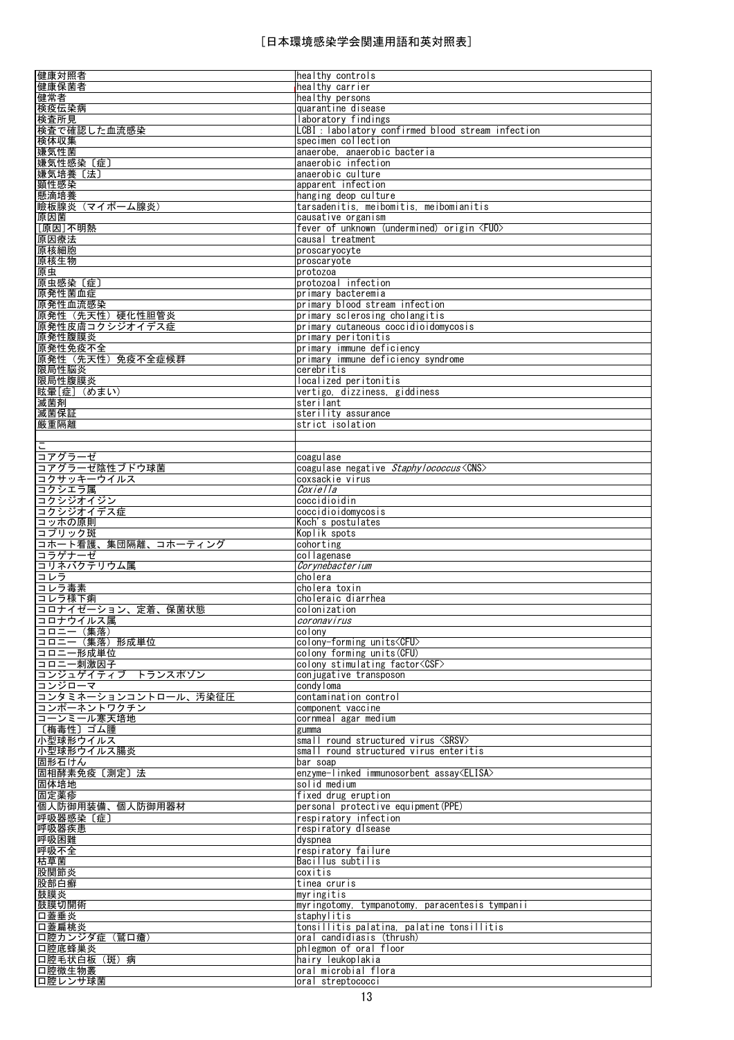# [日本環境感染学会関連用語和英対照表]

| 健康対照者 | healthy controls |
|---|---|
| 健康保菌者 | healthy carrier |
| 健常者 | healthy persons |
| 検疫伝染病 | quarantine disease |
| 検査所見 | laboratory findings |
| 検査で確認した血流感染 | LCBI : labolatory confirmed blood stream infection |
| 検体収集 | specimen collection |
| 嫌気性菌 | anaerobe, anaerobic bacteria |
| 嫌気性感染〔症〕 | anaerobic infection |
| 嫌気培養〔法〕 | anaerobic culture |
| 顕性感染 | apparent infection |
| 懸滴培養 | hanging deop culture |
| 瞼板腺炎（マイボーム腺炎） | tarsadenitis, meibomitis, meibomianitis |
| 原因菌 | causative organism |
| [原因]不明熱 | fever of unknown (undermined) origin <FUO> |
| 原因療法 | causal treatment |
| 原核細胞 | proscaryocyte |
| 原核生物 | proscaryote |
| 原虫 | protozoa |
| 原虫感染〔症〕 | protozoal infection |
| 原発性菌血症 | primary bacteremia |
| 原発性血流感染 | primary blood stream infection |
| 原発性（先天性）硬化性胆管炎 | primary sclerosing cholangitis |
| 原発性皮膚コクシジオイデス症 | primary cutaneous coccidioidomycosis |
| 原発性腹膜炎 | primary peritonitis |
| 原発性免疫不全 | primary immune deficiency |
| 原発性（先天性）免疫不全症候群 | primary immune deficiency syndrome |
| 限局性脳炎 | cerebritis |
| 限局性腹膜炎 | localized peritonitis |
| 眩暈[症]（めまい） | vertigo, dizziness, giddiness |
| 滅菌剤 | sterilant |
| 滅菌保証 | sterility assurance |
| 厳重隔離 | strict isolation |
| | |
| こ | |
| コアグラーゼ | coagulase |
| コアグラーゼ陰性ブドウ球菌 | coagulase negative *Staphylococcus*<CNS> |
| コクサッキーウイルス | coxsackie virus |
| コクシエラ属 | *Coxiella* |
| コクシジオイジン | coccidioidin |
| コクシジオイデス症 | coccidioidomycosis |
| コッホの原則 | Koch's postulates |
| コプリック斑 | Koplik spots |
| コホート看護、集団隔離、コホーティング | cohorting |
| コラゲナーゼ | collagenase |
| コリネバクテリウム属 | *Corynebacterium* |
| コレラ | cholera |
| コレラ毒素 | cholera toxin |
| コレラ様下痢 | choleraic diarrhea |
| コロナイゼーション、定着、保菌状態 | colonization |
| コロナウイルス属 | *coronavirus* |
| コロニー（集落） | colony |
| コロニー（集落）形成単位 | colony-forming units<CFU> |
| コロニー形成単位 | colony forming units(CFU) |
| コロニー刺激因子 | colony stimulating factor<CSF> |
| コンジュゲイティブ　トランスポゾン | conjugative transposon |
| コンジローマ | condyloma |
| コンタミネーションコントロール、汚染征圧 | contamination control |
| コンポーネントワクチン | component vaccine |
| コーンミール寒天培地 | cornmeal agar medium |
| 〔梅毒性〕ゴム腫 | gumma |
| 小型球形ウイルス | small round structured virus <SRSV> |
| 小型球形ウイルス腸炎 | small round structured virus enteritis |
| 固形石けん | bar soap |
| 固相酵素免疫〔測定〕法 | enzyme-linked immunosorbent assay<ELISA> |
| 固体培地 | solid medium |
| 固定薬疹 | fixed drug eruption |
| 個人防御用装備、個人防御用器材 | personal protective equipment(PPE) |
| 呼吸器感染〔症〕 | respiratory infection |
| 呼吸器疾患 | respiratory dlsease |
| 呼吸困難 | dyspnea |
| 呼吸不全 | respiratory failure |
| 枯草菌 | Bacillus subtilis |
| 股関節炎 | coxitis |
| 股部白癬 | tinea cruris |
| 鼓膜炎 | myringitis |
| 鼓膜切開術 | myringotomy, tympanotomy, paracentesis tympanii |
| 口蓋垂炎 | staphylitis |
| 口蓋扁桃炎 | tonsillitis palatina, palatine tonsillitis |
| 口腔カンジダ症（鵞口瘡） | oral candidiasis (thrush) |
| 口腔底蜂巣炎 | phlegmon of oral floor |
| 口腔毛状白板（斑）病 | hairy leukoplakia |
| 口腔微生物叢 | oral microbial flora |
| 口腔レンサ球菌 | oral streptococci |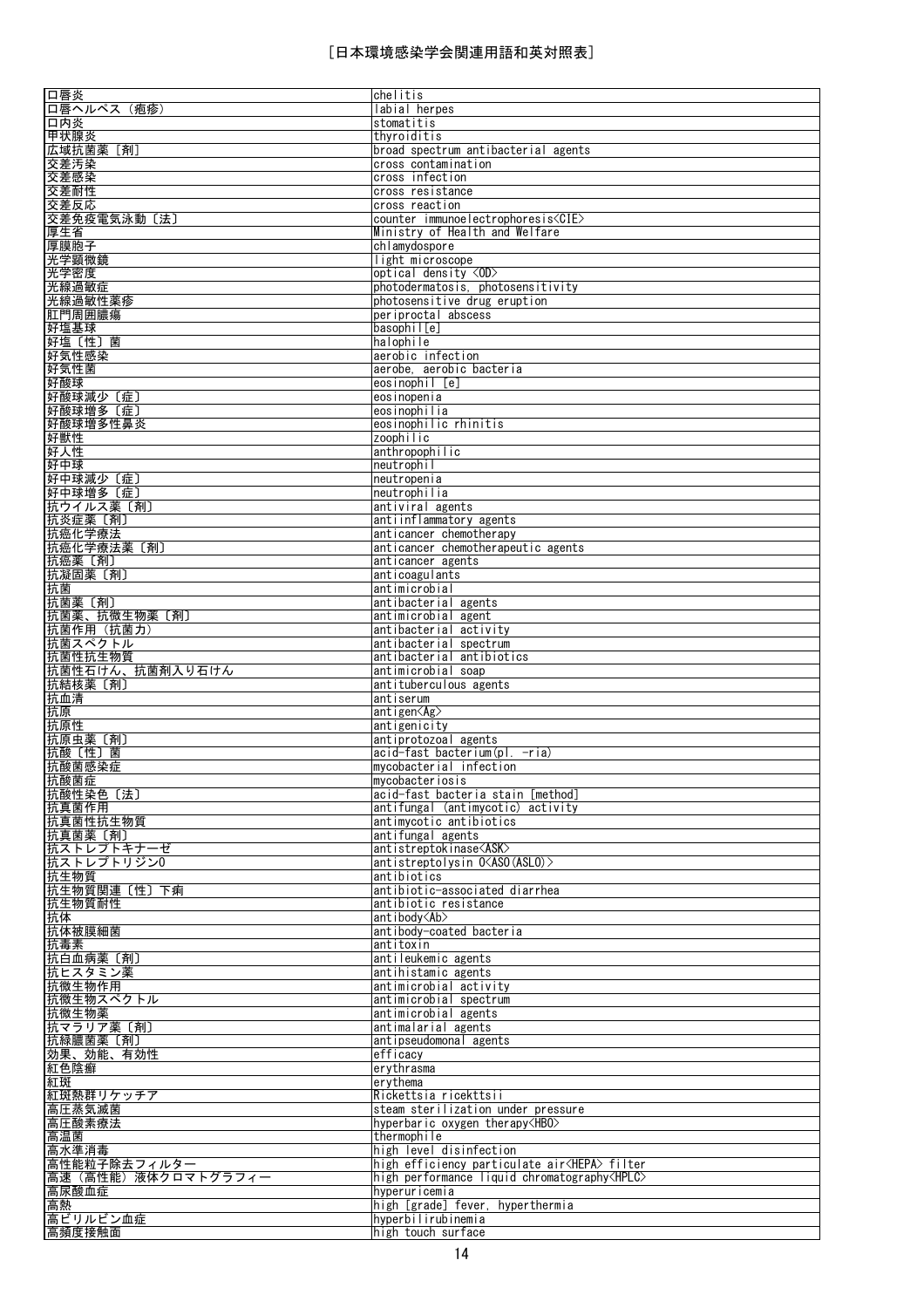# [日本環境感染学会関連用語和英対照表]

| | |
|---|---|
| 口唇炎 | chelitis |
| 口唇ヘルペス（疱疹） | labial herpes |
| 口内炎 | stomatitis |
| 甲状腺炎 | thyroiditis |
| 広域抗菌薬［剤］ | broad spectrum antibacterial agents |
| 交差汚染 | cross contamination |
| 交差感染 | cross infection |
| 交差耐性 | cross resistance |
| 交差反応 | cross reaction |
| 交差免疫電気泳動〔法〕 | counter immunoelectrophoresis<CIE> |
| 厚生省 | Ministry of Health and Welfare |
| 厚膜胞子 | chlamydospore |
| 光学顕微鏡 | light microscope |
| 光学密度 | optical density <OD> |
| 光線過敏症 | photodermatosis, photosensitivity |
| 光線過敏性薬疹 | photosensitive drug eruption |
| 肛門周囲膿瘍 | periproctal abscess |
| 好塩基球 | basophil[e] |
| 好塩〔性〕菌 | halophile |
| 好気性感染 | aerobic infection |
| 好気性菌 | aerobe, aerobic bacteria |
| 好酸球 | eosinophil [e] |
| 好酸球減少〔症〕 | eosinopenia |
| 好酸球増多〔症〕 | eosinophilia |
| 好酸球増多性鼻炎 | eosinophilic rhinitis |
| 好獣性 | zoophilic |
| 好人性 | anthropophilic |
| 好中球 | neutrophil |
| 好中球減少〔症〕 | neutropenia |
| 好中球増多〔症〕 | neutrophilia |
| 抗ウイルス薬〔剤〕 | antiviral agents |
| 抗炎症薬〔剤〕 | antiinflammatory agents |
| 抗癌化学療法 | anticancer chemotherapy |
| 抗癌化学療法薬〔剤〕 | anticancer chemotherapeutic agents |
| 抗癌薬〔剤〕 | anticancer agents |
| 抗凝固薬〔剤〕 | anticoagulants |
| 抗菌 | antimicrobial |
| 抗菌薬〔剤〕 | antibacterial agents |
| 抗菌薬、抗微生物薬〔剤〕 | antimicrobial agent |
| 抗菌作用（抗菌力） | antibacterial activity |
| 抗菌スペクトル | antibacterial spectrum |
| 抗菌性抗生物質 | antibacterial antibiotics |
| 抗菌性石けん、抗菌剤入り石けん | antimicrobial soap |
| 抗結核薬〔剤〕 | antituberculous agents |
| 抗血清 | antiserum |
| 抗原 | antigen<Ag> |
| 抗原性 | antigenicity |
| 抗原虫薬〔剤〕 | antiprotozoal agents |
| 抗酸〔性〕菌 | acid-fast bacterium(pl. -ria) |
| 抗酸菌感染症 | mycobacterial infection |
| 抗酸菌症 | mycobacteriosis |
| 抗酸性染色〔法〕 | acid-fast bacteria stain [method] |
| 抗真菌作用 | antifungal (antimycotic) activity |
| 抗真菌性抗生物質 | antimycotic antibiotics |
| 抗真菌薬〔剤〕 | antifungal agents |
| 抗ストレプトキナーゼ | antistreptokinase<ASK> |
| 抗ストレプトリジンO | antistreptolysin O<ASO(ASLO)> |
| 抗生物質 | antibiotics |
| 抗生物質関連〔性〕下痢 | antibiotic-associated diarrhea |
| 抗生物質耐性 | antibiotic resistance |
| 抗体 | antibody<Ab> |
| 抗体被膜細菌 | antibody-coated bacteria |
| 抗毒素 | antitoxin |
| 抗白血病薬〔剤〕 | antileukemic agents |
| 抗ヒスタミン薬 | antihistamic agents |
| 抗微生物作用 | antimicrobial activity |
| 抗微生物スペクトル | antimicrobial spectrum |
| 抗微生物薬 | antimicrobial agents |
| 抗マラリア薬〔剤〕 | antimalarial agents |
| 抗緑膿菌薬〔剤〕 | antipseudomonal agents |
| 効果、効能、有効性 | efficacy |
| 紅色陰癬 | erythrasma |
| 紅斑 | erythema |
| 紅斑熱群リケッチア | Rickettsia ricekttsii |
| 高圧蒸気滅菌 | steam sterilization under pressure |
| 高圧酸素療法 | hyperbaric oxygen therapy<HBO> |
| 高温菌 | thermophile |
| 高水準消毒 | high level disinfection |
| 高性能粒子除去フィルター | high efficiency particulate air<HEPA> filter |
| 高速（高性能）液体クロマトグラフィー | high performance liquid chromatography<HPLC> |
| 高尿酸血症 | hyperuricemia |
| 高熱 | high [grade] fever, hyperthermia |
| 高ビリルビン血症 | hyperbilirubinemia |
| 高頻度接触面 | high touch surface |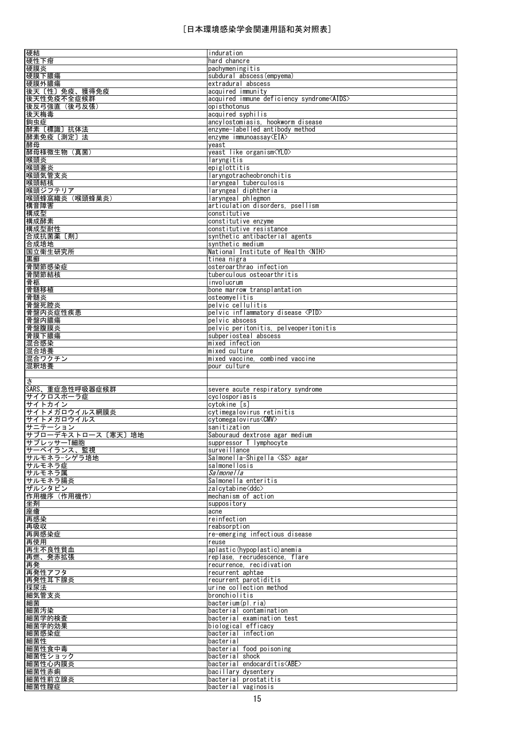[日本環境感染学会関連用語和英対照表]

| | |
|---|---|
| 硬結 | induration |
| 硬性下疳 | hard chancre |
| 硬膜炎 | pachymeningitis |
| 硬膜下膿瘍 | subdural abscess(empyema) |
| 硬膜外膿瘍 | extradural abscess |
| 後天〔性〕免疫、獲得免疫 | acquired immunity |
| 後天性免疫不全症候群 | acquired immune deficiency syndrome<AIDS> |
| 後反弓強直（後弓反張） | opisthotonus |
| 後天梅毒 | acquired syphilis |
| 鉤虫症 | ancylostomiasis, hookworm disease |
| 酵素〔標識〕抗体法 | enzyme-labelled antibody method |
| 酵素免疫〔測定〕法 | enzyme immunoassay<EIA> |
| 酵母 | yeast |
| 酵母様微生物（真菌） | yeast like organism<YLO> |
| 喉頭炎 | laryngitis |
| 喉頭蓋炎 | epiglottitis |
| 喉頭気管支炎 | laryngotracheobronchitis |
| 喉頭結核 | laryngeal tuberculosis |
| 喉頭ジフテリア | laryngeal diphtheria |
| 喉頭蜂窩織炎（喉頭蜂巣炎） | laryngeal phlegmon |
| 構音障害 | articulation disorders, psellism |
| 構成型 | constitutive |
| 構成酵素 | constitutive enzyme |
| 構成型耐性 | constitutive resistance |
| 合成抗菌薬〔剤〕 | synthetic antibacterial agents |
| 合成培地 | synthetic medium |
| 国立衛生研究所 | National Institute of Health <NIH> |
| 黒癬 | tinea nigra |
| 骨関節感染症 | osteroarthrao infection |
| 骨関節結核 | tuberculous osteoarthritis |
| 骨柩 | involucrum |
| 骨髄移植 | bone marrow transplantation |
| 骨髄炎 | osteomyelitis |
| 骨盤死腔炎 | pelvic cellulitis |
| 骨盤内炎症性疾患 | pelvic inflammatory disease <PID> |
| 骨盤内膿瘍 | pelvic abscess |
| 骨盤腹膜炎 | pelvic peritonitis, pelveoperitonitis |
| 骨膜下膿瘍 | subperiosteal abscess |
| 混合感染 | mixed infection |
| 混合培養 | mixed culture |
| 混合ワクチン | mixed vaccine, combined vaccine |
| 混釈培養 | pour culture |
| | |
| さ | |
| SARS、重症急性呼吸器症候群 | severe acute respiratory syndrome |
| サイクロスポーラ症 | cyclosporiasis |
| サイトカイン | cytokine [s] |
| サイトメガロウイルス網膜炎 | cytimegalovirus retinitis |
| サイトメガロウイルス | cytomegalovirus<CMV> |
| サニテーション | sanitization |
| サブローデキストロース〔寒天〕培地 | Sabouraud dextrose agar medium |
| サプレッサーT細胞 | suppressor T lymphocyte |
| サーベイランス、監視 | surveillance |
| サルモネラ-シゲラ培地 | Salmonella-Shigella <SS> agar |
| サルモネラ症 | salmonellosis |
| サルモネラ属 | *Salmonella* |
| サルモネラ腸炎 | Salmonella enteritis |
| ザルシタビン | zalcytabine<ddc> |
| 作用機序（作用機作） | mechanism of action |
| 坐剤 | suppository |
| 座瘡 | acne |
| 再感染 | reinfection |
| 再吸収 | reabsorption |
| 再興感染症 | re-emerging infectious disease |
| 再使用 | reuse |
| 再生不良性貧血 | aplastic(hypoplastic)anemia |
| 再燃、発赤拡張 | replase, recrudescence, flare |
| 再発 | recurrence, recidivation |
| 再発性アフタ | recurrent aphtae |
| 再発性耳下腺炎 | recurrent parotiditis |
| 採尿法 | urine collection method |
| 細気管支炎 | bronchiolitis |
| 細菌 | bacterium(pl.ria) |
| 細菌汚染 | bacterial contamination |
| 細菌学的検査 | bacterial examination test |
| 細菌学的効果 | biological efficacy |
| 細菌感染症 | bacterial infection |
| 細菌性 | bacterial |
| 細菌性食中毒 | bacterial food poisoning |
| 細菌性ショック | bacterial shock |
| 細菌性心内膜炎 | bacterial endocarditis<ABE> |
| 細菌性赤痢 | bacillary dysentery |
| 細菌性前立腺炎 | bacterial prostatitis |
| 細菌性膣症 | bacterial vaginosis |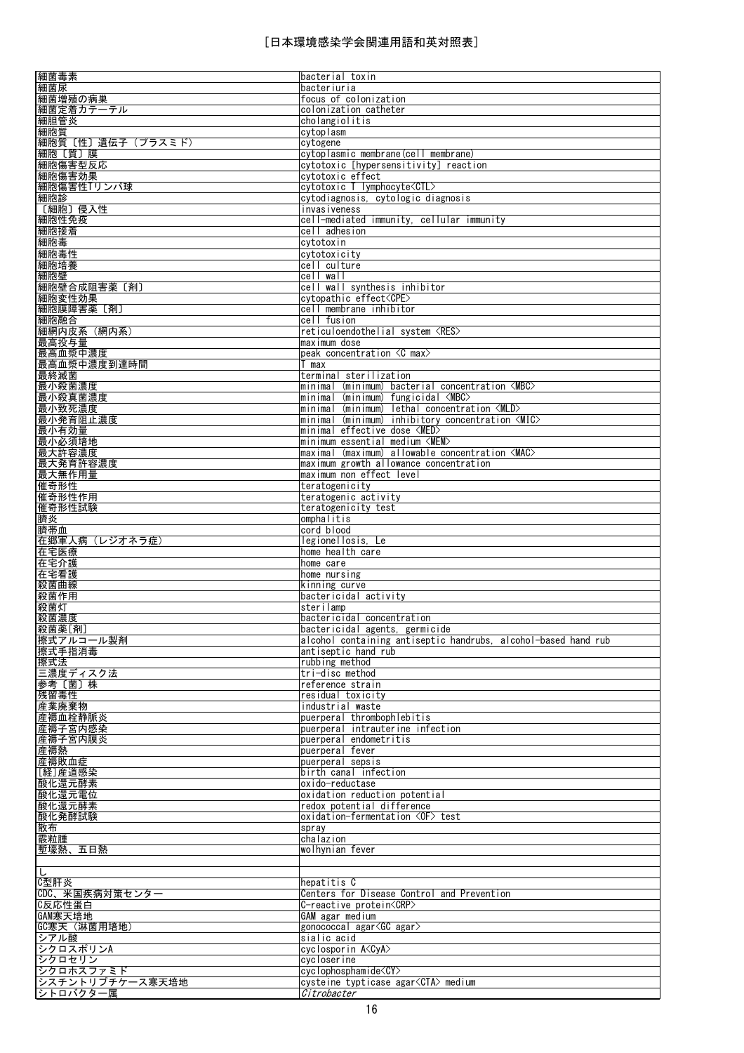［日本環境感染学会関連用語和英対照表］

| 細菌毒素 | bacterial toxin |
|---|---|
| 細菌尿 | bacteriuria |
| 細菌増殖の病巣 | focus of colonization |
| 細菌定着カテーテル | colonization catheter |
| 細胆管炎 | cholangiolitis |
| 細胞質 | cytoplasm |
| 細胞質〔性〕遺伝子（プラスミド） | cytogene |
| 細胞〔質〕膜 | cytoplasmic membrane(cell membrane) |
| 細胞傷害型反応 | cytotoxic [hypersensitivity] reaction |
| 細胞傷害効果 | cytotoxic effect |
| 細胞傷害性Tリンパ球 | cytotoxic T lymphocyte<CTL> |
| 細胞診 | cytodiagnosis, cytologic diagnosis |
| 〔細胞〕侵入性 | invasiveness |
| 細胞性免疫 | cell-mediated immunity, cellular immunity |
| 細胞接着 | cell adhesion |
| 細胞毒 | cytotoxin |
| 細胞毒性 | cytotoxicity |
| 細胞培養 | cell culture |
| 細胞壁 | cell wall |
| 細胞壁合成阻害薬〔剤〕 | cell wall synthesis inhibitor |
| 細胞変性効果 | cytopathic effect<CPE> |
| 細胞膜障害薬〔剤〕 | cell membrane inhibitor |
| 細胞融合 | cell fusion |
| 細網内皮系（網内系） | reticuloendothelial system <RES> |
| 最高投与量 | maximum dose |
| 最高血漿中濃度 | peak concentration <C max> |
| 最高血漿中濃度到達時間 | T max |
| 最終滅菌 | terminal sterilization |
| 最小殺菌濃度 | minimal (minimum) bacterial concentration <MBC> |
| 最小殺真菌濃度 | minimal (minimum) fungicidal <MBC> |
| 最小致死濃度 | minimal (minimum) lethal concentration <MLD> |
| 最小発育阻止濃度 | minimal (minimum) inhibitory concentration <MIC> |
| 最小有効量 | minimal effective dose <MED> |
| 最小必須培地 | minimum essential medium <MEM> |
| 最大許容濃度 | maximal (maximum) allowable concentration <MAC> |
| 最大発育許容濃度 | maximum growth allowance concentration |
| 最大無作用量 | maximum non effect level |
| 催奇形性 | teratogenicity |
| 催奇形性作用 | teratogenic activity |
| 催奇形性試験 | teratogenicity test |
| 臍炎 | omphalitis |
| 臍帯血 | cord blood |
| 在郷軍人病（レジオネラ症） | legionellosis, Le |
| 在宅医療 | home health care |
| 在宅介護 | home care |
| 在宅看護 | home nursing |
| 殺菌曲線 | kinning curve |
| 殺菌作用 | bactericidal activity |
| 殺菌灯 | sterilamp |
| 殺菌濃度 | bactericidal concentration |
| 殺菌薬[剤] | bactericidal agents, germicide |
| 擦式アルコール製剤 | alcohol containing antiseptic handrubs, alcohol-based hand rub |
| 擦式手指消毒 | antiseptic hand rub |
| 擦式法 | rubbing method |
| 三濃度ディスク法 | tri-disc method |
| 参考〔菌〕株 | reference strain |
| 残留毒性 | residual toxicity |
| 産業廃棄物 | industrial waste |
| 産褥血栓静脈炎 | puerperal thrombophlebitis |
| 産褥子宮内感染 | puerperal intrauterine infection |
| 産褥子宮内膜炎 | puerperal endometritis |
| 産褥熱 | puerperal fever |
| 産褥敗血症 | puerperal sepsis |
| [経]産道感染 | birth canal infection |
| 酸化還元酵素 | oxido-reductase |
| 酸化還元電位 | oxidation reduction potential |
| 酸化還元酵素 | redox potential difference |
| 酸化発酵試験 | oxidation-fermentation <OF> test |
| 散布 | spray |
| 霰粒腫 | chalazion |
| 塹壕熱、五日熱 | wolhynian fever |
| | |
| し | |
| C型肝炎 | hepatitis C |
| CDC、米国疾病対策センター | Centers for Disease Control and Prevention |
| C反応性蛋白 | C-reactive protein<CRP> |
| GAM寒天培地 | GAM agar medium |
| GC寒天（淋菌用培地） | gonococcal agar<GC agar> |
| シアル酸 | sialic acid |
| シクロスポリンA | cyclosporin A<CyA> |
| シクロセリン | cycloserine |
| シクロホスファミド | cyclophosphamide<CY> |
| シスチントリプチケース寒天培地 | cysteine typticase agar<CTA> medium |
| シトロバクター属 | *Citrobacter* |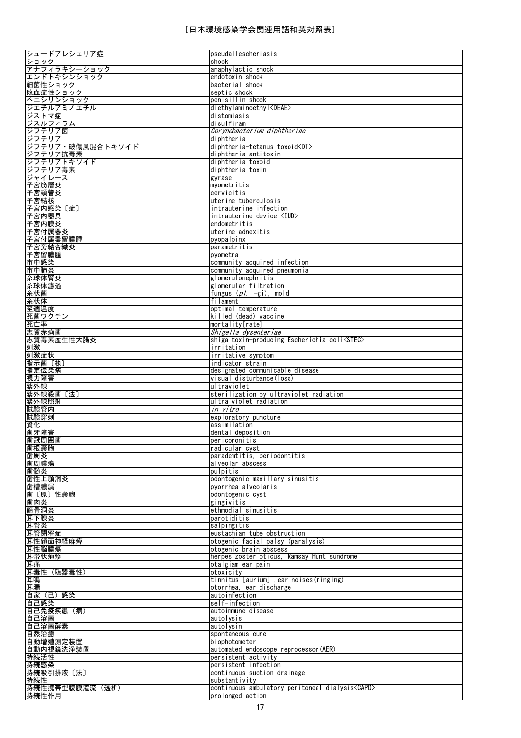# [日本環境感染学会関連用語和英対照表]

| | |
|---|---|
| シュードアレシェリア症 | pseudallescheriasis |
| ショック | shock |
| アナフィラキシーショック | anaphylactic shock |
| エンドトキシンショック | endotoxin shock |
| 細菌性ショック | bacterial shock |
| 敗血症性ショック | septic shock |
| ペニシリンショック | penisillin shock |
| ジエチルアミノエチル | diethylaminoethyl<DEAE> |
| ジストマ症 | distomiasis |
| ジスルフィラム | disulfiram |
| ジフテリア菌 | *Corynebacterium diphtheriae* |
| ジフテリア | diphtheria |
| ジフテリア・破傷風混合トキソイド | diphtheria-tetanus toxoid<DT> |
| ジフテリア抗毒素 | diphtheria antitoxin |
| ジフテリアトキソイド | diphtheria toxoid |
| ジフテリア毒素 | diphtheria toxin |
| ジャイレース | gyrase |
| 子宮筋層炎 | myometritis |
| 子宮頸管炎 | cervicitis |
| 子宮結核 | uterine tuberculosis |
| 子宮内感染〔症〕 | intrauterine infection |
| 子宮内器具 | intrauterine device <IUD> |
| 子宮内膜炎 | endometritis |
| 子宮付属器炎 | uterine adnexitis |
| 子宮付属器留膿腫 | pyopalpinx |
| 子宮旁結合織炎 | parametritis |
| 子宮留膿腫 | pyometra |
| 市中感染 | community acquired infection |
| 市中肺炎 | community acquired pneumonia |
| 糸球体腎炎 | glomerulonephritis |
| 糸球体濾過 | glomerular filtration |
| 糸状菌 | fungus (*pl.* -gi), mold |
| 糸状体 | filament |
| 至適温度 | optimal temperature |
| 死菌ワクチン | killed (dead) vaccine |
| 死亡率 | mortality[rate] |
| 志賀赤痢菌 | *Shigella dysenteriae* |
| 志賀毒素産生性大腸炎 | shiga toxin-producing Escherichia coli<STEC> |
| 刺激 | irritation |
| 刺激症状 | irritative symptom |
| 指示菌〔株〕 | indicator strain |
| 指定伝染病 | designated communicable disease |
| 視力障害 | visual disturbance(loss) |
| 紫外線 | ultraviolet |
| 紫外線殺菌〔法〕 | sterilization by ultraviolet radiation |
| 紫外線照射 | ultra violet radiation |
| 試験管内 | *in vitro* |
| 試験穿刺 | exploratory puncture |
| 資化 | assimilation |
| 歯牙障害 | dental deposition |
| 歯冠周囲菌 | pericoronitis |
| 歯根嚢胞 | radicular cyst |
| 歯周炎 | parademtitis, periodontitis |
| 歯周膿瘍 | alveolar abscess |
| 歯髄炎 | pulpitis |
| 歯性上顎洞炎 | odontogenic maxillary sinusitis |
| 歯槽膿漏 | pyorrhea alveolaris |
| 歯〔原〕性嚢胞 | odontogenic cyst |
| 歯肉炎 | gingivitis |
| 篩骨洞炎 | ethmodial sinusitis |
| 耳下腺炎 | parotiditis |
| 耳管炎 | salpingitis |
| 耳管閉窄症 | eustachian tube obstruction |
| 耳性顔面神経麻痺 | otogenic facial palsy (paralysis) |
| 耳性脳膿瘍 | otogenic brain abscess |
| 耳帯状疱疹 | herpes zoster oticus, Ramsay Hunt sundrome |
| 耳痛 | otalgiam ear pain |
| 耳毒性（聴器毒性） | otoxicity |
| 耳鳴 | tinnitus [aurium] ,ear noises(ringing) |
| 耳漏 | otorrhea, ear discharge |
| 自家（己）感染 | autoinfection |
| 自己感染 | self-infection |
| 自己免疫疾患（病） | autoimmune disease |
| 自己溶菌 | autolysis |
| 自己溶菌酵素 | autolysin |
| 自然治癒 | spontaneous cure |
| 自動増殖測定装置 | biophotometer |
| 自動内視鏡洗浄装置 | automated endoscope reprocessor(AER) |
| 持続活性 | persistent activity |
| 持続感染 | persistent infection |
| 持続吸引排液〔法〕 | continuous suction drainage |
| 持続性 | substantivity |
| 持続性携帯型腹膜灌流（透析） | continuous ambulatory peritoneal dialysis<CAPD> |
| 持続性作用 | prolonged action |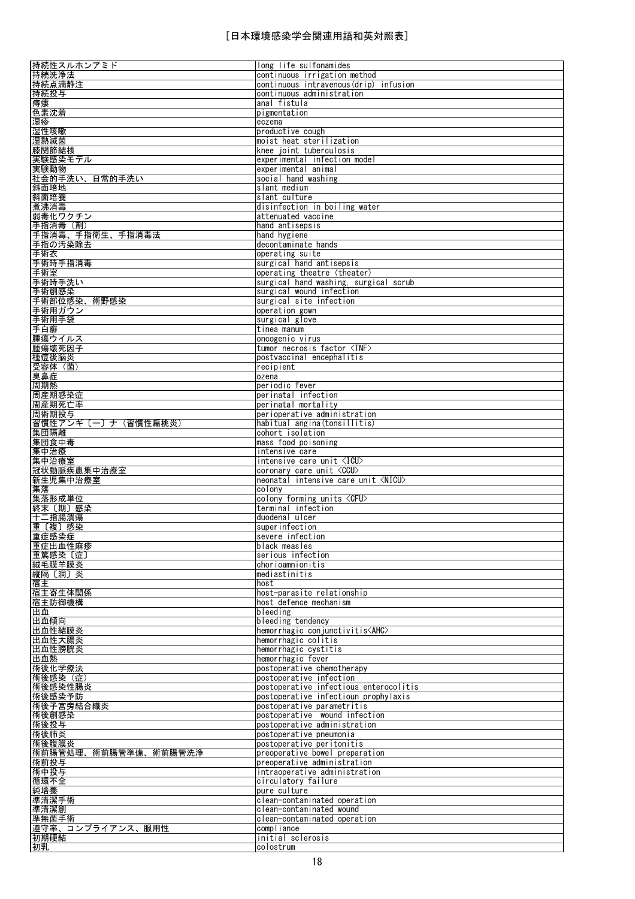| | |
|---|---|
| 持続性スルホンアミド | long life sulfonamides |
| 持続洗浄法 | continuous irrigation method |
| 持続点滴静注 | continuous intravenous(drip) infusion |
| 持続投与 | continuous administration |
| 痔瘻 | anal fistula |
| 色素沈着 | pigmentation |
| 湿疹 | eczema |
| 湿性咳嗽 | productive cough |
| 湿熱滅菌 | moist heat sterilization |
| 膝関節結核 | knee joint tuberculosis |
| 実験感染モデル | experimental infection model |
| 実験動物 | experimental animal |
| 社会的手洗い、日常的手洗い | social hand washing |
| 斜面培地 | slant medium |
| 斜面培養 | slant culture |
| 煮沸消毒 | disinfection in boiling water |
| 弱毒化ワクチン | attenuated vaccine |
| 手指消毒（剤） | hand antisepsis |
| 手指消毒、手指衛生、手指消毒法 | hand hygiene |
| 手指の汚染除去 | decontaminate hands |
| 手術衣 | operating suite |
| 手術時手指消毒 | surgical hand antisepsis |
| 手術室 | operating theatre (theater) |
| 手術時手洗い | surgical hand washing, surgical scrub |
| 手術創感染 | surgical wound infection |
| 手術部位感染、術野感染 | surgical site infection |
| 手術用ガウン | operation gown |
| 手術用手袋 | surgical glove |
| 手白癬 | tinea manum |
| 腫瘍ウイルス | oncogenic virus |
| 腫瘍壊死因子 | tumor necrosis factor <TNF> |
| 種痘後脳炎 | postvaccinal encephalitis |
| 受容体（菌） | recipient |
| 臭鼻症 | ozena |
| 周期熱 | periodic fever |
| 周産期感染症 | perinatal infection |
| 周産期死亡率 | perinatal mortality |
| 周術期投与 | perioperative administration |
| 習慣性アンギ〔ー〕ナ（習慣性扁桃炎） | habitual angina(tonsillitis) |
| 集団隔離 | cohort isolation |
| 集団食中毒 | mass food poisoning |
| 集中治療 | intensive care |
| 集中治療室 | intensive care unit <ICU> |
| 冠状動脈疾患集中治療室 | coronary care unit <CCU> |
| 新生児集中治療室 | neonatal intensive care unit <NICU> |
| 集落 | colony |
| 集落形成単位 | colony forming units <CFU> |
| 終末〔期〕感染 | terminal infection |
| 十二指腸潰瘍 | duodenal ulcer |
| 重〔複〕感染 | superinfection |
| 重症感染症 | severe infection |
| 重症出血性麻疹 | black measles |
| 重篤感染〔症〕 | serious infection |
| 絨毛膜羊膜炎 | chorioamnionitis |
| 縦隔〔洞〕炎 | mediastinitis |
| 宿主 | host |
| 宿主寄生体関係 | host-parasite relationship |
| 宿主防御機構 | host defence mechanism |
| 出血 | bleeding |
| 出血傾向 | bleeding tendency |
| 出血性結膜炎 | hemorrhagic conjunctivitis<AHC> |
| 出血性大腸炎 | hemorrhagic colitis |
| 出血性膀胱炎 | hemorrhagic cystitis |
| 出血熱 | hemorrhagic fever |
| 術後化学療法 | postoperative chemotherapy |
| 術後感染（症） | postoperative infection |
| 術後感染性腸炎 | postoperative infectious enterocolitis |
| 術後感染予防 | postoperative infectioun prophylaxis |
| 術後子宮旁結合織炎 | postoperative parametritis |
| 術後創感染 | postoperative wound infection |
| 術後投与 | postoperative administration |
| 術後肺炎 | postoperative pneumonia |
| 術後腹膜炎 | postoperative peritonitis |
| 術前腸管処理、術前腸管準備、術前腸管洗浄 | preoperative bowel preparation |
| 術前投与 | preoperative administration |
| 術中投与 | intraoperative administration |
| 循環不全 | circulatory failure |
| 純培養 | pure culture |
| 準清潔手術 | clean-contaminated operation |
| 準清潔創 | clean-contaminated wound |
| 準無菌手術 | clean-contaminated operation |
| 遵守率、コンプライアンス、服用性 | compliance |
| 初期硬結 | initial sclerosis |
| 初乳 | colostrum |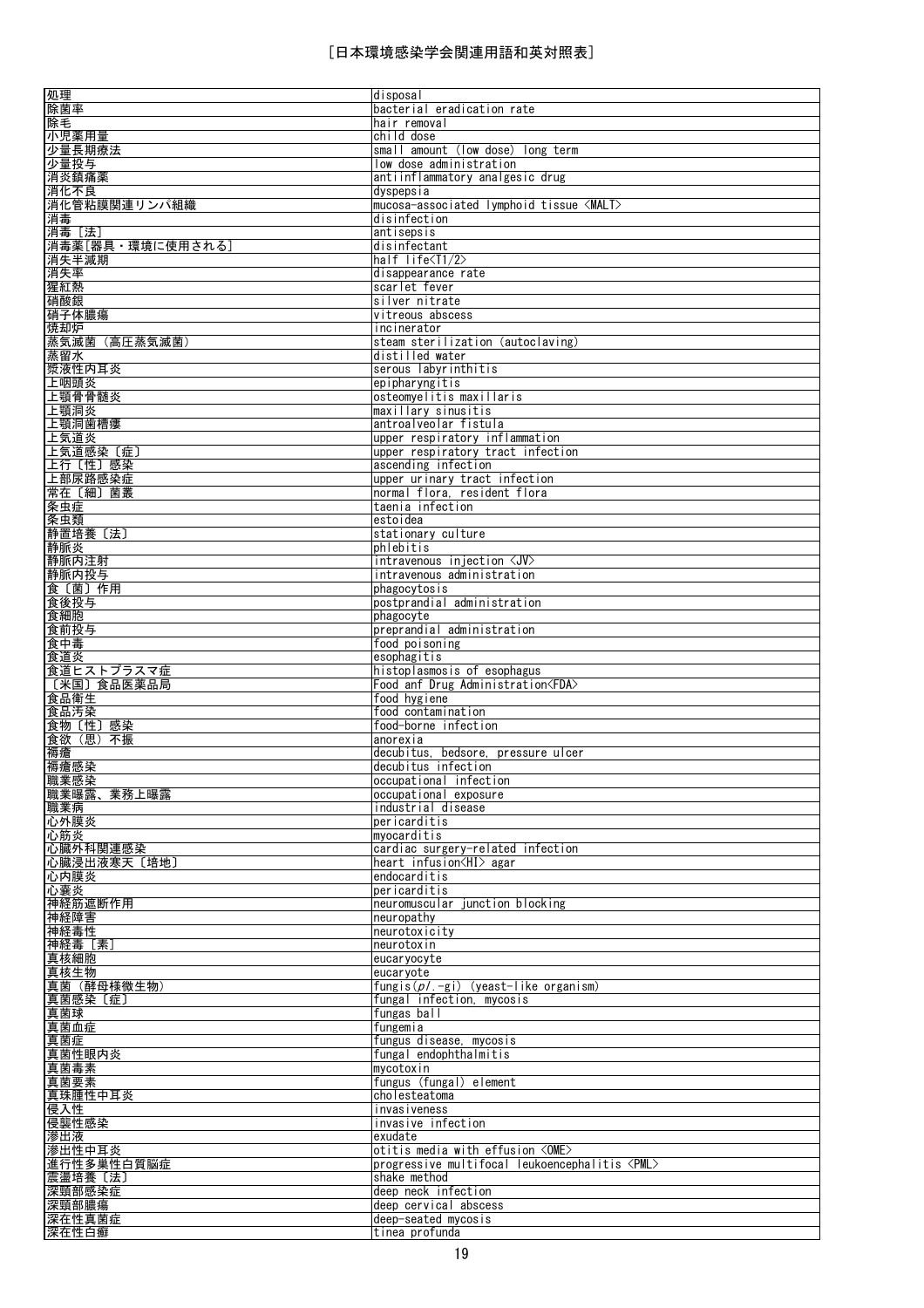［日本環境感染学会関連用語和英対照表］

| 処理 | disposal |
|---|---|
| 除菌率 | bacterial eradication rate |
| 除毛 | hair removal |
| 小児薬用量 | child dose |
| 少量長期療法 | small amount (low dose) long term |
| 少量投与 | low dose administration |
| 消炎鎮痛薬 | antiinflammatory analgesic drug |
| 消化不良 | dyspepsia |
| 消化管粘膜関連リンパ組織 | mucosa-associated lymphoid tissue <MALT> |
| 消毒 | disinfection |
| 消毒［法］ | antisepsis |
| 消毒薬[器具・環境に使用される] | disinfectant |
| 消失半減期 | half life<T1/2> |
| 消失率 | disappearance rate |
| 猩紅熱 | scarlet fever |
| 硝酸銀 | silver nitrate |
| 硝子体膿瘍 | vitreous abscess |
| 焼却炉 | incinerator |
| 蒸気滅菌（高圧蒸気滅菌） | steam sterilization (autoclaving) |
| 蒸留水 | distilled water |
| 漿液性内耳炎 | serous labyrinthitis |
| 上咽頭炎 | epipharyngitis |
| 上顎骨骨髄炎 | osteomyelitis maxillaris |
| 上顎洞炎 | maxillary sinusitis |
| 上顎洞歯槽瘻 | antroalveolar fistula |
| 上気道炎 | upper respiratory inflammation |
| 上気道感染［症］ | upper respiratory tract infection |
| 上行［性］感染 | ascending infection |
| 上部尿路感染症 | upper urinary tract infection |
| 常在［細］菌叢 | normal flora, resident flora |
| 条虫症 | taenia infection |
| 条虫類 | estoidea |
| 静置培養［法］ | stationary culture |
| 静脈炎 | phlebitis |
| 静脈内注射 | intravenous injection <JV> |
| 静脈内投与 | intravenous administration |
| 食［菌］作用 | phagocytosis |
| 食後投与 | postprandial administration |
| 食細胞 | phagocyte |
| 食前投与 | preprandial administration |
| 食中毒 | food poisoning |
| 食道炎 | esophagitis |
| 食道ヒストプラスマ症 | histoplasmosis of esophagus |
| ［米国］食品医薬品局 | Food anf Drug Administration<FDA> |
| 食品衛生 | food hygiene |
| 食品汚染 | food contamination |
| 食物［性］感染 | food-borne infection |
| 食欲（思）不振 | anorexia |
| 褥瘡 | decubitus, bedsore, pressure ulcer |
| 褥瘡感染 | decubitus infection |
| 職業感染 | occupational infection |
| 職業曝露、業務上曝露 | occupational exposure |
| 職業病 | industrial disease |
| 心外膜炎 | pericarditis |
| 心筋炎 | myocarditis |
| 心臓外科関連感染 | cardiac surgery-related infection |
| 心臓浸出液寒天［培地］ | heart infusion<HI> agar |
| 心内膜炎 | endocarditis |
| 心嚢炎 | pericarditis |
| 神経筋遮断作用 | neuromuscular junction blocking |
| 神経障害 | neuropathy |
| 神経毒性 | neurotoxicity |
| 神経毒［素］ | neurotoxin |
| 真核細胞 | eucaryocyte |
| 真核生物 | eucaryote |
| 真菌（酵母様微生物） | fungis(*pl*.-gi) (yeast-like organism) |
| 真菌感染［症］ | fungal infection, mycosis |
| 真菌球 | fungas ball |
| 真菌血症 | fungemia |
| 真菌症 | fungus disease, mycosis |
| 真菌性眼内炎 | fungal endophthalmitis |
| 真菌毒素 | mycotoxin |
| 真菌要素 | fungus (fungal) element |
| 真珠腫性中耳炎 | cholesteatoma |
| 侵入性 | invasiveness |
| 侵襲性感染 | invasive infection |
| 滲出液 | exudate |
| 滲出性中耳炎 | otitis media with effusion <OME> |
| 進行性多巣性白質脳症 | progressive multifocal leukoencephalitis <PML> |
| 震盪培養［法］ | shake method |
| 深頸部感染症 | deep neck infection |
| 深頸部膿瘍 | deep cervical abscess |
| 深在性真菌症 | deep-seated mycosis |
| 深在性白癬 | tinea profunda |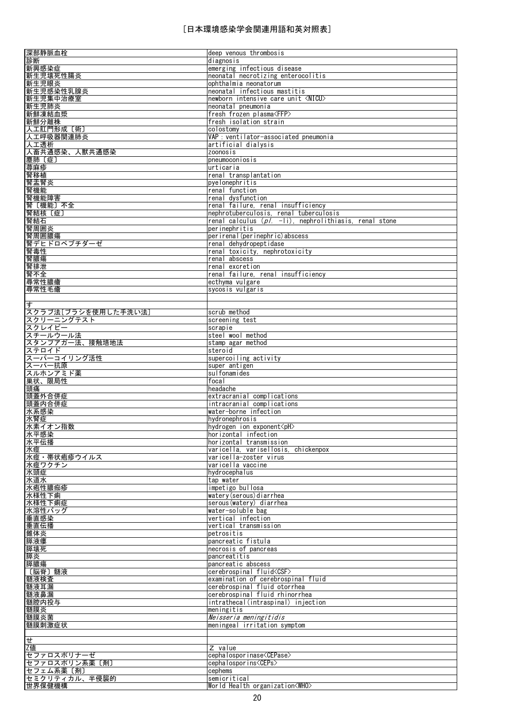| | |
|---|---|
| 深部静脈血栓 | deep venous thrombosis |
| 診断 | diagnosis |
| 新興感染症 | emerging infectious disease |
| 新生児壊死性腸炎 | neonatal necrotizing enterocolitis |
| 新生児眼炎 | ophthalmia neonatorum |
| 新生児感染性乳腺炎 | neonatal infectious mastitis |
| 新生児集中治療室 | newborn intensive care unit <NICU> |
| 新生児肺炎 | neonatal pneumonia |
| 新鮮凍結血漿 | fresh frozen plasma<FFP> |
| 新鮮分離株 | fresh isolation strain |
| 人工肛門形成〔術〕 | colostomy |
| 人工呼吸器関連肺炎 | VAP : ventilator-associated pneumonia |
| 人工透析 | artificial dialysis |
| 人畜共通感染、人獣共通感染 | zoonosis |
| 塵肺〔症〕 | pneumoconiosis |
| 蕁麻疹 | urticaria |
| 腎移植 | renal transplantation |
| 腎盂腎炎 | pyelonephritis |
| 腎機能 | renal function |
| 腎機能障害 | renal dysfunction |
| 腎〔機能〕不全 | renal failure, renal insufficiency |
| 腎結核〔症〕 | nephrotuberculosis, renal tuberculosis |
| 腎結石 | renal calculus (*pl.* -li), nephrolithiasis, renal stone |
| 腎周囲炎 | perinephritis |
| 腎周囲膿瘍 | perirenal(perinephric)abscess |
| 腎デヒドロペプチダーゼ | renal dehydropeptidase |
| 腎毒性 | renal toxicity, nephrotoxicity |
| 腎膿瘍 | renal abscess |
| 腎排泄 | renal excretion |
| 腎不全 | renal failure, renal insufficiency |
| 尋常性膿瘡 | ecthyma vulgare |
| 尋常性毛瘡 | sycosis vulgaris |
| | |
| す | |
| スクラブ法[ブラシを使用した手洗い法] | scrub method |
| スクリーニングテスト | screening test |
| スクレイピー | scrapie |
| スチールウール法 | steel wool method |
| スタンプアガー法、接触培地法 | stamp agar method |
| ステロイド | steroid |
| スーパーコイリング活性 | supercoiling activity |
| スーパー抗原 | super antigen |
| スルホンアミド薬 | sulfonamides |
| 巣状、限局性 | focal |
| 頭痛 | headache |
| 頭蓋外合併症 | extracranial complications |
| 頭蓋内合併症 | intracranial complications |
| 水系感染 | water-borne infection |
| 水腎症 | hydronephrosis |
| 水素イオン指数 | hydrogen ion exponent<pH> |
| 水平感染 | horizontal infection |
| 水平伝播 | horizontal transmission |
| 水痘 | varicella, varisellosis, chickenpox |
| 水痘・帯状疱疹ウイルス | varicella-zoster virus |
| 水痘ワクチン | varicella vaccine |
| 水頭症 | hydrocephalus |
| 水道水 | tap water |
| 水疱性膿痂疹 | impetigo bullosa |
| 水様性下痢 | watery(serous)diarrhea |
| 水様性下痢症 | serous(watery) diarrhea |
| 水溶性バッグ | water-soluble bag |
| 垂直感染 | vertical infection |
| 垂直伝播 | vertical transmission |
| 錐体炎 | petrositis |
| 膵液瘻 | pancreatic fistula |
| 膵壊死 | necrosis of pancreas |
| 膵炎 | pancreatitis |
| 膵膿瘍 | pancreatic abscess |
| 〔脳脊〕髄液 | cerebrospinal fluid<CSF> |
| 髄液検査 | examination of cerebrospinal fluid |
| 髄液耳漏 | cerebrospinal fluid otorrhea |
| 髄液鼻漏 | cerebrospinal fluid rhinorrhea |
| 髄腔内投与 | intrathecal(intraspinal) injection |
| 髄膜炎 | meningitis |
| 髄膜炎菌 | *Neisseria meningitidis* |
| 髄膜刺激症状 | meningeal irritation symptom |
| | |
| せ | |
| Z値 | Z value |
| セファロスポリナーゼ | cephalosporinase<CEPase> |
| セファロスポリン系薬〔剤〕 | cephalosporins<CEPs> |
| セフェム系薬〔剤〕 | cephems |
| セミクリティカル、半侵襲的 | semicritical |
| 世界保健機構 | World Health organization<WHO> |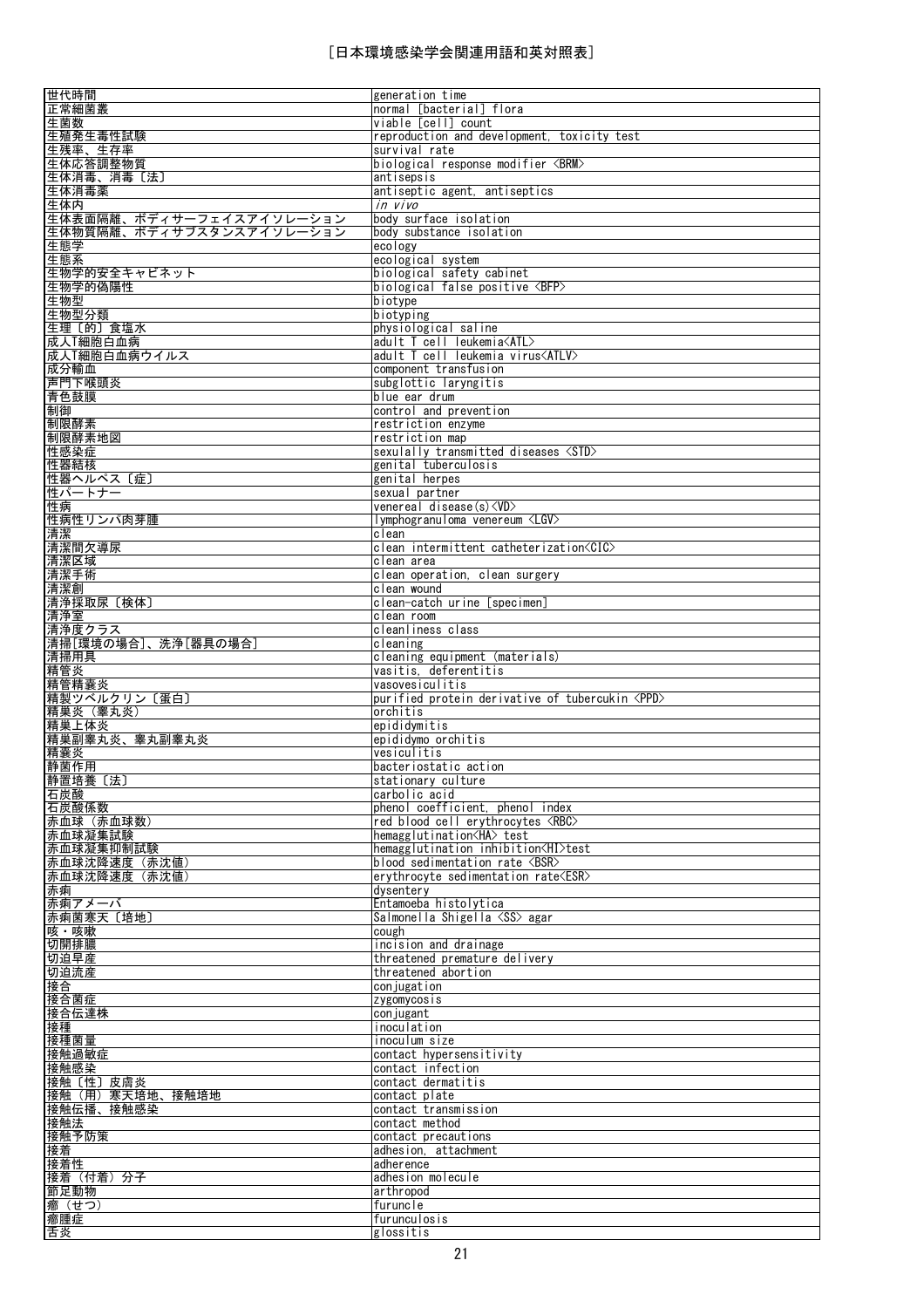# [日本環境感染学会関連用語和英対照表]

| | |
|---|---|
| 世代時間 | generation time |
| 正常細菌叢 | normal [bacterial] flora |
| 生菌数 | viable [cell] count |
| 生殖発生毒性試験 | reproduction and development, toxicity test |
| 生残率、生存率 | survival rate |
| 生体応答調整物質 | biological response modifier <BRM> |
| 生体消毒、消毒〔法〕 | antisepsis |
| 生体消毒薬 | antiseptic agent, antiseptics |
| 生体内 | *in vivo* |
| 生体表面隔離、ボディサーフェイスアイソレーション | body surface isolation |
| 生体物質隔離、ボディサブスタンスアイソレーション | body substance isolation |
| 生態学 | ecology |
| 生態系 | ecological system |
| 生物学的安全キャビネット | biological safety cabinet |
| 生物学的偽陽性 | biological false positive <BFP> |
| 生物型 | biotype |
| 生物型分類 | biotyping |
| 生理〔的〕食塩水 | physiological saline |
| 成人T細胞白血病 | adult T cell leukemia<ATL> |
| 成人T細胞白血病ウイルス | adult T cell leukemia virus<ATLV> |
| 成分輸血 | component transfusion |
| 声門下喉頭炎 | subglottic laryngitis |
| 青色鼓膜 | blue ear drum |
| 制御 | control and prevention |
| 制限酵素 | restriction enzyme |
| 制限酵素地図 | restriction map |
| 性感染症 | sexulally transmitted diseases <STD> |
| 性器結核 | genital tuberculosis |
| 性器ヘルペス〔症〕 | genital herpes |
| 性パートナー | sexual partner |
| 性病 | venereal disease(s)<VD> |
| 性病性リンパ肉芽腫 | lymphogranuloma venereum <LGV> |
| 清潔 | clean |
| 清潔間欠導尿 | clean intermittent catheterization<CIC> |
| 清潔区域 | clean area |
| 清潔手術 | clean operation, clean surgery |
| 清潔創 | clean wound |
| 清浄採取尿〔検体〕 | clean-catch urine [specimen] |
| 清浄室 | clean room |
| 清浄度クラス | cleanliness class |
| 清掃[環境の場合]、洗浄[器具の場合] | cleaning |
| 清掃用具 | cleaning equipment (materials) |
| 精管炎 | vasitis, deferentitis |
| 精管精嚢炎 | vasovesiculitis |
| 精製ツベルクリン〔蛋白〕 | purified protein derivative of tubercukin <PPD> |
| 精巣炎（睾丸炎） | orchitis |
| 精巣上体炎 | epididymitis |
| 精巣副睾丸炎、睾丸副睾丸炎 | epididymo orchitis |
| 精嚢炎 | vesiculitis |
| 静菌作用 | bacteriostatic action |
| 静置培養〔法〕 | stationary culture |
| 石炭酸 | carbolic acid |
| 石炭酸係数 | phenol coefficient, phenol index |
| 赤血球（赤血球数） | red blood cell erythrocytes <RBC> |
| 赤血球凝集試験 | hemagglutination<HA> test |
| 赤血球凝集抑制試験 | hemagglutination inhibition<HI>test |
| 赤血球沈降速度（赤沈値） | blood sedimentation rate <BSR> |
| 赤血球沈降速度（赤沈値） | erythrocyte sedimentation rate<ESR> |
| 赤痢 | dysentery |
| 赤痢アメーバ | Entamoeba histolytica |
| 赤痢菌寒天〔培地〕 | Salmonella Shigella <SS> agar |
| 咳・咳嗽 | cough |
| 切開排膿 | incision and drainage |
| 切迫早産 | threatened premature delivery |
| 切迫流産 | threatened abortion |
| 接合 | conjugation |
| 接合菌症 | zygomycosis |
| 接合伝達株 | conjugant |
| 接種 | inoculation |
| 接種菌量 | inoculum size |
| 接触過敏症 | contact hypersensitivity |
| 接触感染 | contact infection |
| 接触〔性〕皮膚炎 | contact dermatitis |
| 接触（用）寒天培地、接触培地 | contact plate |
| 接触伝播、接触感染 | contact transmission |
| 接触法 | contact method |
| 接触予防策 | contact precautions |
| 接着 | adhesion, attachment |
| 接着性 | adherence |
| 接着（付着）分子 | adhesion molecule |
| 節足動物 | arthropod |
| 癤（せつ） | furuncle |
| 癤腫症 | furunculosis |
| 舌炎 | glossitis |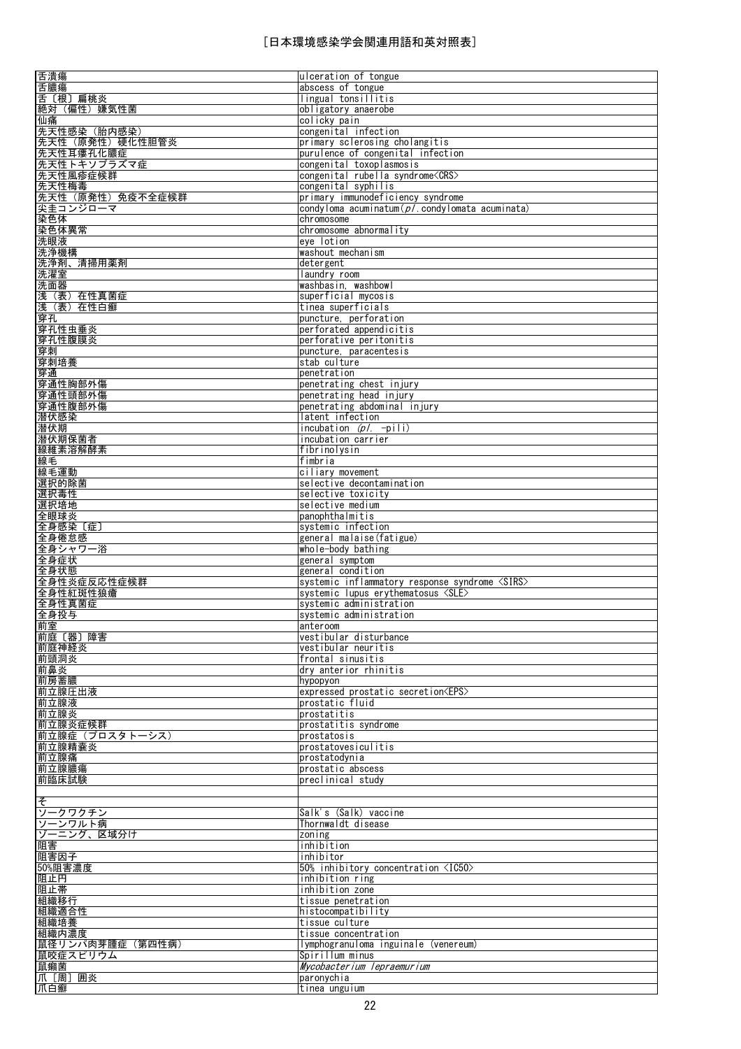| | |
|---|---|
| 舌潰瘍 | ulceration of tongue |
| 舌膿瘍 | abscess of tongue |
| 舌〔根〕扁桃炎 | lingual tonsillitis |
| 絶対（偏性）嫌気性菌 | obligatory anaerobe |
| 仙痛 | colicky pain |
| 先天性感染（胎内感染） | congenital infection |
| 先天性（原発性）硬化性胆管炎 | primary sclerosing cholangitis |
| 先天性耳瘻孔化膿症 | purulence of congenital infection |
| 先天性トキソプラズマ症 | congenital toxoplasmosis |
| 先天性風疹症候群 | congenital rubella syndrome<CRS> |
| 先天性梅毒 | congenital syphilis |
| 先天性（原発性）免疫不全症候群 | primary immunodeficiency syndrome |
| 尖圭コンジローマ | condyloma acuminatum(*pl*.condylomata acuminata) |
| 染色体 | chromosome |
| 染色体異常 | chromosome abnormality |
| 洗眼液 | eye lotion |
| 洗浄機構 | washout mechanism |
| 洗浄剤、清掃用薬剤 | detergent |
| 洗濯室 | laundry room |
| 洗面器 | washbasin, washbowl |
| 浅（表）在性真菌症 | superficial mycosis |
| 浅（表）在性白癬 | tinea superficials |
| 穿孔 | puncture, perforation |
| 穿孔性虫垂炎 | perforated appendicitis |
| 穿孔性腹膜炎 | perforative peritonitis |
| 穿刺 | puncture, paracentesis |
| 穿刺培養 | stab culture |
| 穿通 | penetration |
| 穿通性胸部外傷 | penetrating chest injury |
| 穿通性頭部外傷 | penetrating head injury |
| 穿通性腹部外傷 | penetrating abdominal injury |
| 潜伏感染 | latent infection |
| 潜伏期 | incubation (*pl*. -pili) |
| 潜伏期保菌者 | incubation carrier |
| 線維素溶解酵素 | fibrinolysin |
| 線毛 | fimbria |
| 線毛運動 | ciliary movement |
| 選択的除菌 | selective decontamination |
| 選択毒性 | selective toxicity |
| 選択培地 | selective medium |
| 全眼球炎 | panophthalmitis |
| 全身感染〔症〕 | systemic infection |
| 全身倦怠感 | general malaise(fatigue) |
| 全身シャワー浴 | whole-body bathing |
| 全身症状 | general symptom |
| 全身状態 | general condition |
| 全身性炎症反応性症候群 | systemic inflammatory response syndrome <SIRS> |
| 全身性紅斑性狼瘡 | systemic lupus erythematosus <SLE> |
| 全身性真菌症 | systemic administration |
| 全身投与 | systemic administration |
| 前室 | anteroom |
| 前庭〔器〕障害 | vestibular disturbance |
| 前庭神経炎 | vestibular neuritis |
| 前頭洞炎 | frontal sinusitis |
| 前鼻炎 | dry anterior rhinitis |
| 前房蓄膿 | hypopyon |
| 前立腺圧出液 | expressed prostatic secretion<EPS> |
| 前立腺液 | prostatic fluid |
| 前立腺炎 | prostatitis |
| 前立腺炎症候群 | prostatitis syndrome |
| 前立腺症（プロスタトーシス） | prostatosis |
| 前立腺精嚢炎 | prostatovesiculitis |
| 前立腺痛 | prostatodynia |
| 前立腺膿瘍 | prostatic abscess |
| 前臨床試験 | preclinical study |
| | |
| そ | |
| ソークワクチン | Salk's (Salk) vaccine |
| ソーンワルト病 | Thornwaldt disease |
| ゾーニング、区域分け | zoning |
| 阻害 | inhibition |
| 阻害因子 | inhibitor |
| 50%阻害濃度 | 50% inhibitory concentration <IC50> |
| 阻止円 | inhibition ring |
| 阻止帯 | inhibition zone |
| 組織移行 | tissue penetration |
| 組織適合性 | histocompatibility |
| 組織培養 | tissue culture |
| 組織内濃度 | tissue concentration |
| 鼠径リンパ肉芽腫症（第四性病） | lymphogranuloma inguinale (venereum) |
| 鼠咬症スピリウム | Spirillum minus |
| 鼠癩菌 | *Mycobacterium lepraemurium* |
| 爪〔周〕囲炎 | paronychia |
| 爪白癬 | tinea unguium |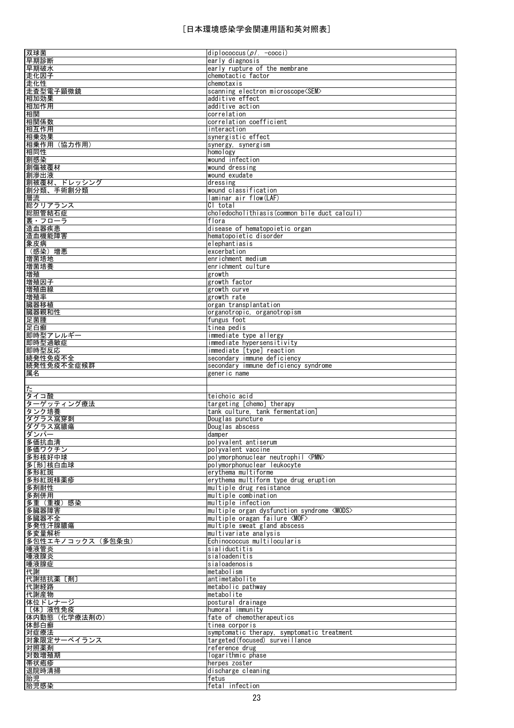# [日本環境感染学会関連用語和英対照表]

| | |
|---|---|
| 双球菌 | diplococcus(*pl.* -cocci) |
| 早期診断 | early diagnosis |
| 早期破水 | early rupture of the membrane |
| 走化因子 | chemotactic factor |
| 走化性 | chemotaxis |
| 走査型電子顕微鏡 | scanning electron microscope<SEM> |
| 相加効果 | additive effect |
| 相加作用 | additive action |
| 相関 | correlation |
| 相関係数 | correlation coefficient |
| 相互作用 | interaction |
| 相乗効果 | synergistic effect |
| 相乗作用（協力作用） | synergy, synergism |
| 相同性 | homology |
| 創感染 | wound infection |
| 創傷被覆材 | wound dressing |
| 創滲出液 | wound exudate |
| 創被覆材、ドレッシング | dressing |
| 創分類、手術創分類 | wound classification |
| 層流 | laminar air flow(LAF) |
| 総クリアランス | Cl total |
| 総胆管結石症 | choledocholithiasis(common bile duct calculi) |
| 叢・フローラ | flora |
| 造血器疾患 | disease of hematopoietic organ |
| 造血機能障害 | hematopoietic disorder |
| 象皮病 | elephantiasis |
| （感染）増悪 | excerbation |
| 増菌培地 | enrichment medium |
| 増菌培養 | enrichment culture |
| 増殖 | growth |
| 増殖因子 | growth factor |
| 増殖曲線 | growth curve |
| 増殖率 | growth rate |
| 臓器移植 | organ transplantation |
| 臓器親和性 | organotropic, organotropism |
| 足菌腫 | fungus foot |
| 足白癬 | tinea pedis |
| 即時型アレルギー | immediate type allergy |
| 即時型過敏症 | immediate hypersensitivity |
| 即時型反応 | immediate [type] reaction |
| 続発性免疫不全 | secondary immune deficiency |
| 続発性免疫不全症候群 | secondary immune deficiency syndrome |
| 属名 | generic name |
| | |
| た | |
| タイコ酸 | teichoic acid |
| ターゲッティング療法 | targeting [chemo] therapy |
| タンク培養 | tank culture, tank fermentation] |
| ダグラス窩穿刺 | Douglas puncture |
| ダグラス窩膿瘍 | Douglas abscess |
| ダンパー | damper |
| 多価抗血清 | polyvalent antiserum |
| 多価ワクチン | polyvalent vaccine |
| 多形核好中球 | polymorphonuclear neutrophil <PMN> |
| 多[形]核白血球 | polymorphonuclear leukocyte |
| 多形紅斑 | erythema multiforme |
| 多形紅斑様薬疹 | erythema multiform type drug eruption |
| 多剤耐性 | multiple drug resistance |
| 多剤併用 | multiple combination |
| 多重（重複）感染 | multiple infection |
| 多臓器障害 | multiple organ dysfunction syndrome <MODS> |
| 多臓器不全 | multiple oragan failure <MOF> |
| 多発性汗腺膿瘍 | multiple sweat gland abscess |
| 多変量解析 | multivariate analysis |
| 多包性エキノコックス（多包条虫） | Echinococcus multilocularis |
| 唾液管炎 | sialiductitis |
| 唾液腺炎 | sialoadenitis |
| 唾液腺症 | sialoadenosis |
| 代謝 | metabolism |
| 代謝拮抗薬〔剤〕 | antimetabolite |
| 代謝経路 | metabolic pathway |
| 代謝産物 | metabolite |
| 体位ドレナージ | postural drainage |
| 〔体〕液性免疫 | humoral immunity |
| 体内動態（化学療法剤の） | fate of chemotherapeutics |
| 体部白癬 | tinea corporis |
| 対症療法 | symptomatic therapy, symptomatic treatment |
| 対象限定サーベイランス | targeted(focused) surveillance |
| 対照薬剤 | reference drug |
| 対数増殖期 | logarithmic phase |
| 帯状疱疹 | herpes zoster |
| 退院時清掃 | discharge cleaning |
| 胎児 | fetus |
| 胎児感染 | fetal infection |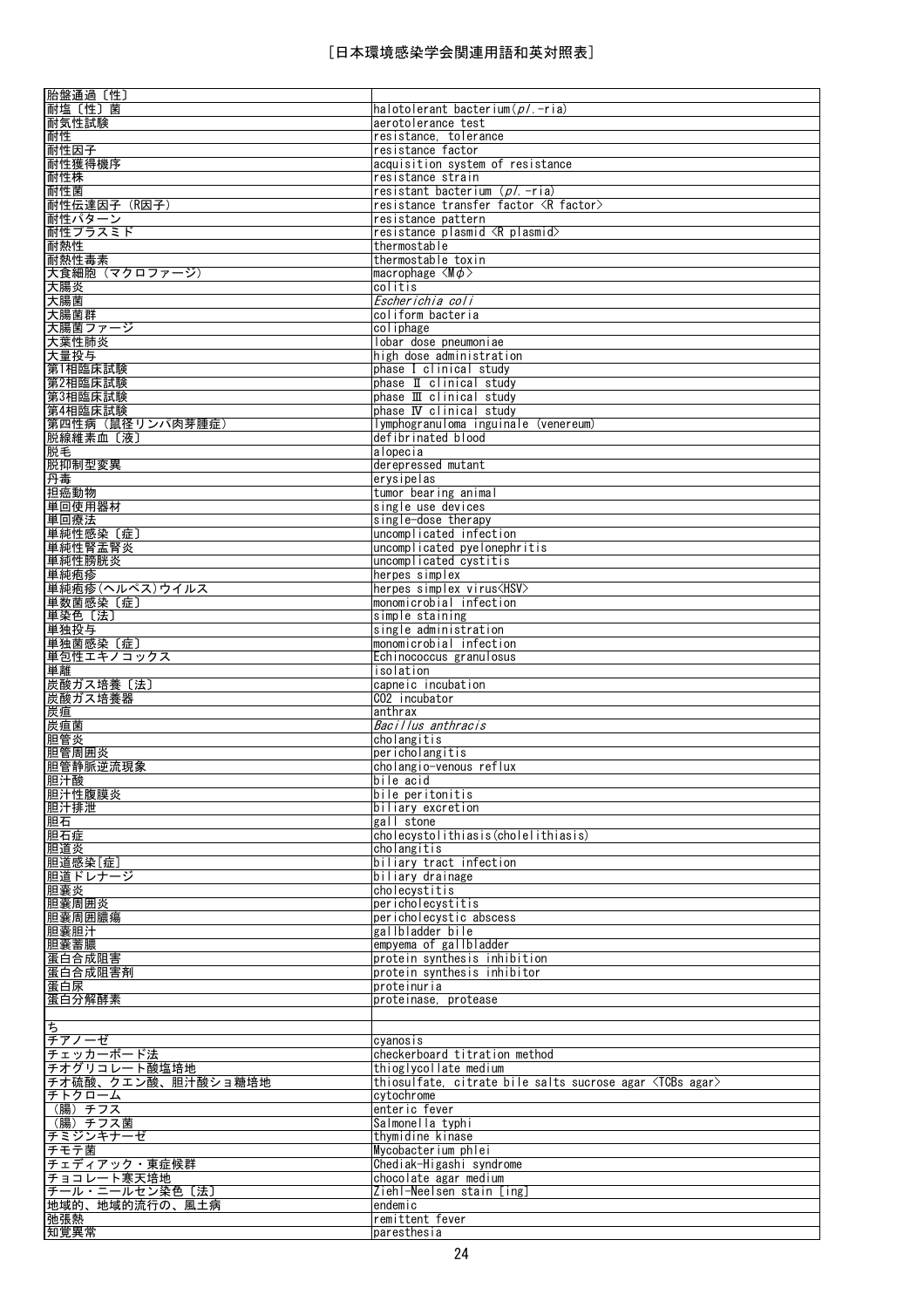［日本環境感染学会関連用語和英対照表］

| | |
|---|---|
| 胎盤通過〔性〕 | |
| 耐塩〔性〕菌 | halotolerant bacterium(*pl*.-ria) |
| 耐気性試験 | aerotolerance test |
| 耐性 | resistance, tolerance |
| 耐性因子 | resistance factor |
| 耐性獲得機序 | acquisition system of resistance |
| 耐性株 | resistance strain |
| 耐性菌 | resistant bacterium (*pl*.-ria) |
| 耐性伝達因子（R因子） | resistance transfer factor 〈R factor〉 |
| 耐性パターン | resistance pattern |
| 耐性プラスミド | resistance plasmid 〈R plasmid〉 |
| 耐熱性 | thermostable |
| 耐熱性毒素 | thermostable toxin |
| 大食細胞（マクロファージ） | macrophage 〈Mφ〉 |
| 大腸炎 | colitis |
| 大腸菌 | *Escherichia coli* |
| 大腸菌群 | coliform bacteria |
| 大腸菌ファージ | coliphage |
| 大葉性肺炎 | lobar dose pneumoniae |
| 大量投与 | high dose administration |
| 第1相臨床試験 | phase I clinical study |
| 第2相臨床試験 | phase Ⅱ clinical study |
| 第3相臨床試験 | phase Ⅲ clinical study |
| 第4相臨床試験 | phase Ⅳ clinical study |
| 第四性病（鼠径リンパ肉芽腫症） | lymphogranuloma inguinale (venereum) |
| 脱線維素血〔液〕 | defibrinated blood |
| 脱毛 | alopecia |
| 脱抑制型変異 | derepressed mutant |
| 丹毒 | erysipelas |
| 担癌動物 | tumor bearing animal |
| 単回使用器材 | single use devices |
| 単回療法 | single-dose therapy |
| 単純性感染〔症〕 | uncomplicated infection |
| 単純性腎盂腎炎 | uncomplicated pyelonephritis |
| 単純性膀胱炎 | uncomplicated cystitis |
| 単純疱疹 | herpes simplex |
| 単純疱疹(ヘルペス)ウイルス | herpes simplex virus<HSV> |
| 単数菌感染〔症〕 | monomicrobial infection |
| 単染色〔法〕 | simple staining |
| 単独投与 | single administration |
| 単独菌感染〔症〕 | monomicrobial infection |
| 単包性エキノコックス | Echinococcus granulosus |
| 単離 | isolation |
| 炭酸ガス培養〔法〕 | capneic incubation |
| 炭酸ガス培養器 | CO2 incubator |
| 炭疽 | anthrax |
| 炭疽菌 | *Bacillus anthracis* |
| 胆管炎 | cholangitis |
| 胆管周囲炎 | pericholangitis |
| 胆管静脈逆流現象 | cholangio-venous reflux |
| 胆汁酸 | bile acid |
| 胆汁性腹膜炎 | bile peritonitis |
| 胆汁排泄 | biliary excretion |
| 胆石 | gall stone |
| 胆石症 | cholecystolithiasis(cholelithiasis) |
| 胆道炎 | cholangitis |
| 胆道感染[症] | biliary tract infection |
| 胆道ドレナージ | biliary drainage |
| 胆嚢炎 | cholecystitis |
| 胆嚢周囲炎 | pericholecystitis |
| 胆嚢周囲膿瘍 | pericholecystic abscess |
| 胆嚢胆汁 | gallbladder bile |
| 胆嚢蓄膿 | empyema of gallbladder |
| 蛋白合成阻害 | protein synthesis inhibition |
| 蛋白合成阻害剤 | protein synthesis inhibitor |
| 蛋白尿 | proteinuria |
| 蛋白分解酵素 | proteinase, protease |
| | |
| ち | |
| チアノーゼ | cyanosis |
| チェッカーボード法 | checkerboard titration method |
| チオグリコレート酸塩培地 | thioglycollate medium |
| チオ硫酸、クエン酸、胆汁酸ショ糖培地 | thiosulfate, citrate bile salts sucrose agar 〈TCBs agar〉 |
| チトクローム | cytochrome |
| （腸）チフス | enteric fever |
| （腸）チフス菌 | Salmonella typhi |
| チミジンキナーゼ | thymidine kinase |
| チモテ菌 | Mycobacterium phlei |
| チェディアック・東症候群 | Chediak-Higashi syndrome |
| チョコレート寒天培地 | chocolate agar medium |
| チール・ニールセン染色〔法〕 | Ziehl-Neelsen stain [ing] |
| 地域的、地域的流行の、風土病 | endemic |
| 弛張熱 | remittent fever |
| 知覚異常 | paresthesia |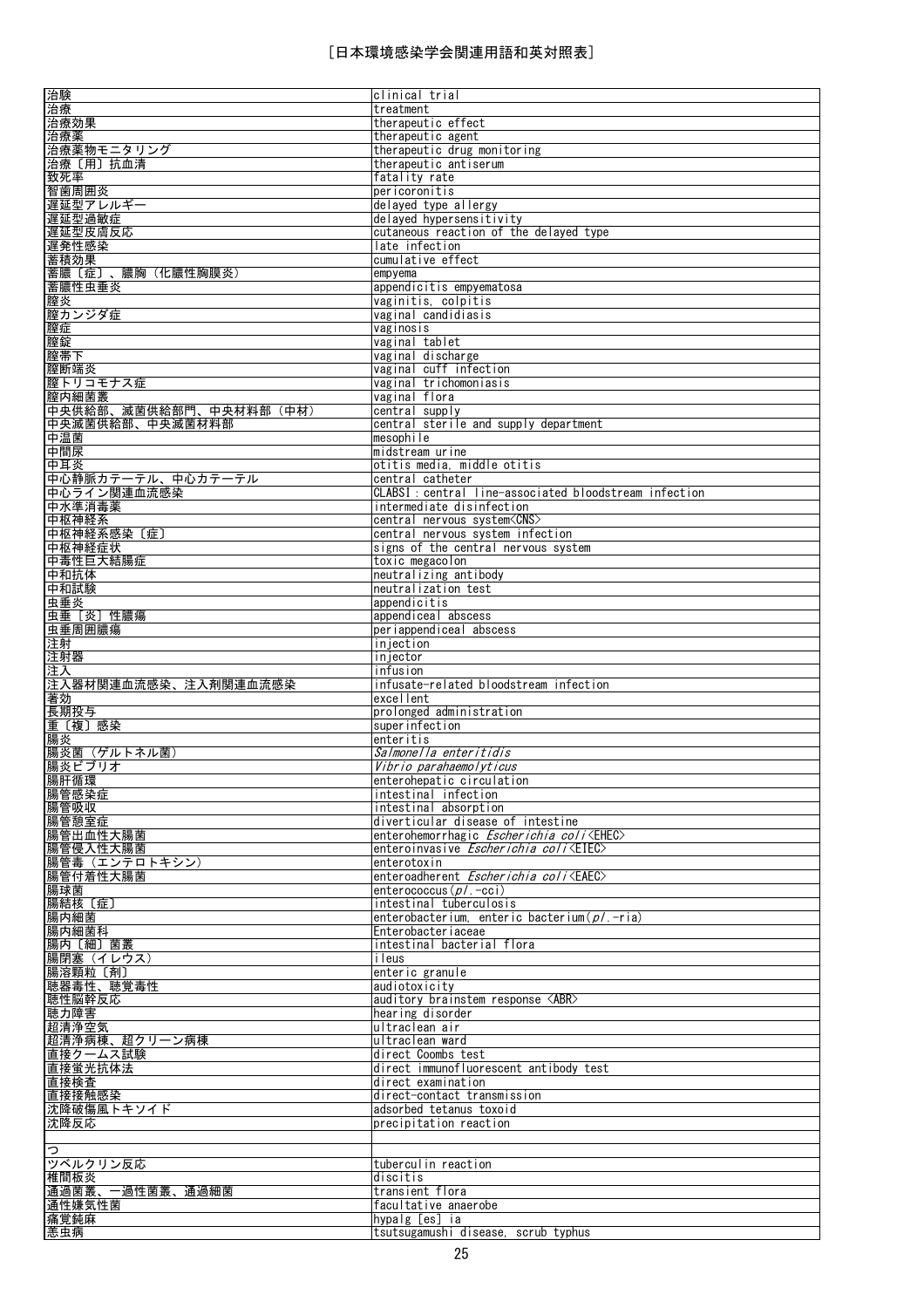［日本環境感染学会関連用語和英対照表］

| | |
|---|---|
| 治験 | clinical trial |
| 治療 | treatment |
| 治療効果 | therapeutic effect |
| 治療薬 | therapeutic agent |
| 治療薬物モニタリング | therapeutic drug monitoring |
| 治療〔用〕抗血清 | therapeutic antiserum |
| 致死率 | fatality rate |
| 智歯周囲炎 | pericoronitis |
| 遅延型アレルギー | delayed type allergy |
| 遅延型過敏症 | delayed hypersensitivity |
| 遅延型皮膚反応 | cutaneous reaction of the delayed type |
| 遅発性感染 | late infection |
| 蓄積効果 | cumulative effect |
| 蓄膿〔症〕、膿胸（化膿性胸膜炎） | empyema |
| 蓄膿性虫垂炎 | appendicitis empyematosa |
| 膣炎 | vaginitis, colpitis |
| 膣カンジダ症 | vaginal candidiasis |
| 膣症 | vaginosis |
| 膣錠 | vaginal tablet |
| 膣帯下 | vaginal discharge |
| 膣断端炎 | vaginal cuff infection |
| 膣トリコモナス症 | vaginal trichomoniasis |
| 膣内細菌叢 | vaginal flora |
| 中央供給部、滅菌供給部門、中央材料部（中材） | central supply |
| 中央滅菌供給部、中央滅菌材料部 | central sterile and supply department |
| 中温菌 | mesophile |
| 中間尿 | midstream urine |
| 中耳炎 | otitis media, middle otitis |
| 中心静脈カテーテル、中心カテーテル | central catheter |
| 中心ライン関連血流感染 | CLABSI：central line-associated bloodstream infection |
| 中水準消毒薬 | intermediate disinfection |
| 中枢神経系 | central nervous system<CNS> |
| 中枢神経系感染〔症〕 | central nervous system infection |
| 中枢神経症状 | signs of the central nervous system |
| 中毒性巨大結腸症 | toxic megacolon |
| 中和抗体 | neutralizing antibody |
| 中和試験 | neutralization test |
| 虫垂炎 | appendicitis |
| 虫垂〔炎〕性膿瘍 | appendiceal abscess |
| 虫垂周囲膿瘍 | periappendiceal abscess |
| 注射 | injection |
| 注射器 | injector |
| 注入 | infusion |
| 注入器材関連血流感染、注入剤関連血流感染 | infusate-related bloodstream infection |
| 著効 | excellent |
| 長期投与 | prolonged administration |
| 重〔複〕感染 | superinfection |
| 腸炎 | enteritis |
| 腸炎菌（ゲルトネル菌） | *Salmonella enteritidis* |
| 腸炎ビブリオ | *Vibrio parahaemolyticus* |
| 腸肝循環 | enterohepatic circulation |
| 腸管感染症 | intestinal infection |
| 腸管吸収 | intestinal absorption |
| 腸管憩室症 | diverticular disease of intestine |
| 腸管出血性大腸菌 | enterohemorrhagic *Escherichia coli*<EHEC> |
| 腸管侵入性大腸菌 | enteroinvasive *Escherichia coli*<EIEC> |
| 腸管毒（エンテロトキシン） | enterotoxin |
| 腸管付着性大腸菌 | enteroadherent *Escherichia coli*<EAEC> |
| 腸球菌 | enterococcus(*pl*.-cci) |
| 腸結核〔症〕 | intestinal tuberculosis |
| 腸内細菌 | enterobacterium, enteric bacterium(*pl*.-ria) |
| 腸内細菌科 | Enterobacteriaceae |
| 腸内〔細〕菌叢 | intestinal bacterial flora |
| 腸閉塞（イレウス） | ileus |
| 腸溶顆粒〔剤〕 | enteric granule |
| 聴器毒性、聴覚毒性 | audiotoxicity |
| 聴性脳幹反応 | auditory brainstem response <ABR> |
| 聴力障害 | hearing disorder |
| 超清浄空気 | ultraclean air |
| 超清浄病棟、超クリーン病棟 | ultraclean ward |
| 直接クームス試験 | direct Coombs test |
| 直接蛍光抗体法 | direct immunofluorescent antibody test |
| 直接検査 | direct examination |
| 直接接触感染 | direct-contact transmission |
| 沈降破傷風トキソイド | adsorbed tetanus toxoid |
| 沈降反応 | precipitation reaction |
| | |
| つ | |
| ツベルクリン反応 | tuberculin reaction |
| 椎間板炎 | discitis |
| 通過菌叢、一過性菌叢、通過細菌 | transient flora |
| 通性嫌気性菌 | facultative anaerobe |
| 痛覚鈍麻 | hypalg [es] ia |
| 恙虫病 | tsutsugamushi disease, scrub typhus |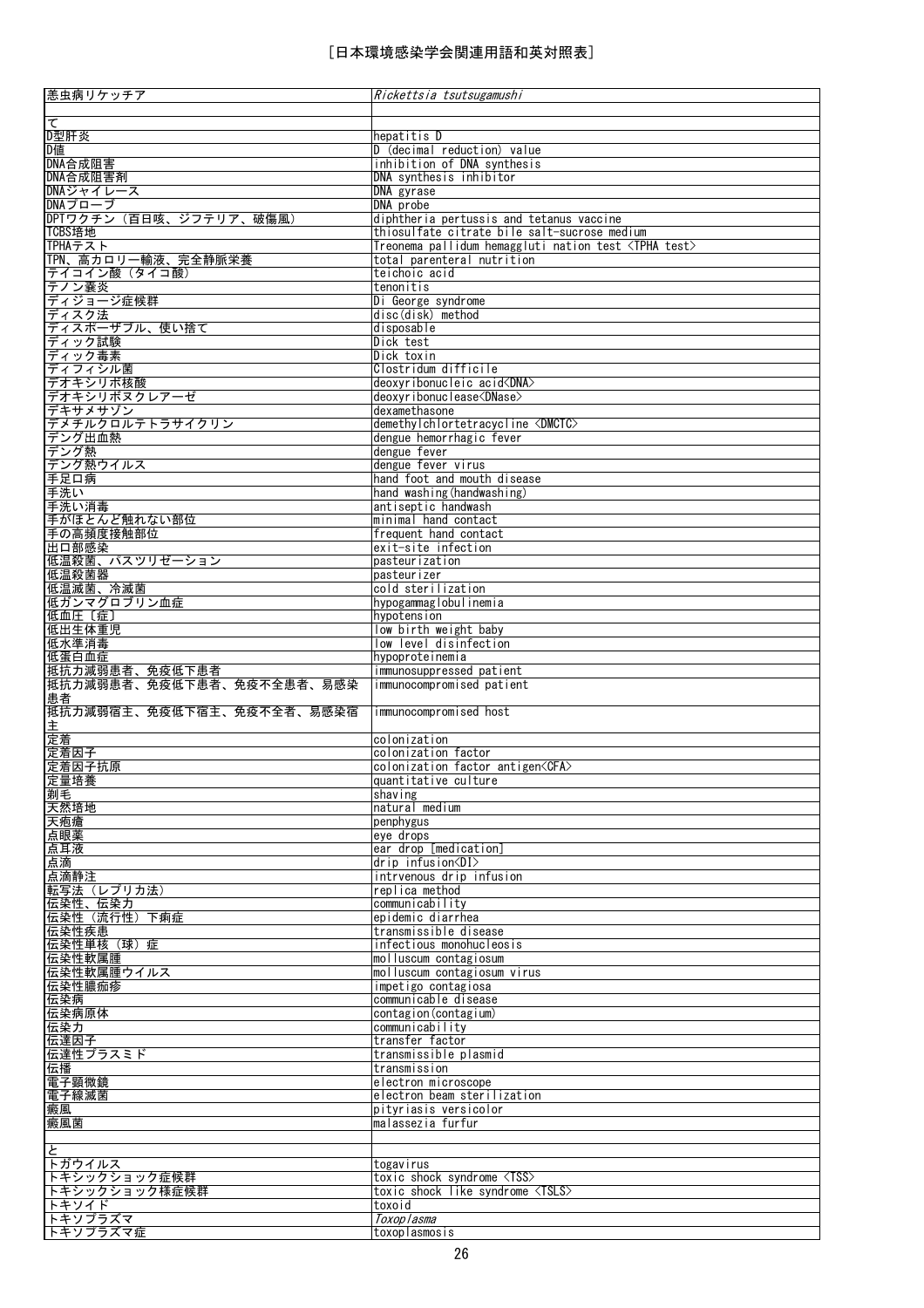| 恙虫病リケッチア | *Rickettsia tsutsugamushi* |
|---|---|
| | |
| て | |
| D型肝炎 | hepatitis D |
| D値 | D (decimal reduction) value |
| DNA合成阻害 | inhibition of DNA synthesis |
| DNA合成阻害剤 | DNA synthesis inhibitor |
| DNAジャイレース | DNA gyrase |
| DNAプローブ | DNA probe |
| DPTワクチン（百日咳、ジフテリア、破傷風） | diphtheria pertussis and tetanus vaccine |
| TCBS培地 | thiosulfate citrate bile salt-sucrose medium |
| TPHAテスト | Treonema pallidum hemaggluti nation test <TPHA test> |
| TPN、高カロリー輸液、完全静脈栄養 | total parenteral nutrition |
| テイコイン酸（タイコ酸） | teichoic acid |
| テノン嚢炎 | tenonitis |
| ディジョージ症候群 | Di George syndrome |
| ディスク法 | disc(disk) method |
| ディスポーザブル、使い捨て | disposable |
| ディック試験 | Dick test |
| ディック毒素 | Dick toxin |
| ディフィシル菌 | Clostridum difficile |
| デオキシリボ核酸 | deoxyribonucleic acid<DNA> |
| デオキシリボヌクレアーゼ | deoxyribonuclease<DNase> |
| デキサメサゾン | dexamethasone |
| デメチルクロルテトラサイクリン | demethylchlortetracycline <DMCTC> |
| デング出血熱 | dengue hemorrhagic fever |
| デング熱 | dengue fever |
| デング熱ウイルス | dengue fever virus |
| 手足口病 | hand foot and mouth disease |
| 手洗い | hand washing(handwashing) |
| 手洗い消毒 | antiseptic handwash |
| 手がほとんど触れない部位 | minimal hand contact |
| 手の高頻度接触部位 | frequent hand contact |
| 出口部感染 | exit-site infection |
| 低温殺菌、パスツリゼーション | pasteurization |
| 低温殺菌器 | pasteurizer |
| 低温滅菌、冷滅菌 | cold sterilization |
| 低ガンマグロブリン血症 | hypogammaglobulinemia |
| 低血圧〔症〕 | hypotension |
| 低出生体重児 | low birth weight baby |
| 低水準消毒 | low level disinfection |
| 低蛋白血症 | hypoproteinemia |
| 抵抗力減弱患者、免疫低下患者 | immunosuppressed patient |
| 抵抗力減弱患者、免疫低下患者、免疫不全患者、易感染患者 | immunocompromised patient |
| 抵抗力減弱宿主、免疫低下宿主、免疫不全者、易感染宿主 | immunocompromised host |
| 定着 | colonization |
| 定着因子 | colonization factor |
| 定着因子抗原 | colonization factor antigen<CFA> |
| 定量培養 | quantitative culture |
| 剃毛 | shaving |
| 天然培地 | natural medium |
| 天疱瘡 | penphygus |
| 点眼薬 | eye drops |
| 点耳液 | ear drop [medication] |
| 点滴 | drip infusion<DI> |
| 点滴静注 | intrvenous drip infusion |
| 転写法（レプリカ法） | replica method |
| 伝染性、伝染力 | communicability |
| 伝染性（流行性）下痢症 | epidemic diarrhea |
| 伝染性疾患 | transmissible disease |
| 伝染性単核（球）症 | infectious monohucleosis |
| 伝染性軟属腫 | molluscum contagiosum |
| 伝染性軟属腫ウイルス | molluscum contagiosum virus |
| 伝染性膿痂疹 | impetigo contagiosa |
| 伝染病 | communicable disease |
| 伝染病原体 | contagion(contagium) |
| 伝染力 | communicability |
| 伝達因子 | transfer factor |
| 伝達性プラスミド | transmissible plasmid |
| 伝播 | transmission |
| 電子顕微鏡 | electron microscope |
| 電子線滅菌 | electron beam sterilization |
| 癜風 | pityriasis versicolor |
| 癜風菌 | malassezia furfur |
| | |
| と | |
| トガウイルス | togavirus |
| トキシックショック症候群 | toxic shock syndrome <TSS> |
| トキシックショック様症候群 | toxic shock like syndrome <TSLS> |
| トキソイド | toxoid |
| トキソプラズマ | *Toxoplasma* |
| トキソプラズマ症 | toxoplasmosis |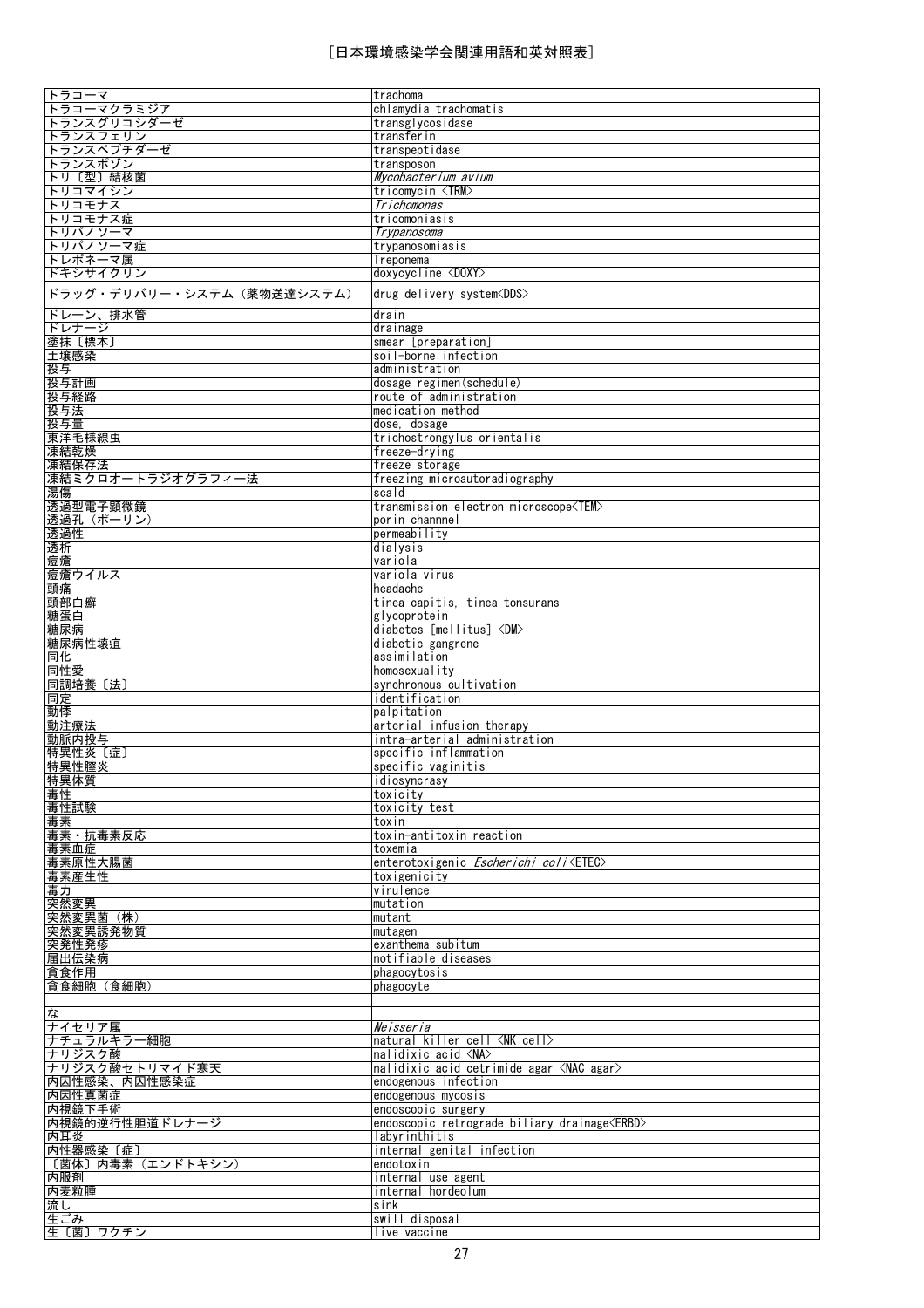| | |
|---|---|
| トラコーマ | trachoma |
| トラコーマクラミジア | chlamydia trachomatis |
| トランスグリコシダーゼ | transglycosidase |
| トランスフェリン | transferin |
| トランスペプチダーゼ | transpeptidase |
| トランスポゾン | transposon |
| トリ〔型〕結核菌 | *Mycobacterium avium* |
| トリコマイシン | tricomycin <TRM> |
| トリコモナス | *Trichomonas* |
| トリコモナス症 | tricomoniasis |
| トリパノソーマ | *Trypanosoma* |
| トリパノソーマ症 | trypanosomiasis |
| トレポネーマ属 | Treponema |
| ドキシサイクリン | doxycycline <DOXY> |
| ドラッグ・デリバリー・システム（薬物送達システム） | drug delivery system<DDS> |
| ドレーン、排水管 | drain |
| ドレナージ | drainage |
| 塗抹〔標本〕 | smear [preparation] |
| 土壌感染 | soil-borne infection |
| 投与 | administration |
| 投与計画 | dosage regimen(schedule) |
| 投与経路 | route of administration |
| 投与法 | medication method |
| 投与量 | dose, dosage |
| 東洋毛様線虫 | trichostrongylus orientalis |
| 凍結乾燥 | freeze-drying |
| 凍結保存法 | freeze storage |
| 凍結ミクロオートラジオグラフィー法 | freezing microautoradiography |
| 湯傷 | scald |
| 透過型電子顕微鏡 | transmission electron microscope<TEM> |
| 透過孔（ポーリン） | porin channnel |
| 透過性 | permeability |
| 透析 | dialysis |
| 痘瘡 | variola |
| 痘瘡ウイルス | variola virus |
| 頭痛 | headache |
| 頭部白癬 | tinea capitis, tinea tonsurans |
| 糖蛋白 | glycoprotein |
| 糖尿病 | diabetes [mellitus] <DM> |
| 糖尿病性壊疽 | diabetic gangrene |
| 同化 | assimilation |
| 同性愛 | homosexuality |
| 同調培養〔法〕 | synchronous cultivation |
| 同定 | identification |
| 動悸 | palpitation |
| 動注療法 | arterial infusion therapy |
| 動脈内投与 | intra-arterial administration |
| 特異性炎〔症〕 | specific inflammation |
| 特異性膣炎 | specific vaginitis |
| 特異体質 | idiosyncrasy |
| 毒性 | toxicity |
| 毒性試験 | toxicity test |
| 毒素 | toxin |
| 毒素・抗毒素反応 | toxin-antitoxin reaction |
| 毒素血症 | toxemia |
| 毒素原性大腸菌 | enterotoxigenic *Escherichi coli*<ETEC> |
| 毒素産生性 | toxigenicity |
| 毒力 | virulence |
| 突然変異 | mutation |
| 突然変異菌（株） | mutant |
| 突然変異誘発物質 | mutagen |
| 突発性発疹 | exanthema subitum |
| 届出伝染病 | notifiable diseases |
| 貪食作用 | phagocytosis |
| 貪食細胞（食細胞） | phagocyte |
| | |
| な | |
| ナイセリア属 | *Neisseria* |
| ナチュラルキラー細胞 | natural killer cell <NK cell> |
| ナリジスク酸 | nalidixic acid <NA> |
| ナリジスク酸セトリマイド寒天 | nalidixic acid cetrimide agar <NAC agar> |
| 内因性感染、内因性感染症 | endogenous infection |
| 内因性真菌症 | endogenous mycosis |
| 内視鏡下手術 | endoscopic surgery |
| 内視鏡的逆行性胆道ドレナージ | endoscopic retrograde biliary drainage<ERBD> |
| 内耳炎 | labyrinthitis |
| 内性器感染〔症〕 | internal genital infection |
| 〔菌体〕内毒素（エンドトキシン） | endotoxin |
| 内服剤 | internal use agent |
| 内麦粒腫 | internal hordeolum |
| 流し | sink |
| 生ごみ | swill disposal |
| 生〔菌〕ワクチン | live vaccine |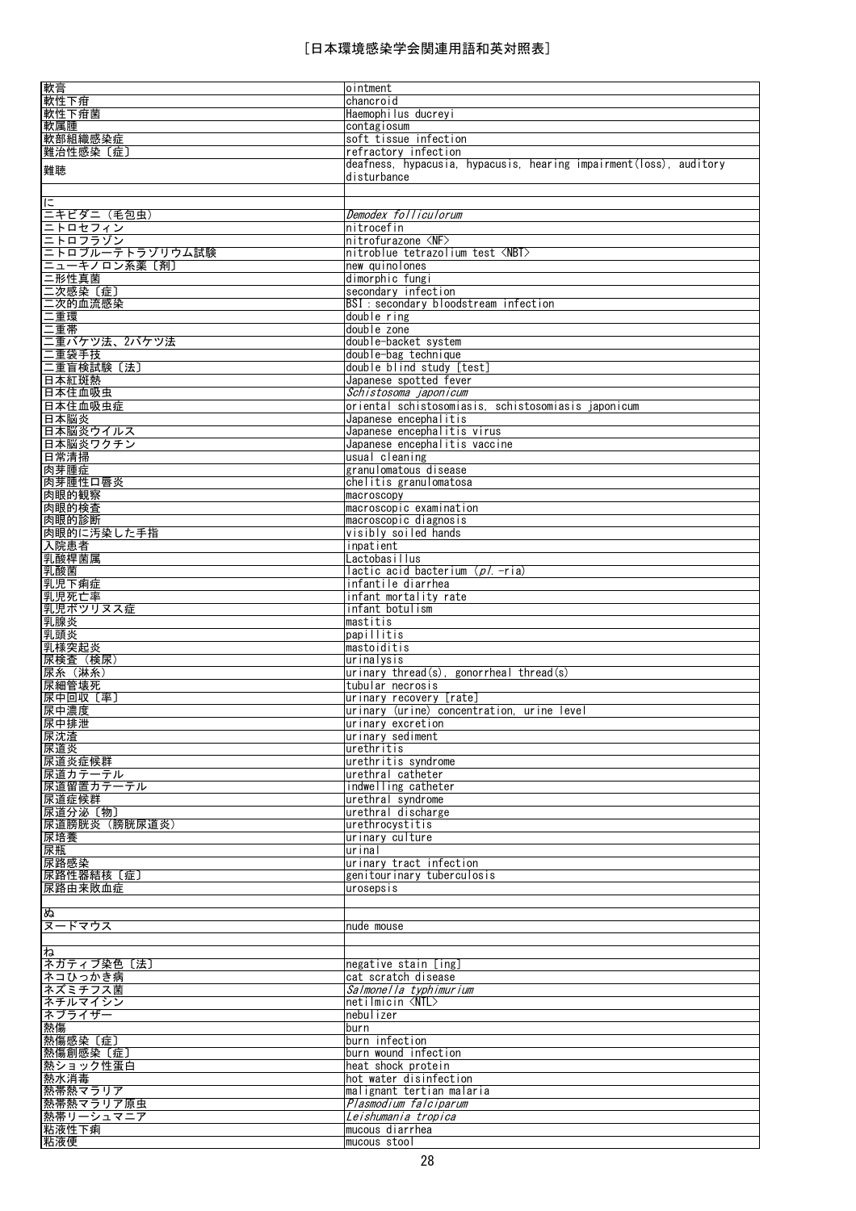［日本環境感染学会関連用語和英対照表］

| | |
|---|---|
| 軟膏 | ointment |
| 軟性下疳 | chancroid |
| 軟性下疳菌 | Haemophilus ducreyi |
| 軟属腫 | contagiosum |
| 軟部組織感染症 | soft tissue infection |
| 難治性感染〔症〕 | refractory infection |
| 難聴 | deafness, hypacusia, hypacusis, hearing impairment(loss), auditory disturbance |
| | |
| に | |
| ニキビダニ（毛包虫） | *Demodex folliculorum* |
| ニトロセフィン | nitrocefin |
| ニトロフラゾン | nitrofurazone <NF> |
| ニトロブルーテトラゾリウム試験 | nitroblue tetrazolium test <NBT> |
| ニューキノロン系薬〔剤〕 | new quinolones |
| 二形性真菌 | dimorphic fungi |
| 二次感染〔症〕 | secondary infection |
| 二次的血流感染 | BSI：secondary bloodstream infection |
| 二重環 | double ring |
| 二重帯 | double zone |
| 二重バケツ法、2バケツ法 | double-backet system |
| 二重袋手技 | double-bag technique |
| 二重盲検試験〔法〕 | double blind study [test] |
| 日本紅斑熱 | Japanese spotted fever |
| 日本住血吸虫 | *Schistosoma japonicum* |
| 日本住血吸虫症 | oriental schistosomiasis, schistosomiasis japonicum |
| 日本脳炎 | Japanese encephalitis |
| 日本脳炎ウイルス | Japanese encephalitis virus |
| 日本脳炎ワクチン | Japanese encephalitis vaccine |
| 日常清掃 | usual cleaning |
| 肉芽腫症 | granulomatous disease |
| 肉芽腫性口唇炎 | chelitis granulomatosa |
| 肉眼的観察 | macroscopy |
| 肉眼的検査 | macroscopic examination |
| 肉眼的診断 | macroscopic diagnosis |
| 肉眼的に汚染した手指 | visibly soiled hands |
| 入院患者 | inpatient |
| 乳酸桿菌属 | Lactobasillus |
| 乳酸菌 | lactic acid bacterium (*pl.* -ria) |
| 乳児下痢症 | infantile diarrhea |
| 乳児死亡率 | infant mortality rate |
| 乳児ボツリヌス症 | infant botulism |
| 乳腺炎 | mastitis |
| 乳頭炎 | papillitis |
| 乳様突起炎 | mastoiditis |
| 尿検査（検尿） | urinalysis |
| 尿糸（淋糸） | urinary thread(s), gonorrheal thread(s) |
| 尿細管壊死 | tubular necrosis |
| 尿中回収〔率〕 | urinary recovery [rate] |
| 尿中濃度 | urinary (urine) concentration, urine level |
| 尿中排泄 | urinary excretion |
| 尿沈渣 | urinary sediment |
| 尿道炎 | urethritis |
| 尿道炎症候群 | urethritis syndrome |
| 尿道カテーテル | urethral catheter |
| 尿道留置カテーテル | indwelling catheter |
| 尿道症候群 | urethral syndrome |
| 尿道分泌〔物〕 | urethral discharge |
| 尿道膀胱炎（膀胱尿道炎） | urethrocystitis |
| 尿培養 | urinary culture |
| 尿瓶 | urinal |
| 尿路感染 | urinary tract infection |
| 尿路性器結核〔症〕 | genitourinary tuberculosis |
| 尿路由来敗血症 | urosepsis |
| | |
| ぬ | |
| ヌードマウス | nude mouse |
| | |
| ね | |
| ネガティブ染色〔法〕 | negative stain [ing] |
| ネコひっかき病 | cat scratch disease |
| ネズミチフス菌 | *Salmonella typhimurium* |
| ネチルマイシン | netilmicin <NTL> |
| ネブライザー | nebulizer |
| 熱傷 | burn |
| 熱傷感染〔症〕 | burn infection |
| 熱傷創感染〔症〕 | burn wound infection |
| 熱ショック性蛋白 | heat shock protein |
| 熱水消毒 | hot water disinfection |
| 熱帯熱マラリア | malignant tertian malaria |
| 熱帯熱マラリア原虫 | *Plasmodium falciparum* |
| 熱帯リーシュマニア | *Leishumania tropica* |
| 粘液性下痢 | mucous diarrhea |
| 粘液便 | mucous stool |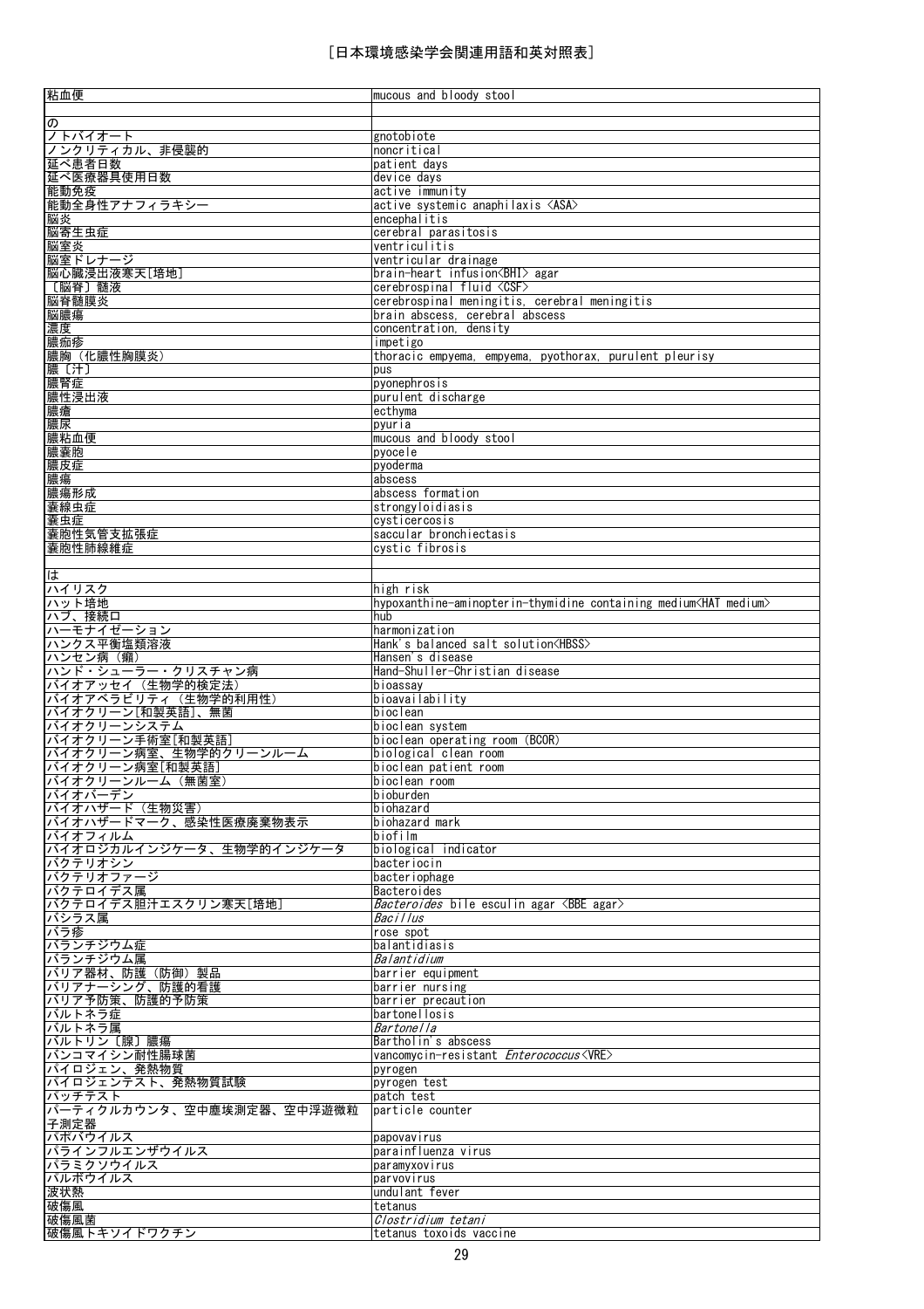[日本環境感染学会関連用語和英対照表]

| | |
|---|---|
| 粘血便 | mucous and bloody stool |
| | |
| の | |
| ノトバイオート | gnotobiote |
| ノンクリティカル、非侵襲的 | noncritical |
| 延べ患者日数 | patient days |
| 延べ医療器具使用日数 | device days |
| 能動免疫 | active immunity |
| 能動全身性アナフィラキシー | active systemic anaphilaxis <ASA> |
| 脳炎 | encephalitis |
| 脳寄生虫症 | cerebral parasitosis |
| 脳室炎 | ventriculitis |
| 脳室ドレナージ | ventricular drainage |
| 脳心臓浸出液寒天[培地] | brain-heart infusion<BHI> agar |
| 〔脳脊〕髄液 | cerebrospinal fluid <CSF> |
| 脳脊髄膜炎 | cerebrospinal meningitis, cerebral meningitis |
| 脳膿瘍 | brain abscess, cerebral abscess |
| 濃度 | concentration, density |
| 膿痂疹 | impetigo |
| 膿胸（化膿性胸膜炎） | thoracic empyema, empyema, pyothorax, purulent pleurisy |
| 膿〔汁〕 | pus |
| 膿腎症 | pyonephrosis |
| 膿性浸出液 | purulent discharge |
| 膿瘡 | ecthyma |
| 膿尿 | pyuria |
| 膿粘血便 | mucous and bloody stool |
| 膿嚢胞 | pyocele |
| 膿皮症 | pyoderma |
| 膿瘍 | abscess |
| 膿瘍形成 | abscess formation |
| 嚢線虫症 | strongyloidiasis |
| 嚢虫症 | cysticercosis |
| 嚢胞性気管支拡張症 | saccular bronchiectasis |
| 嚢胞性肺線維症 | cystic fibrosis |
| | |
| は | |
| ハイリスク | high risk |
| ハット培地 | hypoxanthine-aminopterin-thymidine containing medium<HAT medium> |
| ハブ、接続口 | hub |
| ハーモナイゼーション | harmonization |
| ハンクス平衡塩類溶液 | Hank's balanced salt solution<HBSS> |
| ハンセン病（癩） | Hansen's disease |
| ハンド・シューラー・クリスチャン病 | Hand-Shuller-Christian disease |
| バイオアッセイ（生物学的検定法） | bioassay |
| バイオアベラビリティ（生物学的利用性） | bioavailability |
| バイオクリーン[和製英語]、無菌 | bioclean |
| バイオクリーンシステム | bioclean system |
| バイオクリーン手術室[和製英語] | bioclean operating room (BCOR) |
| バイオクリーン病室、生物学的クリーンルーム | biological clean room |
| バイオクリーン病室[和製英語] | bioclean patient room |
| バイオクリーンルーム（無菌室） | bioclean room |
| バイオバーデン | bioburden |
| バイオハザード（生物災害） | biohazard |
| バイオハザードマーク、感染性医療廃棄物表示 | biohazard mark |
| バイオフィルム | biofilm |
| バイオロジカルインジケータ、生物学的インジケータ | biological indicator |
| バクテリオシン | bacteriocin |
| バクテリオファージ | bacteriophage |
| バクテロイデス属 | Bacteroides |
| バクテロイデス胆汁エスクリン寒天[培地] | *Bacteroides* bile esculin agar <BBE agar> |
| バシラス属 | *Bacillus* |
| バラ疹 | rose spot |
| バランチジウム症 | balantidiasis |
| バランチジウム属 | *Balantidium* |
| バリア器材、防護（防御）製品 | barrier equipment |
| バリアナーシング、防護的看護 | barrier nursing |
| バリア予防策、防護的予防策 | barrier precaution |
| バルトネラ症 | bartonellosis |
| バルトネラ属 | *Bartonella* |
| バルトリン〔腺〕膿瘍 | Bartholin's abscess |
| バンコマイシン耐性腸球菌 | vancomycin-resistant *Enterococcus*<VRE> |
| パイロジェン、発熱物質 | pyrogen |
| パイロジェンテスト、発熱物質試験 | pyrogen test |
| パッチテスト | patch test |
| パーティクルカウンタ、空中塵埃測定器、空中浮遊微粒子測定器 | particle counter |
| パポバウイルス | papovavirus |
| パラインフルエンザウイルス | parainfluenza virus |
| パラミクソウイルス | paramyxovirus |
| パルボウイルス | parvovirus |
| 波状熱 | undulant fever |
| 破傷風 | tetanus |
| 破傷風菌 | *Clostridium tetani* |
| 破傷風トキソイドワクチン | tetanus toxoids vaccine |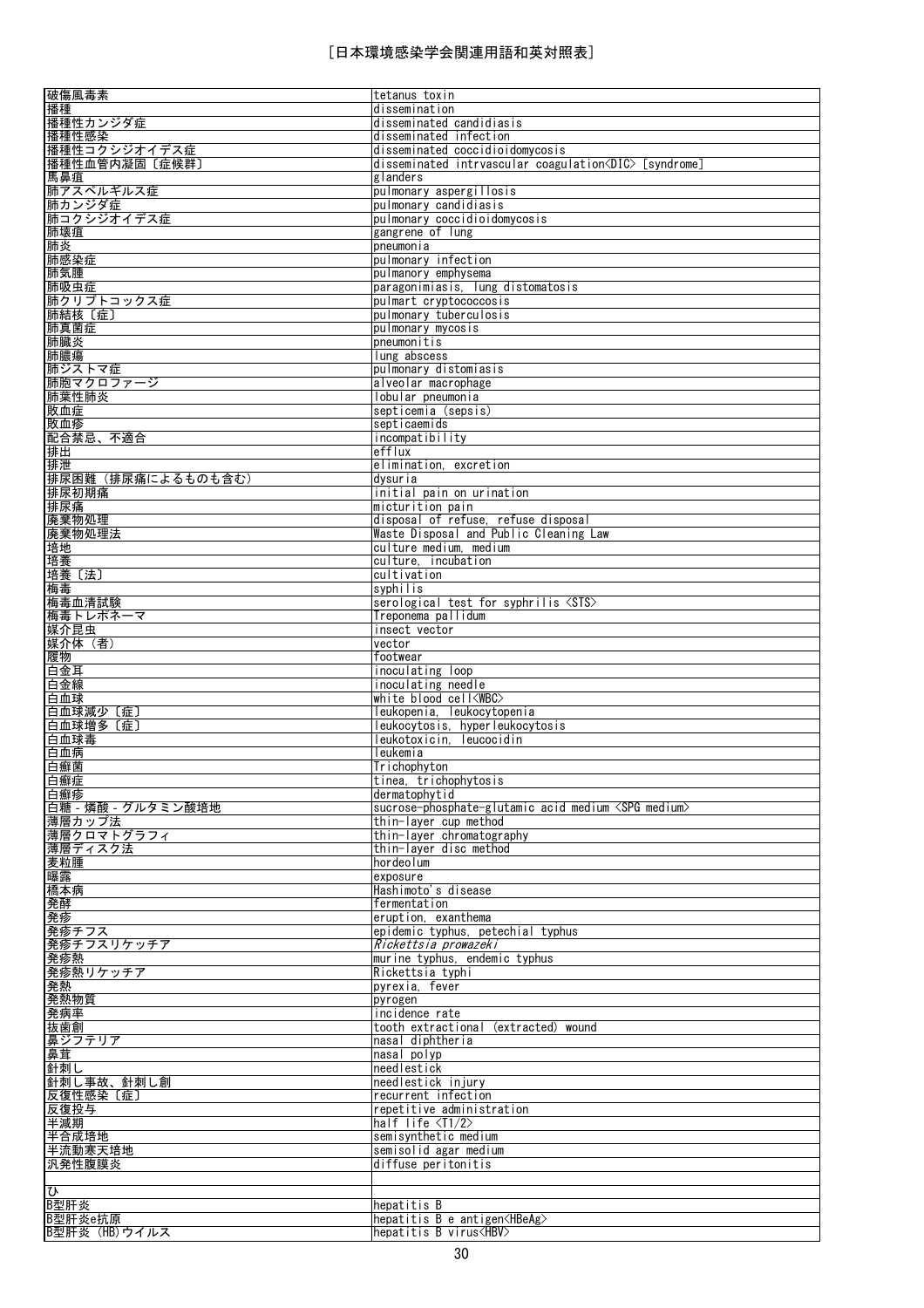| 破傷風毒素 | tetanus toxin |
|---|---|
| 播種 | dissemination |
| 播種性カンジダ症 | disseminated candidiasis |
| 播種性感染 | disseminated infection |
| 播種性コクシジオイデス症 | disseminated coccidioidomycosis |
| 播種性血管内凝固〔症候群〕 | disseminated intrvascular coagulation<DIC> [syndrome] |
| 馬鼻疽 | glanders |
| 肺アスペルギルス症 | pulmonary aspergillosis |
| 肺カンジダ症 | pulmonary candidiasis |
| 肺コクシジオイデス症 | pulmonary coccidioidomycosis |
| 肺壊疽 | gangrene of lung |
| 肺炎 | pneumonia |
| 肺感染症 | pulmonary infection |
| 肺気腫 | pulmanory emphysema |
| 肺吸虫症 | paragonimiasis, lung distomatosis |
| 肺クリプトコックス症 | pulmart cryptocoocosis |
| 肺結核〔症〕 | pulmonary tuberculosis |
| 肺真菌症 | pulmonary mycosis |
| 肺臓炎 | pneumonitis |
| 肺膿瘍 | lung abscess |
| 肺ジストマ症 | pulmonary distomiasis |
| 肺胞マクロファージ | alveolar macrophage |
| 肺葉性肺炎 | lobular pneumonia |
| 敗血症 | septicemia (sepsis) |
| 敗血疹 | septicaemids |
| 配合禁忌、不適合 | incompatibility |
| 排出 | efflux |
| 排泄 | elimination, excretion |
| 排尿困難（排尿痛によるものも含む） | dysuria |
| 排尿初期痛 | initial pain on urination |
| 排尿痛 | micturition pain |
| 廃棄物処理 | disposal of refuse, refuse disposal |
| 廃棄物処理法 | Waste Disposal and Public Cleaning Law |
| 培地 | culture medium, medium |
| 培養 | culture, incubation |
| 培養〔法〕 | cultivation |
| 梅毒 | syphilis |
| 梅毒血清試験 | serological test for syphrilis <STS> |
| 梅毒トレポネーマ | Treponema pallidum |
| 媒介昆虫 | insect vector |
| 媒介体（者） | vector |
| 履物 | footwear |
| 白金耳 | inoculating loop |
| 白金線 | inoculating needle |
| 白血球 | white blood cell<WBC> |
| 白血球減少〔症〕 | leukopenia, leukocytopenia |
| 白血球増多〔症〕 | leukocytosis, hyperleukocytosis |
| 白血球毒 | leukotoxicin, leucocidin |
| 白血病 | leukemia |
| 白癬菌 | Trichophyton |
| 白癬症 | tinea, trichophytosis |
| 白癬疹 | dermatophytid |
| 白糖 - 燐酸 - グルタミン酸培地 | sucrose-phosphate-glutamic acid medium <SPG medium> |
| 薄層カップ法 | thin-layer cup method |
| 薄層クロマトグラフィ | thin-layer chromatography |
| 薄層ディスク法 | thin-layer disc method |
| 麦粒腫 | hordeolum |
| 曝露 | exposure |
| 橋本病 | Hashimoto's disease |
| 発酵 | fermentation |
| 発疹 | eruption, exanthema |
| 発疹チフス | epidemic typhus, petechial typhus |
| 発疹チフスリケッチア | *Rickettsia prowazeki* |
| 発疹熱 | murine typhus, endemic typhus |
| 発疹熱リケッチア | Rickettsia typhi |
| 発熱 | pyrexia, fever |
| 発熱物質 | pyrogen |
| 発病率 | incidence rate |
| 抜歯創 | tooth extractional (extracted) wound |
| 鼻ジフテリア | nasal diphtheria |
| 鼻茸 | nasal polyp |
| 針刺し | needlestick |
| 針刺し事故、針刺し創 | needlestick injury |
| 反復性感染〔症〕 | recurrent infection |
| 反復投与 | repetitive administration |
| 半減期 | half life <T1/2> |
| 半合成培地 | semisynthetic medium |
| 半流動寒天培地 | semisolid agar medium |
| 汎発性腹膜炎 | diffuse peritonitis |
| | |
| ひ | |
| B型肝炎 | hepatitis B |
| B型肝炎e抗原 | hepatitis B e antigen<HBeAg> |
| B型肝炎（HB)ウイルス | hepatitis B virus<HBV> |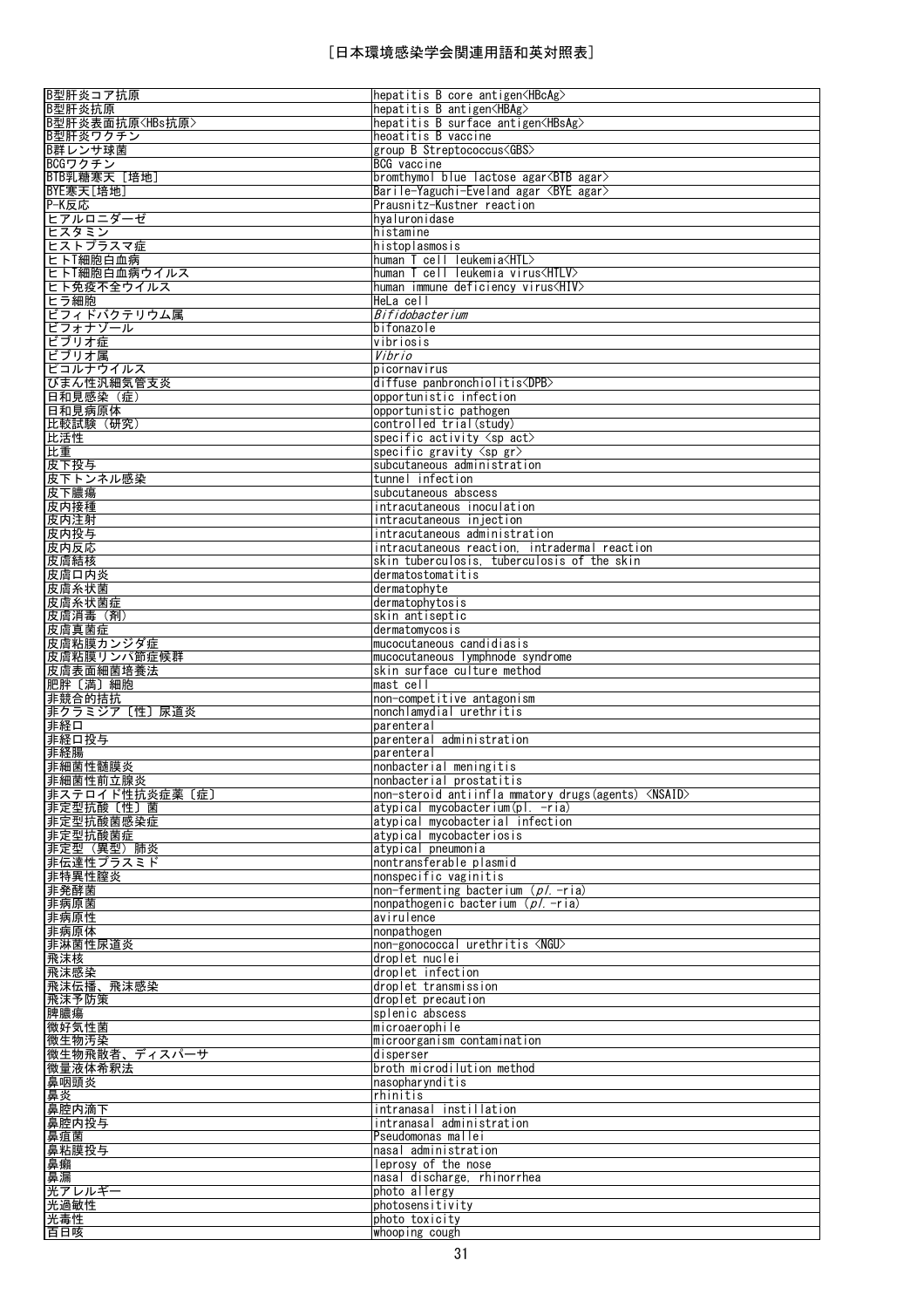| | |
|---|---|
| B型肝炎コア抗原 | hepatitis B core antigen<HBcAg> |
| B型肝炎抗原 | hepatitis B antigen<HBAg> |
| B型肝炎表面抗原<HBs抗原> | hepatitis B surface antigen<HBsAg> |
| B型肝炎ワクチン | heoatitis B vaccine |
| B群レンサ球菌 | group B Streptococcus<GBS> |
| BCGワクチン | BCG vaccine |
| BTB乳糖寒天［培地］ | bromthymol blue lactose agar<BTB agar> |
| BYE寒天[培地] | Barile-Yaguchi-Eveland agar <BYE agar> |
| P-K反応 | Prausnitz-Kustner reaction |
| ヒアルロニダーゼ | hyaluronidase |
| ヒスタミン | histamine |
| ヒストプラスマ症 | histoplasmosis |
| ヒトT細胞白血病 | human T cell leukemia<HTL> |
| ヒトT細胞白血病ウイルス | human T cell leukemia virus<HTLV> |
| ヒト免疫不全ウイルス | human immune deficiency virus<HIV> |
| ヒラ細胞 | HeLa cell |
| ビフィドバクテリウム属 | *Bifidobacterium* |
| ビフォナゾール | bifonazole |
| ビブリオ症 | vibriosis |
| ビブリオ属 | *Vibrio* |
| ピコルナウイルス | picornavirus |
| びまん性汎細気管支炎 | diffuse panbronchiolitis<DPB> |
| 日和見感染（症） | opportunistic infection |
| 日和見病原体 | opportunistic pathogen |
| 比較試験（研究） | controlled trial(study) |
| 比活性 | specific activity <sp act> |
| 比重 | specific gravity <sp gr> |
| 皮下投与 | subcutaneous administration |
| 皮下トンネル感染 | tunnel infection |
| 皮下膿瘍 | subcutaneous abscess |
| 皮内接種 | intracutaneous inoculation |
| 皮内注射 | intracutaneous injection |
| 皮内投与 | intracutaneous administration |
| 皮内反応 | intracutaneous reaction, intradermal reaction |
| 皮膚結核 | skin tuberculosis, tuberculosis of the skin |
| 皮膚口内炎 | dermatostomatitis |
| 皮膚糸状菌 | dermatophyte |
| 皮膚糸状菌症 | dermatophytosis |
| 皮膚消毒（剤） | skin antiseptic |
| 皮膚真菌症 | dermatomycosis |
| 皮膚粘膜カンジダ症 | mucocutaneous candidiasis |
| 皮膚粘膜リンパ節症候群 | mucocutaneous lymphnode syndrome |
| 皮膚表面細菌培養法 | skin surface culture method |
| 肥胖〔満〕細胞 | mast cell |
| 非競合的拮抗 | non-competitive antagonism |
| 非クラミジア〔性〕尿道炎 | nonchlamydial urethritis |
| 非経口 | parenteral |
| 非経口投与 | parenteral administration |
| 非経腸 | parenteral |
| 非細菌性髄膜炎 | nonbacterial meningitis |
| 非細菌性前立腺炎 | nonbacterial prostatitis |
| 非ステロイド性抗炎症薬〔症〕 | non-steroid antiinfla mmatory drugs(agents) <NSAID> |
| 非定型抗酸〔性〕菌 | atypical mycobacterium(pl. -ria) |
| 非定型抗酸菌感染症 | atypical mycobacterial infection |
| 非定型抗酸菌症 | atypical mycobacteriosis |
| 非定型（異型）肺炎 | atypical pneumonia |
| 非伝達性プラスミド | nontransferable plasmid |
| 非特異性膣炎 | nonspecific vaginitis |
| 非発酵菌 | non-fermenting bacterium (*pl.* -ria) |
| 非病原菌 | nonpathogenic bacterium (*pl.* -ria) |
| 非病原性 | avirulence |
| 非病原体 | nonpathogen |
| 非淋菌性尿道炎 | non-gonococcal urethritis <NGU> |
| 飛沫核 | droplet nuclei |
| 飛沫感染 | droplet infection |
| 飛沫伝播、飛沫感染 | droplet transmission |
| 飛沫予防策 | droplet precaution |
| 脾膿瘍 | splenic abscess |
| 微好気性菌 | microaerophile |
| 微生物汚染 | microorganism contamination |
| 微生物飛散者、ディスパーサ | disperser |
| 微量液体希釈法 | broth microdilution method |
| 鼻咽頭炎 | nasopharynditis |
| 鼻炎 | rhinitis |
| 鼻腔内滴下 | intranasal instillation |
| 鼻腔内投与 | intranasal administration |
| 鼻疽菌 | Pseudomonas mallei |
| 鼻粘膜投与 | nasal administration |
| 鼻癩 | leprosy of the nose |
| 鼻漏 | nasal discharge, rhinorrhea |
| 光アレルギー | photo allergy |
| 光過敏性 | photosensitivity |
| 光毒性 | photo toxicity |
| 百日咳 | whooping cough |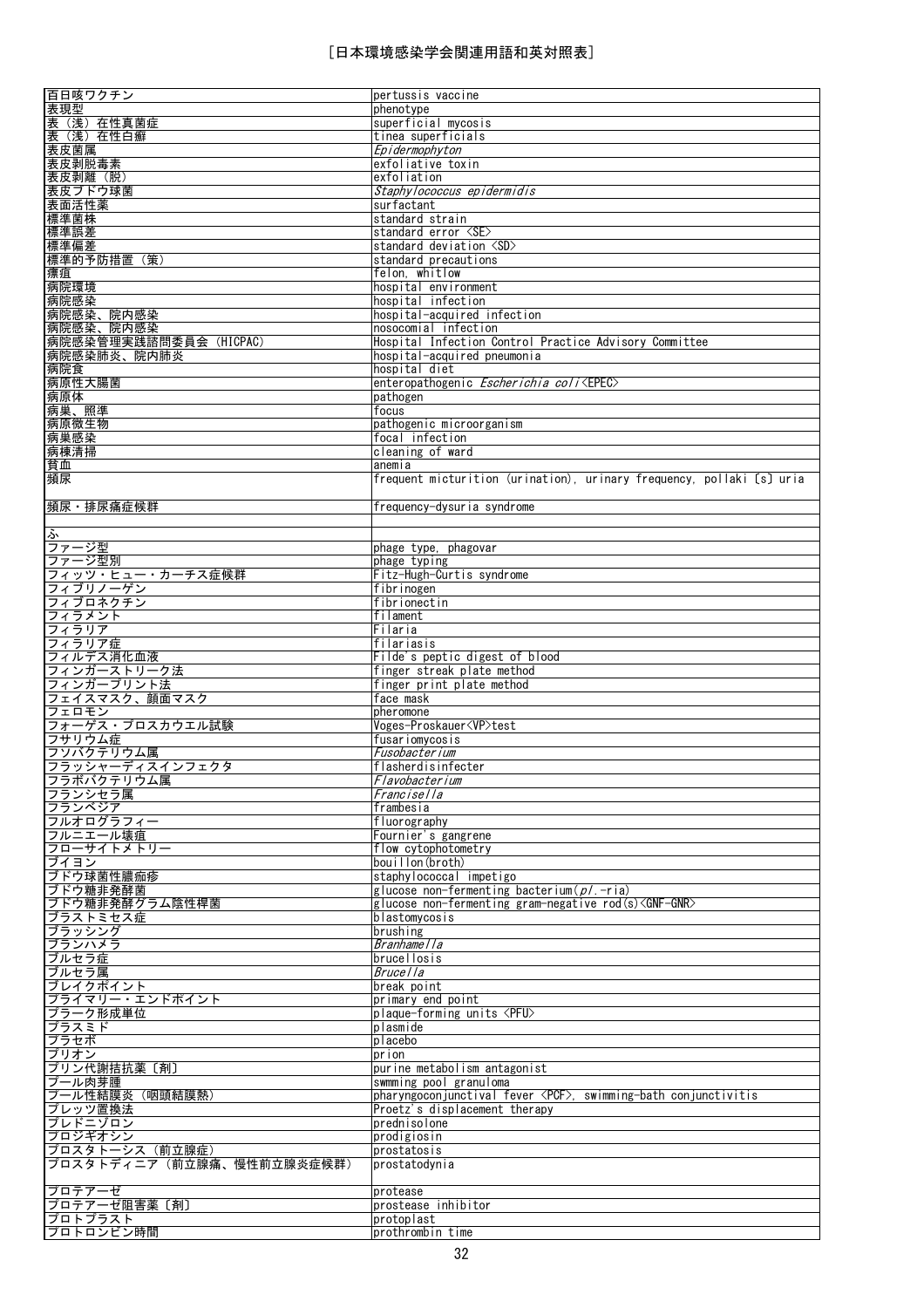# [日本環境感染学会関連用語和英対照表]

| | |
|---|---|
| 百日咳ワクチン | pertussis vaccine |
| 表現型 | phenotype |
| 表（浅）在性真菌症 | superficial mycosis |
| 表（浅）在性白癬 | tinea superficials |
| 表皮菌属 | *Epidermophyton* |
| 表皮剥脱毒素 | exfoliative toxin |
| 表皮剥離（脱） | exfoliation |
| 表皮ブドウ球菌 | *Staphylococcus epidermidis* |
| 表面活性薬 | surfactant |
| 標準菌株 | standard strain |
| 標準誤差 | standard error <SE> |
| 標準偏差 | standard deviation <SD> |
| 標準的予防措置（策） | standard precautions |
| 瘭疽 | felon, whitlow |
| 病院環境 | hospital environment |
| 病院感染 | hospital infection |
| 病院感染、院内感染 | hospital-acquired infection |
| 病院感染、院内感染 | nosocomial infection |
| 病院感染管理実践諮問委員会（HICPAC） | Hospital Infection Control Practice Advisory Committee |
| 病院感染肺炎、院内肺炎 | hospital-acquired pneumonia |
| 病院食 | hospital diet |
| 病原性大腸菌 | enteropathogenic *Escherichia coli*<EPEC> |
| 病原体 | pathogen |
| 病巣、照準 | focus |
| 病原微生物 | pathogenic microorganism |
| 病巣感染 | focal infection |
| 病棟清掃 | cleaning of ward |
| 貧血 | anemia |
| 頻尿 | frequent micturition (urination), urinary frequency, pollaki〔s〕uria |
| 頻尿・排尿痛症候群 | frequency-dysuria syndrome |
| | |
| ふ | |
| ファージ型 | phage type, phagovar |
| ファージ型別 | phage typing |
| フィッツ・ヒュー・カーチス症候群 | Fitz-Hugh-Curtis syndrome |
| フィブリノーゲン | fibrinogen |
| フィブロネクチン | fibrionectin |
| フィラメント | filament |
| フィラリア | Filaria |
| フィラリア症 | filariasis |
| フィルデス消化血液 | Filde's peptic digest of blood |
| フィンガーストリーク法 | finger streak plate method |
| フィンガープリント法 | finger print plate method |
| フェイスマスク、顔面マスク | face mask |
| フェロモン | pheromone |
| フォーゲス・プロスカウエル試験 | Voges-Proskauer<VP>test |
| フサリウム症 | fusariomycosis |
| フソバクテリウム属 | *Fusobacterium* |
| フラッシャーディスインフェクタ | flasherdisinfecter |
| フラボバクテリウム属 | *Flavobacterium* |
| フランシセラ属 | *Francisella* |
| フランベジア | frambesia |
| フルオログラフィー | fluorography |
| フルニエール壊疽 | Fournier's gangrene |
| フローサイトメトリー | flow cytophotometry |
| ブイヨン | bouillon(broth) |
| ブドウ球菌性膿痂疹 | staphylococcal impetigo |
| ブドウ糖非発酵菌 | glucose non-fermenting bacterium(*pl.*-ria) |
| ブドウ糖非発酵グラム陰性桿菌 | glucose non-fermenting gram-negative rod(s)<GNF-GNR> |
| ブラストミセス症 | blastomycosis |
| ブラッシング | brushing |
| ブランハメラ | *Branhamella* |
| ブルセラ症 | brucellosis |
| ブルセラ属 | *Brucella* |
| ブレイクポイント | break point |
| プライマリー・エンドポイント | primary end point |
| プラーク形成単位 | plaque-forming units <PFU> |
| プラスミド | plasmide |
| プラセボ | placebo |
| プリオン | prion |
| プリン代謝拮抗薬〔剤〕 | purine metabolism antagonist |
| プール肉芽腫 | swmming pool granuloma |
| プール性結膜炎（咽頭結膜熱） | pharyngoconjunctival fever <PCF>, swimming-bath conjunctivitis |
| プレッツ置換法 | Proetz's displacement therapy |
| プレドニゾロン | prednisolone |
| プロジギオシン | prodigiosin |
| プロスタトーシス（前立腺症） | prostatosis |
| プロスタトディニア（前立腺痛、慢性前立腺炎症候群） | prostatodynia |
| プロテアーゼ | protease |
| プロテアーゼ阻害薬〔剤〕 | prostease inhibitor |
| プロトプラスト | protoplast |
| プロトロンビン時間 | prothrombin time |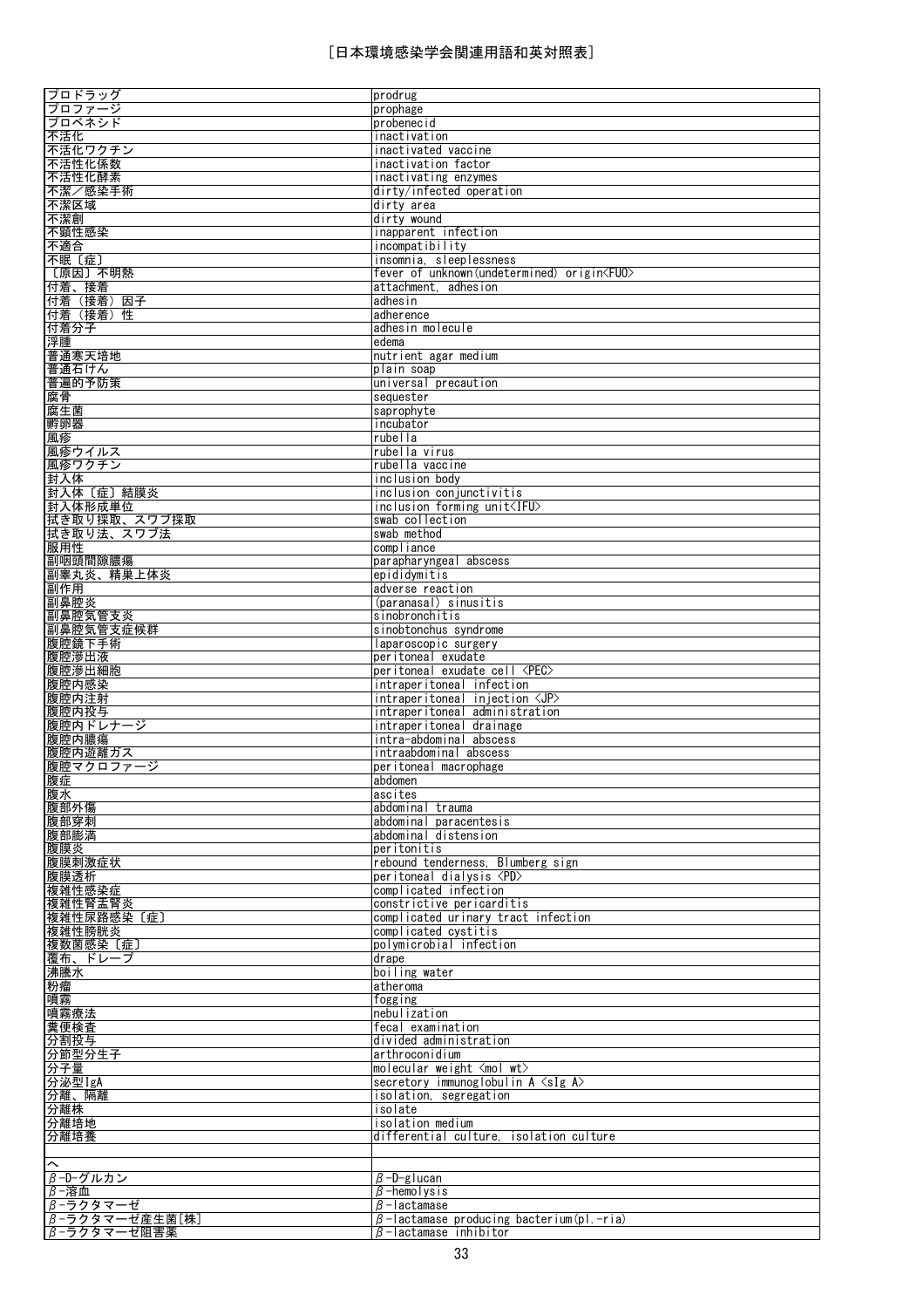[日本環境感染学会関連用語和英対照表]

| | |
|---|---|
| プロドラッグ | prodrug |
| プロファージ | prophage |
| プロベネシド | probenecid |
| 不活化 | inactivation |
| 不活化ワクチン | inactivated vaccine |
| 不活性化係数 | inactivation factor |
| 不活性化酵素 | inactivating enzymes |
| 不潔／感染手術 | dirty/infected operation |
| 不潔区域 | dirty area |
| 不潔創 | dirty wound |
| 不顕性感染 | inapparent infection |
| 不適合 | incompatibility |
| 不眠〔症〕 | insomnia, sleeplessness |
| 〔原因〕不明熱 | fever of unknown(undetermined) origin<FUO> |
| 付着、接着 | attachment, adhesion |
| 付着（接着）因子 | adhesin |
| 付着（接着）性 | adherence |
| 付着分子 | adhesin molecule |
| 浮腫 | edema |
| 普通寒天培地 | nutrient agar medium |
| 普通石けん | plain soap |
| 普遍的予防策 | universal precaution |
| 腐骨 | sequester |
| 腐生菌 | saprophyte |
| 孵卵器 | incubator |
| 風疹 | rubella |
| 風疹ウイルス | rubella virus |
| 風疹ワクチン | rubella vaccine |
| 封入体 | inclusion body |
| 封入体〔症〕結膜炎 | inclusion conjunctivitis |
| 封入体形成単位 | inclusion forming unit<IFU> |
| 拭き取り採取、スワブ採取 | swab collection |
| 拭き取り法、スワブ法 | swab method |
| 服用性 | compliance |
| 副咽頭間隙膿瘍 | parapharyngeal abscess |
| 副睾丸炎、精巣上体炎 | epididymitis |
| 副作用 | adverse reaction |
| 副鼻腔炎 | (paranasal) sinusitis |
| 副鼻腔気管支炎 | sinobronchitis |
| 副鼻腔気管支症候群 | sinobtonchus syndrome |
| 腹腔鏡下手術 | laparoscopic surgery |
| 腹腔滲出液 | peritoneal exudate |
| 腹腔滲出細胞 | peritoneal exudate cell <PEC> |
| 腹腔内感染 | intraperitoneal infection |
| 腹腔内注射 | intraperitoneal injection <JP> |
| 腹腔内投与 | intraperitoneal administration |
| 腹腔内ドレナージ | intraperitoneal drainage |
| 腹腔内膿瘍 | intra-abdominal abscess |
| 腹腔内遊離ガス | intraabdominal abscess |
| 腹腔マクロファージ | peritoneal macrophage |
| 腹症 | abdomen |
| 腹水 | ascites |
| 腹部外傷 | abdominal trauma |
| 腹部穿刺 | abdominal paracentesis |
| 腹部膨満 | abdominal distension |
| 腹膜炎 | peritonitis |
| 腹膜刺激症状 | rebound tenderness, Blumberg sign |
| 腹膜透析 | peritoneal dialysis <PD> |
| 複雑性感染症 | complicated infection |
| 複雑性腎盂腎炎 | constrictive pericarditis |
| 複雑性尿路感染〔症〕 | complicated urinary tract infection |
| 複雑性膀胱炎 | complicated cystitis |
| 複数菌感染〔症〕 | polymicrobial infection |
| 覆布、ドレープ | drape |
| 沸騰水 | boiling water |
| 粉瘤 | atheroma |
| 噴霧 | fogging |
| 噴霧療法 | nebulization |
| 糞便検査 | fecal examination |
| 分割投与 | divided administration |
| 分節型分生子 | arthroconidium |
| 分子量 | molecular weight <mol wt> |
| 分泌型IgA | secretory immunoglobulin A <sIg A> |
| 分離、隔離 | isolation, segregation |
| 分離株 | isolate |
| 分離培地 | isolation medium |
| 分離培養 | differential culture, isolation culture |
| | |
| へ | |
| β-D-グルカン | β-D-glucan |
| β-溶血 | β-hemolysis |
| β-ラクタマーゼ | β-lactamase |
| β-ラクタマーゼ産生菌[株] | β-lactamase producing bacterium(pl.-ria) |
| β-ラクタマーゼ阻害薬 | β-lactamase inhibitor |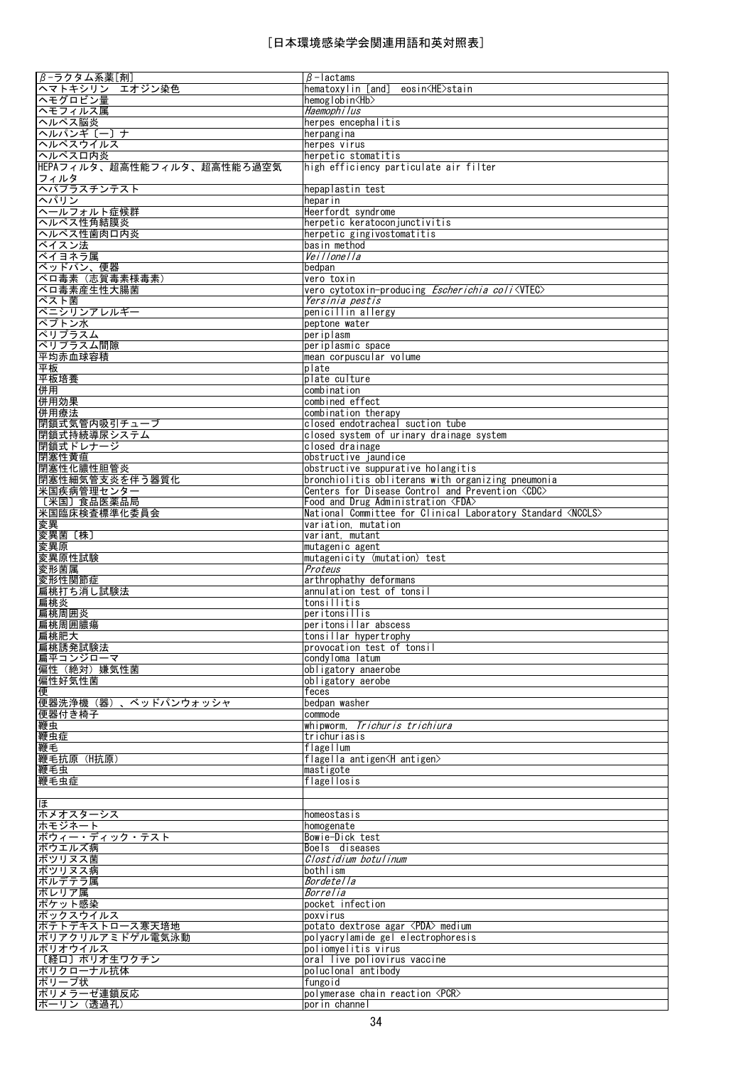# [日本環境感染学会関連用語和英対照表]

| | |
|---|---|
| β-ラクタム系薬[剤] | β-lactams |
| ヘマトキシリン　エオジン染色 | hematoxylin [and]　eosin<HE>stain |
| ヘモグロビン量 | hemoglobin<Hb> |
| ヘモフィルス属 | *Haemophilus* |
| ヘルペス脳炎 | herpes encephalitis |
| ヘルパンギ〔ー〕ナ | herpangina |
| ヘルペスウイルス | herpes virus |
| ヘルペス口内炎 | herpetic stomatitis |
| HEPAフィルタ、超高性能フィルタ、超高性能ろ過空気フィルタ | high efficiency particulate air filter |
| ヘパプラスチンテスト | hepaplastin test |
| ヘパリン | heparin |
| ヘールフォルト症候群 | Heerfordt syndrome |
| ヘルペス性角結膜炎 | herpetic keratoconjunctivitis |
| ヘルペス性歯肉口内炎 | herpetic gingivostomatitis |
| ベイスン法 | basin method |
| ベイヨネラ属 | *Veillonella* |
| ベッドパン、便器 | bedpan |
| ベロ毒素（志賀毒素様毒素） | vero toxin |
| ベロ毒素産生性大腸菌 | vero cytotoxin-producing *Escherichia coli*<VTEC> |
| ペスト菌 | *Yersinia pestis* |
| ペニシリンアレルギー | penicillin allergy |
| ペプトン水 | peptone water |
| ペリプラスム | periplasm |
| ペリプラスム間隙 | periplasmic space |
| 平均赤血球容積 | mean corpuscular volume |
| 平板 | plate |
| 平板培養 | plate culture |
| 併用 | combination |
| 併用効果 | combined effect |
| 併用療法 | combination therapy |
| 閉鎖式気管内吸引チューブ | closed endotracheal suction tube |
| 閉鎖式持続導尿システム | closed system of urinary drainage system |
| 閉鎖式ドレナージ | closed drainage |
| 閉塞性黄疸 | obstructive jaundice |
| 閉塞性化膿性胆管炎 | obstructive suppurative holangitis |
| 閉塞性細気管支炎を伴う器質化 | bronchiolitis obliterans with organizing pneumonia |
| 米国疾病管理センター | Centers for Disease Control and Prevention <CDC> |
| 〔米国〕食品医薬品局 | Food and Drug Administration <FDA> |
| 米国臨床検査標準化委員会 | National Committee for Clinical Laboratory Standard <NCCLS> |
| 変異 | variation, mutation |
| 変異菌〔株〕 | variant, mutant |
| 変異原 | mutagenic agent |
| 変異原性試験 | mutagenicity (mutation) test |
| 変形菌属 | *Proteus* |
| 変形性関節症 | arthrophathy deformans |
| 扁桃打ち消し試験法 | annulation test of tonsil |
| 扁桃炎 | tonsillitis |
| 扁桃周囲炎 | peritonsillis |
| 扁桃周囲膿瘍 | peritonsillar abscess |
| 扁桃肥大 | tonsillar hypertrophy |
| 扁桃誘発試験法 | provocation test of tonsil |
| 扁平コンジローマ | condyloma latum |
| 偏性（絶対）嫌気性菌 | obligatory anaerobe |
| 偏性好気性菌 | obligatory aerobe |
| 便 | feces |
| 便器洗浄機（器）、ベッドパンウォッシャ | bedpan washer |
| 便器付き椅子 | commode |
| 鞭虫 | whipworm, *Trichuris trichiura* |
| 鞭虫症 | trichuriasis |
| 鞭毛 | flagellum |
| 鞭毛抗原（H抗原） | flagella antigen<H antigen> |
| 鞭毛虫 | mastigote |
| 鞭毛虫症 | flagellosis |
| | |
| ほ | |
| ホメオスターシス | homeostasis |
| ホモジネート | homogenate |
| ボウィー・ディック・テスト | Bowie-Dick test |
| ボウエルズ病 | Boels　diseases |
| ボツリヌス菌 | *Clostidium botulinum* |
| ボツリヌス病 | bothlism |
| ボルデテラ属 | *Bordetella* |
| ボレリア属 | *Borrelia* |
| ポケット感染 | pocket infection |
| ポックスウイルス | poxvirus |
| ポテトデキストロース寒天培地 | potato dextrose agar <PDA> medium |
| ポリアクリルアミドゲル電気泳動 | polyacrylamide gel electrophoresis |
| ポリオウイルス | poliomyelitis virus |
| 〔経口〕ポリオ生ワクチン | oral live poliovirus vaccine |
| ポリクローナル抗体 | poluclonal antibody |
| ポリープ状 | fungoid |
| ポリメラーゼ連鎖反応 | polymerase chain reaction <PCR> |
| ポーリン（透過孔） | porin channel |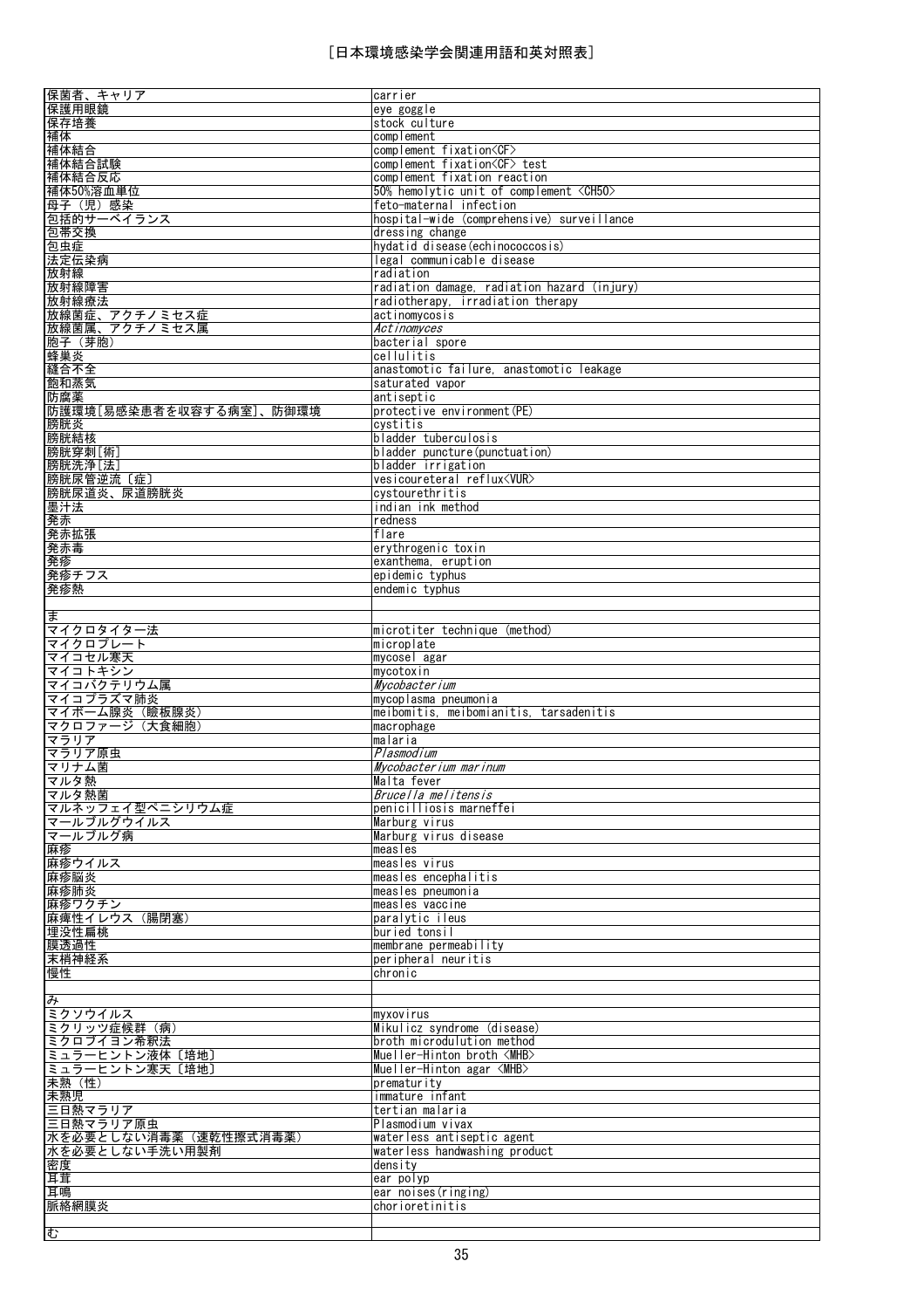[日本環境感染学会関連用語和英対照表]

| | |
|---|---|
| 保菌者、キャリア | carrier |
| 保護用眼鏡 | eye goggle |
| 保存培養 | stock culture |
| 補体 | complement |
| 補体結合 | complement fixation<CF> |
| 補体結合試験 | complement fixation<CF> test |
| 補体結合反応 | complement fixation reaction |
| 補体50%溶血単位 | 50% hemolytic unit of complement <CH50> |
| 母子（児）感染 | feto-maternal infection |
| 包括的サーベイランス | hospital-wide (comprehensive) surveillance |
| 包帯交換 | dressing change |
| 包虫症 | hydatid disease(echinococcosis) |
| 法定伝染病 | legal communicable disease |
| 放射線 | radiation |
| 放射線障害 | radiation damage, radiation hazard (injury) |
| 放射線療法 | radiotherapy, irradiation therapy |
| 放線菌症、アクチノミセス症 | actinomycosis |
| 放線菌属、アクチノミセス属 | *Actinomyces* |
| 胞子（芽胞） | bacterial spore |
| 蜂巣炎 | cellulitis |
| 縫合不全 | anastomotic failure, anastomotic leakage |
| 飽和蒸気 | saturated vapor |
| 防腐薬 | antiseptic |
| 防護環境[易感染患者を収容する病室]、防御環境 | protective environment(PE) |
| 膀胱炎 | cystitis |
| 膀胱結核 | bladder tuberculosis |
| 膀胱穿刺[術] | bladder puncture(punctuation) |
| 膀胱洗浄[法] | bladder irrigation |
| 膀胱尿管逆流〔症〕 | vesicoureteral reflux<VUR> |
| 膀胱尿道炎、尿道膀胱炎 | cystourethritis |
| 墨汁法 | indian ink method |
| 発赤 | redness |
| 発赤拡張 | flare |
| 発赤毒 | erythrogenic toxin |
| 発疹 | exanthema, eruption |
| 発疹チフス | epidemic typhus |
| 発疹熱 | endemic typhus |
| | |
| ま | |
| マイクロタイター法 | microtiter technique (method) |
| マイクロプレート | microplate |
| マイコセル寒天 | mycosel agar |
| マイコトキシン | mycotoxin |
| マイコバクテリウム属 | *Mycobacterium* |
| マイコプラズマ肺炎 | mycoplasma pneumonia |
| マイボーム腺炎（瞼板腺炎） | meibomitis, meibomianitis, tarsadenitis |
| マクロファージ（大食細胞） | macrophage |
| マラリア | malaria |
| マラリア原虫 | *Plasmodium* |
| マリナム菌 | *Mycobacterium marinum* |
| マルタ熱 | Malta fever |
| マルタ熱菌 | *Brucella melitensis* |
| マルネッフェイ型ペニシリウム症 | penicilliosis marneffei |
| マールブルグウイルス | Marburg virus |
| マールブルグ病 | Marburg virus disease |
| 麻疹 | measles |
| 麻疹ウイルス | measles virus |
| 麻疹脳炎 | measles encephalitis |
| 麻疹肺炎 | measles pneumonia |
| 麻疹ワクチン | measles vaccine |
| 麻痺性イレウス（腸閉塞） | paralytic ileus |
| 埋没性扁桃 | buried tonsil |
| 膜透過性 | membrane permeability |
| 末梢神経系 | peripheral neuritis |
| 慢性 | chronic |
| | |
| み | |
| ミクソウイルス | myxovirus |
| ミクリッツ症候群（病） | Mikulicz syndrome (disease) |
| ミクロブイヨン希釈法 | broth microdulution method |
| ミュラーヒントン液体〔培地〕 | Mueller-Hinton broth <MHB> |
| ミュラーヒントン寒天〔培地〕 | Mueller-Hinton agar <MHB> |
| 未熟（性） | prematurity |
| 未熟児 | immature infant |
| 三日熱マラリア | tertian malaria |
| 三日熱マラリア原虫 | Plasmodium vivax |
| 水を必要としない消毒薬（速乾性擦式消毒薬） | waterless antiseptic agent |
| 水を必要としない手洗い用製剤 | waterless handwashing product |
| 密度 | density |
| 耳茸 | ear polyp |
| 耳鳴 | ear noises(ringing) |
| 脈絡網膜炎 | chorioretinitis |
| | |
| む | |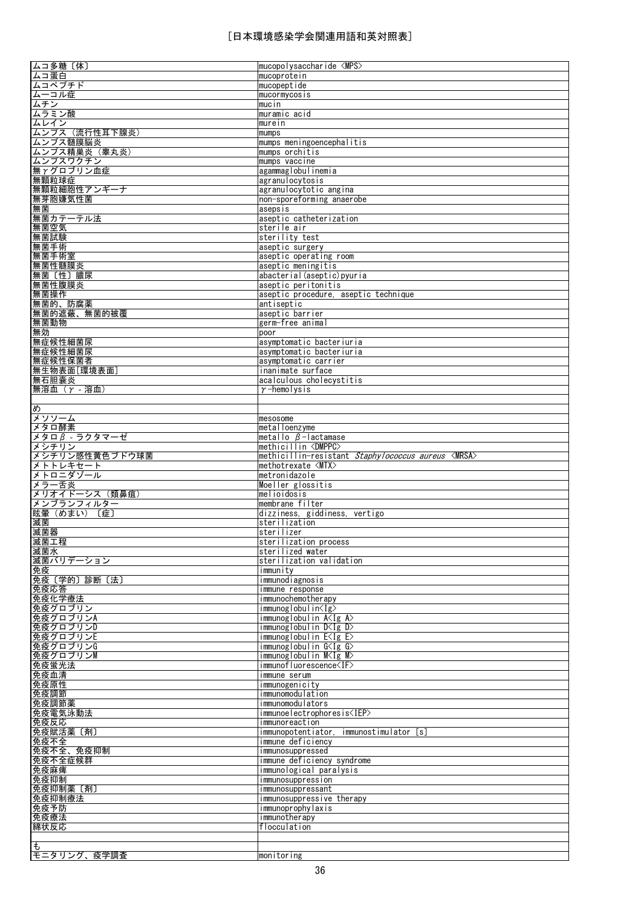| ムコ多糖〔体〕 | mucopolysaccharide <MPS> |
|---|---|
| ムコ蛋白 | mucoprotein |
| ムコペプチド | mucopeptide |
| ムーコル症 | mucormycosis |
| ムチン | mucin |
| ムラミン酸 | muramic acid |
| ムレイン | murein |
| ムンプス（流行性耳下腺炎） | mumps |
| ムンプス髄膜脳炎 | mumps meningoencephalitis |
| ムンプス精巣炎（睾丸炎） | mumps orchitis |
| ムンプスワクチン | mumps vaccine |
| 無γグロブリン血症 | agammaglobulinemia |
| 無顆粒球症 | agranulocytosis |
| 無顆粒細胞性アンギーナ | agranulocytotic angina |
| 無芽胞嫌気性菌 | non-sporeforming anaerobe |
| 無菌 | asepsis |
| 無菌カテーテル法 | aseptic catheterization |
| 無菌空気 | sterile air |
| 無菌試験 | sterility test |
| 無菌手術 | aseptic surgery |
| 無菌手術室 | aseptic operating room |
| 無菌性髄膜炎 | aseptic meningitis |
| 無菌〔性〕膿尿 | abacterial(aseptic)pyuria |
| 無菌性腹膜炎 | aseptic peritonitis |
| 無菌操作 | aseptic procedure, aseptic technique |
| 無菌的、防腐薬 | antiseptic |
| 無菌的遮蔽、無菌的被覆 | aseptic barrier |
| 無菌動物 | germ-free animal |
| 無効 | poor |
| 無症候性細菌尿 | asymptomatic bacteriuria |
| 無症候性細菌尿 | asymptomatic bacteriuria |
| 無症候性保菌者 | asymptomatic carrier |
| 無生物表面[環境表面] | inanimate surface |
| 無石胆嚢炎 | acalculous cholecystitis |
| 無溶血（γ－溶血） | γ-hemolysis |
| | |
| め | |
| メソソーム | mesosome |
| メタロ酵素 | metalloenzyme |
| メタロβ－ラクタマーゼ | metallo β-lactamase |
| メシチリン | methicillin <DMPPC> |
| メシチリン感性黄色ブドウ球菌 | methicillin-resistant *Staphylococcus aureus* <MRSA> |
| メトトレキセート | methotrexate <MTX> |
| メトロニダゾール | metronidazole |
| メラー舌炎 | Moeller glossitis |
| メリオイドーシス（類鼻疽） | melioidosis |
| メンブランフィルター | membrane filter |
| 眩暈（めまい）〔症〕 | dizziness, giddiness, vertigo |
| 滅菌 | sterilization |
| 滅菌器 | sterilizer |
| 滅菌工程 | sterilization process |
| 滅菌水 | sterilized water |
| 滅菌バリデーション | sterilization validation |
| 免疫 | immunity |
| 免疫〔学的〕診断〔法〕 | immunodiagnosis |
| 免疫応答 | immune response |
| 免疫化学療法 | immunochemotherapy |
| 免疫グロブリン | immunoglobulin<Ig> |
| 免疫グロブリンA | immunoglobulin A<Ig A> |
| 免疫グロブリンD | immunoglobulin D<Ig D> |
| 免疫グロブリンE | immunoglobulin E<Ig E> |
| 免疫グロブリンG | immunoglobulin G<Ig G> |
| 免疫グロブリンM | immunoglobulin M<Ig M> |
| 免疫蛍光法 | immunofluorescence<IF> |
| 免疫血清 | immune serum |
| 免疫原性 | immunogenicity |
| 免疫調節 | immunomodulation |
| 免疫調節薬 | immunomodulators |
| 免疫電気泳動法 | immunoelectrophoresis<IEP> |
| 免疫反応 | immunoreaction |
| 免疫賦活薬〔剤〕 | immunopotentiator, immunostimulator [s] |
| 免疫不全 | immune deficiency |
| 免疫不全、免疫抑制 | immunosuppressed |
| 免疫不全症候群 | immune deficiency syndrome |
| 免疫麻痺 | immunological paralysis |
| 免疫抑制 | immunosuppression |
| 免疫抑制薬〔剤〕 | immunosuppressant |
| 免疫抑制療法 | immunosuppressive therapy |
| 免疫予防 | immunoprophylaxis |
| 免疫療法 | immunotherapy |
| 綿状反応 | flocculation |
| | |
| も | |
| モニタリング、疫学調査 | monitoring |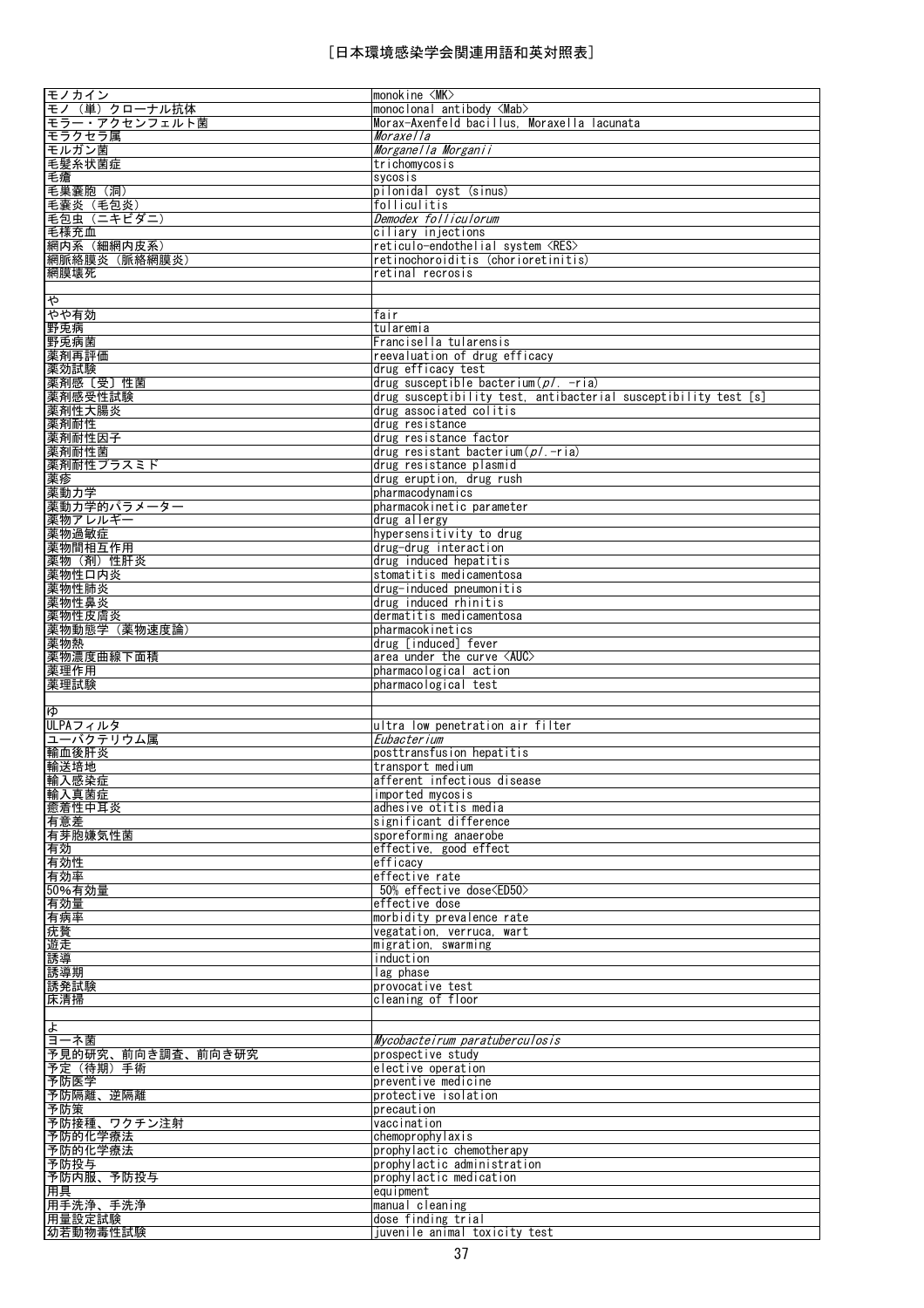［日本環境感染学会関連用語和英対照表］

| | |
|---|---|
| モノカイン | monokine <MK> |
| モノ（単）クローナル抗体 | monoclonal antibody <Mab> |
| モラー・アクセンフェルト菌 | Morax-Axenfeld bacillus, Moraxella lacunata |
| モラクセラ属 | *Moraxella* |
| モルガン菌 | *Morganella Morganii* |
| 毛髪糸状菌症 | trichomycosis |
| 毛瘡 | sycosis |
| 毛巣嚢胞（洞） | pilonidal cyst (sinus) |
| 毛嚢炎（毛包炎） | folliculitis |
| 毛包虫（ニキビダニ） | *Demodex folliculorum* |
| 毛様充血 | ciliary injections |
| 網内系（細網内皮系） | reticulo-endothelial system <RES> |
| 網脈絡膜炎（脈絡網膜炎） | retinochoroiditis (chorioretinitis) |
| 網膜壊死 | retinal recrosis |
| | |
| や | |
| やや有効 | fair |
| 野兎病 | tularemia |
| 野兎病菌 | Francisella tularensis |
| 薬剤再評価 | reevaluation of drug efficacy |
| 薬効試験 | drug efficacy test |
| 薬剤感〔受〕性菌 | drug susceptible bacterium(*pl*. -ria) |
| 薬剤感受性試験 | drug susceptibility test, antibacterial susceptibility test [s] |
| 薬剤性大腸炎 | drug associated colitis |
| 薬剤耐性 | drug resistance |
| 薬剤耐性因子 | drug resistance factor |
| 薬剤耐性菌 | drug resistant bacterium(*pl*.-ria) |
| 薬剤耐性プラスミド | drug resistance plasmid |
| 薬疹 | drug eruption, drug rush |
| 薬動力学 | pharmacodynamics |
| 薬動力学的パラメーター | pharmacokinetic parameter |
| 薬物アレルギー | drug allergy |
| 薬物過敏症 | hypersensitivity to drug |
| 薬物間相互作用 | drug-drug interaction |
| 薬物（剤）性肝炎 | drug induced hepatitis |
| 薬物性口内炎 | stomatitis medicamentosa |
| 薬物性肺炎 | drug-induced pneumonitis |
| 薬物性鼻炎 | drug induced rhinitis |
| 薬物性皮膚炎 | dermatitis medicamentosa |
| 薬物動態学（薬物速度論） | pharmacokinetics |
| 薬物熱 | drug [induced] fever |
| 薬物濃度曲線下面積 | area under the curve <AUC> |
| 薬理作用 | pharmacological action |
| 薬理試験 | pharmacological test |
| | |
| ゆ | |
| ULPAフィルタ | ultra low penetration air filter |
| ユーバクテリウム属 | *Eubacterium* |
| 輸血後肝炎 | posttransfusion hepatitis |
| 輸送培地 | transport medium |
| 輸入感染症 | afferent infectious disease |
| 輸入真菌症 | imported mycosis |
| 癒着性中耳炎 | adhesive otitis media |
| 有意差 | significant difference |
| 有芽胞嫌気性菌 | sporeforming anaerobe |
| 有効 | effective, good effect |
| 有効性 | efficacy |
| 有効率 | effective rate |
| 50%有効量 | 50% effective dose<ED50> |
| 有効量 | effective dose |
| 有病率 | morbidity prevalence rate |
| 疣贅 | vegatation, verruca, wart |
| 遊走 | migration, swarming |
| 誘導 | induction |
| 誘導期 | lag phase |
| 誘発試験 | provocative test |
| 床清掃 | cleaning of floor |
| | |
| よ | |
| ヨーネ菌 | *Mycobacteirum paratuberculosis* |
| 予見的研究、前向き調査、前向き研究 | prospective study |
| 予定（待期）手術 | elective operation |
| 予防医学 | preventive medicine |
| 予防隔離、逆隔離 | protective isolation |
| 予防策 | precaution |
| 予防接種、ワクチン注射 | vaccination |
| 予防的化学療法 | chemoprophylaxis |
| 予防的化学療法 | prophylactic chemotherapy |
| 予防投与 | prophylactic administration |
| 予防内服、予防投与 | prophylactic medication |
| 用具 | equipment |
| 用手洗浄、手洗浄 | manual cleaning |
| 用量設定試験 | dose finding trial |
| 幼若動物毒性試験 | juvenile animal toxicity test |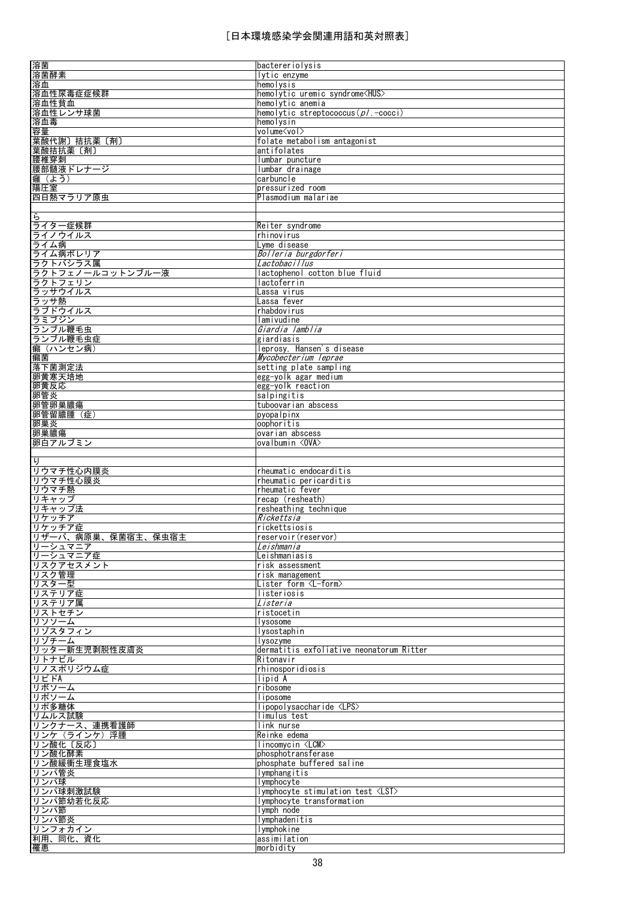| | |
|---|---|
| 溶菌 | bactereriolysis |
| 溶菌酵素 | lytic enzyme |
| 溶血 | hemolysis |
| 溶血性尿毒症症候群 | hemolytic uremic syndrome<HUS> |
| 溶血性貧血 | hemolytic anemia |
| 溶血性レンサ球菌 | hemolytic streptococcus(*pl.*-cocci) |
| 溶血毒 | hemolysin |
| 容量 | volume<vol> |
| 葉酸代謝〕拮抗薬〔剤〕 | folate metabolism antagonist |
| 葉酸拮抗薬〔剤〕 | antifolates |
| 腰椎穿刺 | lumbar puncture |
| 腰部髄液ドレナージ | lumbar drainage |
| 癰（よう） | carbuncle |
| 陽圧室 | pressurized room |
| 四日熱マラリア原虫 | Plasmodium malariae |
| | |
| ら | |
| ライター症候群 | Reiter syndrome |
| ライノウイルス | rhinovirus |
| ライム病 | Lyme disease |
| ライム病ボレリア | *Bolleria burgdorferi* |
| ラクトバシラス属 | *Lactobacillus* |
| ラクトフェノールコットンブルー液 | lactophenol cotton blue fluid |
| ラクトフェリン | lactoferrin |
| ラッサウイルス | Lassa virus |
| ラッサ熱 | Lassa fever |
| ラブドウイルス | rhabdovirus |
| ラミブジン | lamivudine |
| ランブル鞭毛虫 | *Giardia lamblia* |
| ランブル鞭毛虫症 | giardiasis |
| 癩（ハンセン病） | leprosy, Hansen's disease |
| 癩菌 | *Mycobecterium leprae* |
| 落下菌測定法 | setting plate sampling |
| 卵黄寒天培地 | egg-yolk agar medium |
| 卵黄反応 | egg-yolk reaction |
| 卵管炎 | salpingitis |
| 卵管卵巣膿瘍 | tuboovarian abscess |
| 卵管留膿腫（症） | pyopalpinx |
| 卵巣炎 | oophoritis |
| 卵巣膿瘍 | ovarian abscess |
| 卵白アルブミン | ovalbumin <OVA> |
| | |
| り | |
| リウマチ性心内膜炎 | rheumatic endocarditis |
| リウマチ性心膜炎 | rheumatic pericarditis |
| リウマチ熱 | rheumatic fever |
| リキャップ | recap (resheath) |
| リキャップ法 | resheathing technique |
| リケッチア | *Rickettsia* |
| リケッチア症 | rickettsiosis |
| リザーバ、病原巣、保菌宿主、保虫宿主 | reservoir(reservor) |
| リーシュマニア | *Leishmania* |
| リーシュマニア症 | Leishmaniasis |
| リスクアセスメント | risk assessment |
| リスク管理 | risk management |
| リスター型 | Lister form <L-form> |
| リステリア症 | listeriosis |
| リステリア属 | *Listeria* |
| リストセチン | ristocetin |
| リソソーム | lysosome |
| リゾスタフィン | lysostaphin |
| リゾチーム | lysozyme |
| リッター新生児剥脱性皮膚炎 | dermatitis exfoliative neonatorum Ritter |
| リトナビル | Ritonavir |
| リノスポリジウム症 | rhinosporidiosis |
| リピドA | lipid A |
| リボソーム | ribosome |
| リポソーム | liposome |
| リポ多糖体 | lipopolysaccharide <LPS> |
| リムルス試験 | limulus test |
| リンクナース、連携看護師 | link nurse |
| リンケ（ラインケ）浮腫 | Reinke edema |
| リン酸化〔反応〕 | lincomycin <LCM> |
| リン酸化酵素 | phosphotransferase |
| リン酸緩衝生理食塩水 | phosphate buffered saline |
| リンパ管炎 | lymphangitis |
| リンパ球 | lymphocyte |
| リンパ球刺激試験 | lymphocyte stimulation test <LST> |
| リンパ節幼若化反応 | lymphocyte transformation |
| リンパ節 | lymph node |
| リンパ節炎 | lymphadenitis |
| リンフォカイン | lymphokine |
| 利用、同化、資化 | assimilation |
| 罹患 | morbidity |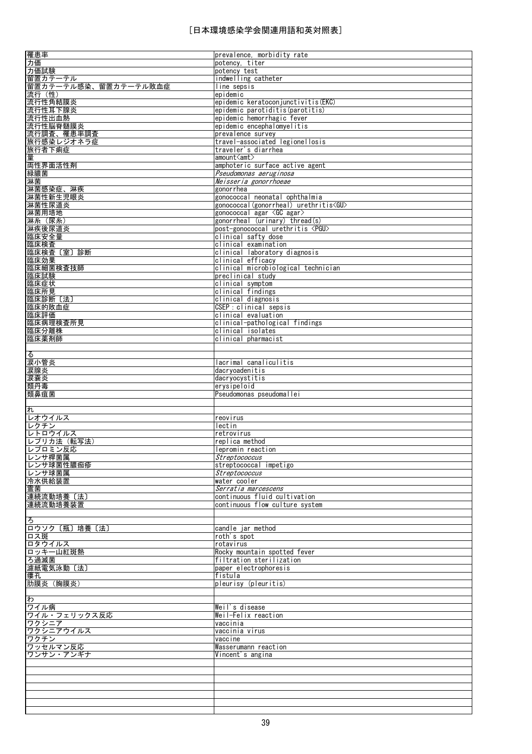# ［日本環境感染学会関連用語和英対照表］

| | |
|---|---|
| 罹患率 | prevalence, morbidity rate |
| 力価 | potency, titer |
| 力価試験 | potency test |
| 留置カテーテル | indwelling catheter |
| 留置カテーテル感染、留置カテーテル敗血症 | line sepsis |
| 流行（性） | epidemic |
| 流行性角結膜炎 | epidemic keratoconjunctivitis(EKC) |
| 流行性耳下腺炎 | epidemic parotiditis(parotitis) |
| 流行性出血熱 | epidemic hemorrhagic fever |
| 流行性脳脊髄膜炎 | epidemic encephalomyelitis |
| 流行調査、罹患率調査 | prevalence survey |
| 旅行感染レジオネラ症 | travel-associated legionellosis |
| 旅行者下痢症 | traveler's diarrhea |
| 量 | amount<amt> |
| 両性界面活性剤 | amphoteric surface active agent |
| 緑膿菌 | *Pseudomonas aeruginosa* |
| 淋菌 | *Neisseria gonorrhoeae* |
| 淋菌感染症、淋疾 | gonorrhea |
| 淋菌性新生児眼炎 | gonococcal neonatal ophthalmia |
| 淋菌性尿道炎 | gonococcal(gonorrheal) urethritis<GU> |
| 淋菌用培地 | gonococcal agar <GC agar> |
| 淋糸（尿糸） | gonorrheal (urinary) thread(s) |
| 淋疾後尿道炎 | post-gonococcal urethritis <PGU> |
| 臨床安全量 | clinical safty dose |
| 臨床検査 | clinical examination |
| 臨床検査〔室〕診断 | clinical laboratory diagnosis |
| 臨床効果 | clinical efficacy |
| 臨床細菌検査技師 | clinical microbiological technician |
| 臨床試験 | preclinical study |
| 臨床症状 | clinical symptom |
| 臨床所見 | clinical findings |
| 臨床診断〔法〕 | clinical diagnosis |
| 臨床的敗血症 | CSEP：clinical sepsis |
| 臨床評価 | clinical evaluation |
| 臨床病理検査所見 | clinical-pathological findings |
| 臨床分離株 | clinical isolates |
| 臨床薬剤師 | clinical pharmacist |
| | |
| る | |
| 涙小管炎 | lacrimal canaliculitis |
| 涙腺炎 | dacryoadenitis |
| 涙嚢炎 | dacryocystitis |
| 類丹毒 | erysipeloid |
| 類鼻疽菌 | Pseudomonas pseudomallei |
| | |
| れ | |
| レオウイルス | reovirus |
| レクチン | lectin |
| レトロウイルス | retrovirus |
| レプリカ法（転写法） | replica method |
| レプロミン反応 | lepromin reaction |
| レンサ桿菌属 | *Streptococcus* |
| レンサ球菌性膿痂疹 | streptococcal impetigo |
| レンサ球菌属 | *Streptococcus* |
| 冷水供給装置 | water cooler |
| 霊菌 | *Serratia marcescens* |
| 連続流動培養〔法〕 | continuous fluid cultivation |
| 連続流動培養装置 | continuous flow culture system |
| | |
| ろ | |
| ロウソク〔瓶〕培養〔法〕 | candle jar method |
| ロス斑 | roth's spot |
| ロタウイルス | rotavirus |
| ロッキー山紅斑熱 | Rocky mountain spotted fever |
| ろ過滅菌 | filtration sterilization |
| 濾紙電気泳動〔法〕 | paper electrophoresis |
| 瘻孔 | fistula |
| 肋膜炎（胸膜炎） | pleurisy (pleuritis) |
| | |
| わ | |
| ワイル病 | Weil's disease |
| ワイル・フェリックス反応 | Weil-Felix reaction |
| ワクシニア | vaccinia |
| ワクシニアウイルス | vaccinia virus |
| ワクチン | vaccine |
| ワッセルマン反応 | Wasserumann reaction |
| ワンサン・アンギナ | Vincent's angina |